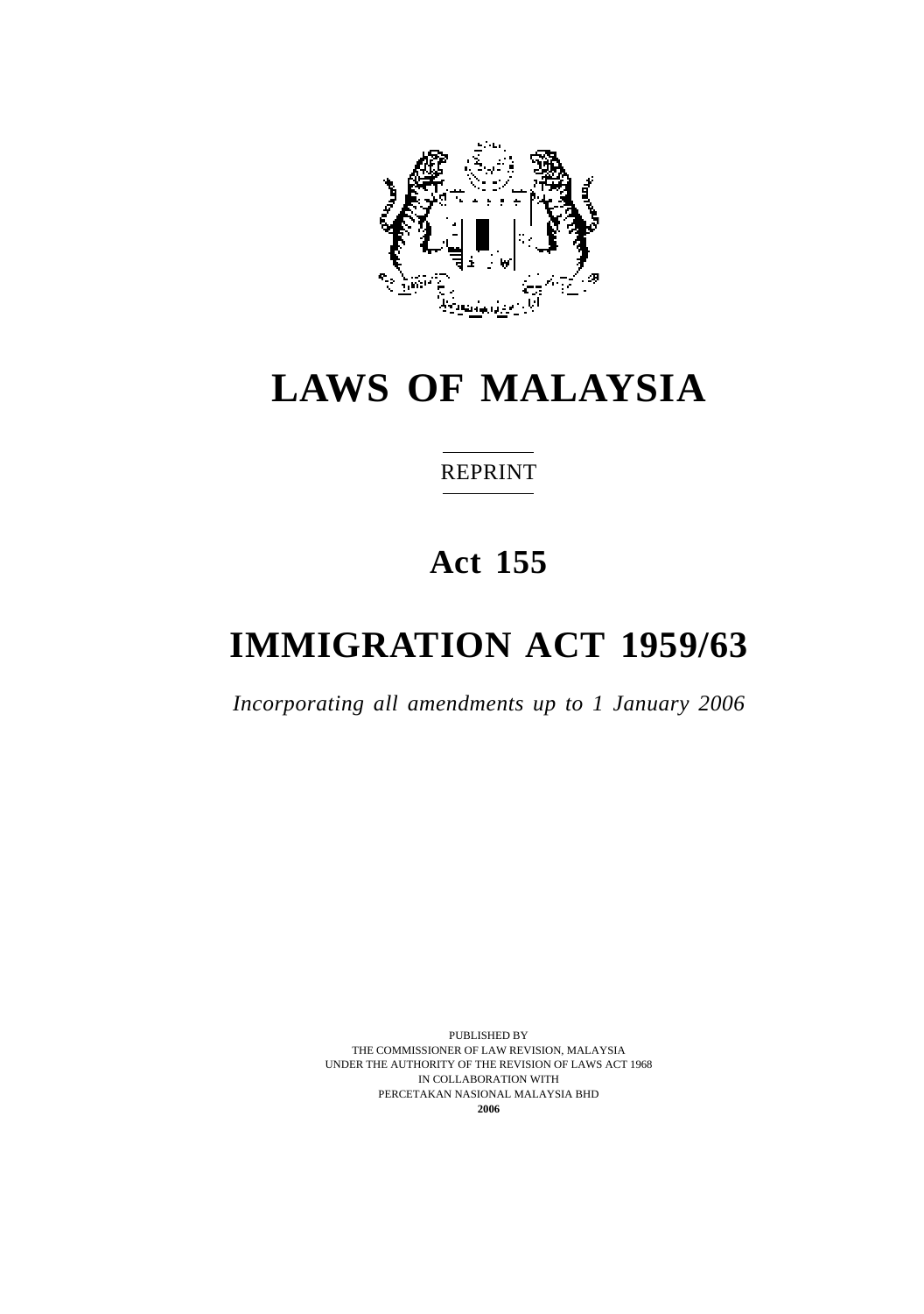# LAWS OF MALAYSIA

REPRINT

## Act 155

# IMMIGRATION ACT 1959/63

*Incorporating all amendments up to 1 January 2006*

PUBLISHED BY
THE COMMISSIONER OF LAW REVISION, MALAYSIA
UNDER THE AUTHORITY OF THE REVISION OF LAWS ACT 1968
IN COLLABORATION WITH
PERCETAKAN NASIONAL MALAYSIA BHD
**2006**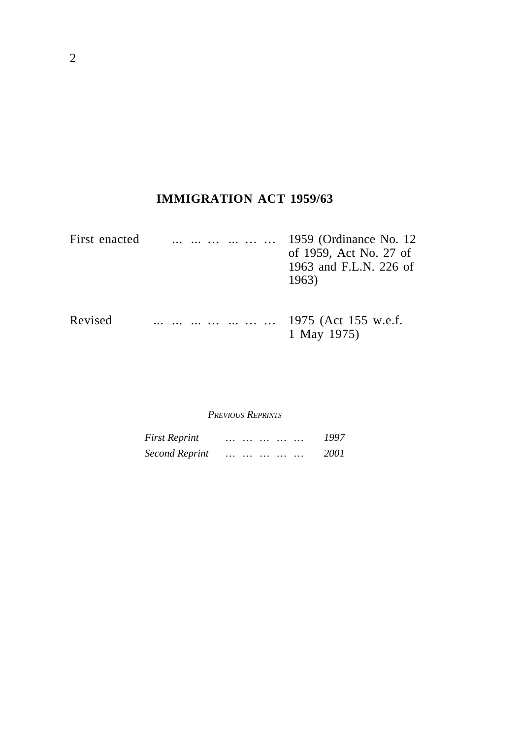# IMMIGRATION ACT 1959/63

| | | |
|---|---|---|
| First enacted | ... ... … ... … … | 1959 (Ordinance No. 12 of 1959, Act No. 27 of 1963 and F.L.N. 226 of 1963) |
| Revised | ... ... ... … ... … … | 1975 (Act 155 w.e.f. 1 May 1975) |

*PREVIOUS REPRINTS*

| | | |
|---|---|---|
| *First Reprint* | … … … … … | *1997* |
| *Second Reprint* | … … … … … | *2001* |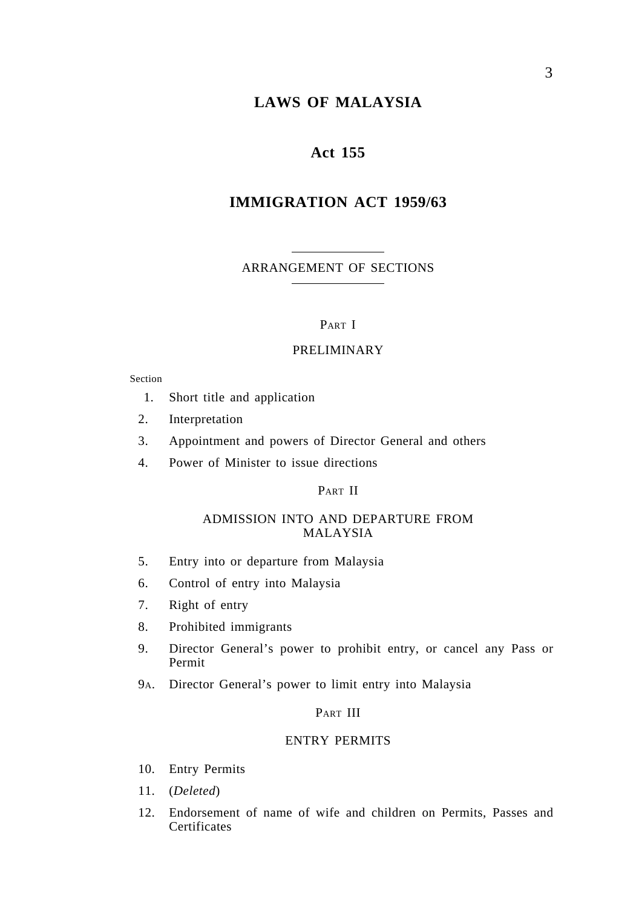# LAWS OF MALAYSIA

## Act 155

## IMMIGRATION ACT 1959/63

ARRANGEMENT OF SECTIONS

PART I

PRELIMINARY

Section

1. Short title and application
2. Interpretation
3. Appointment and powers of Director General and others
4. Power of Minister to issue directions

PART II

ADMISSION INTO AND DEPARTURE FROM MALAYSIA

5. Entry into or departure from Malaysia
6. Control of entry into Malaysia
7. Right of entry
8. Prohibited immigrants
9. Director General's power to prohibit entry, or cancel any Pass or Permit

9A. Director General's power to limit entry into Malaysia

PART III

ENTRY PERMITS

10. Entry Permits
11. (*Deleted*)
12. Endorsement of name of wife and children on Permits, Passes and Certificates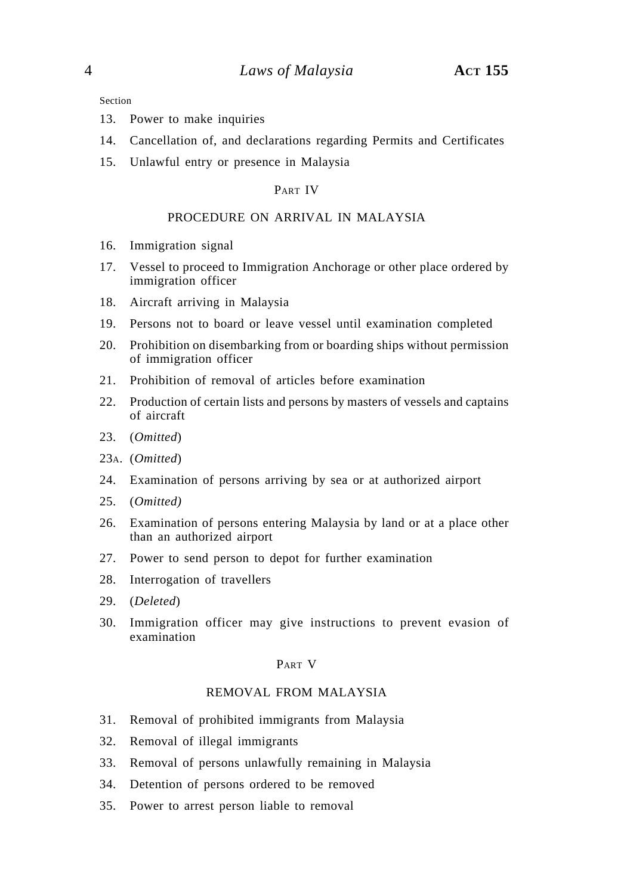Section

13. Power to make inquiries
14. Cancellation of, and declarations regarding Permits and Certificates
15. Unlawful entry or presence in Malaysia

PART IV

PROCEDURE ON ARRIVAL IN MALAYSIA

16. Immigration signal
17. Vessel to proceed to Immigration Anchorage or other place ordered by immigration officer
18. Aircraft arriving in Malaysia
19. Persons not to board or leave vessel until examination completed
20. Prohibition on disembarking from or boarding ships without permission of immigration officer
21. Prohibition of removal of articles before examination
22. Production of certain lists and persons by masters of vessels and captains of aircraft
23. (*Omitted*)

23A. (*Omitted*)

24. Examination of persons arriving by sea or at authorized airport
25. (*Omitted)*
26. Examination of persons entering Malaysia by land or at a place other than an authorized airport
27. Power to send person to depot for further examination
28. Interrogation of travellers
29. (*Deleted*)
30. Immigration officer may give instructions to prevent evasion of examination

PART V

REMOVAL FROM MALAYSIA

31. Removal of prohibited immigrants from Malaysia
32. Removal of illegal immigrants
33. Removal of persons unlawfully remaining in Malaysia
34. Detention of persons ordered to be removed
35. Power to arrest person liable to removal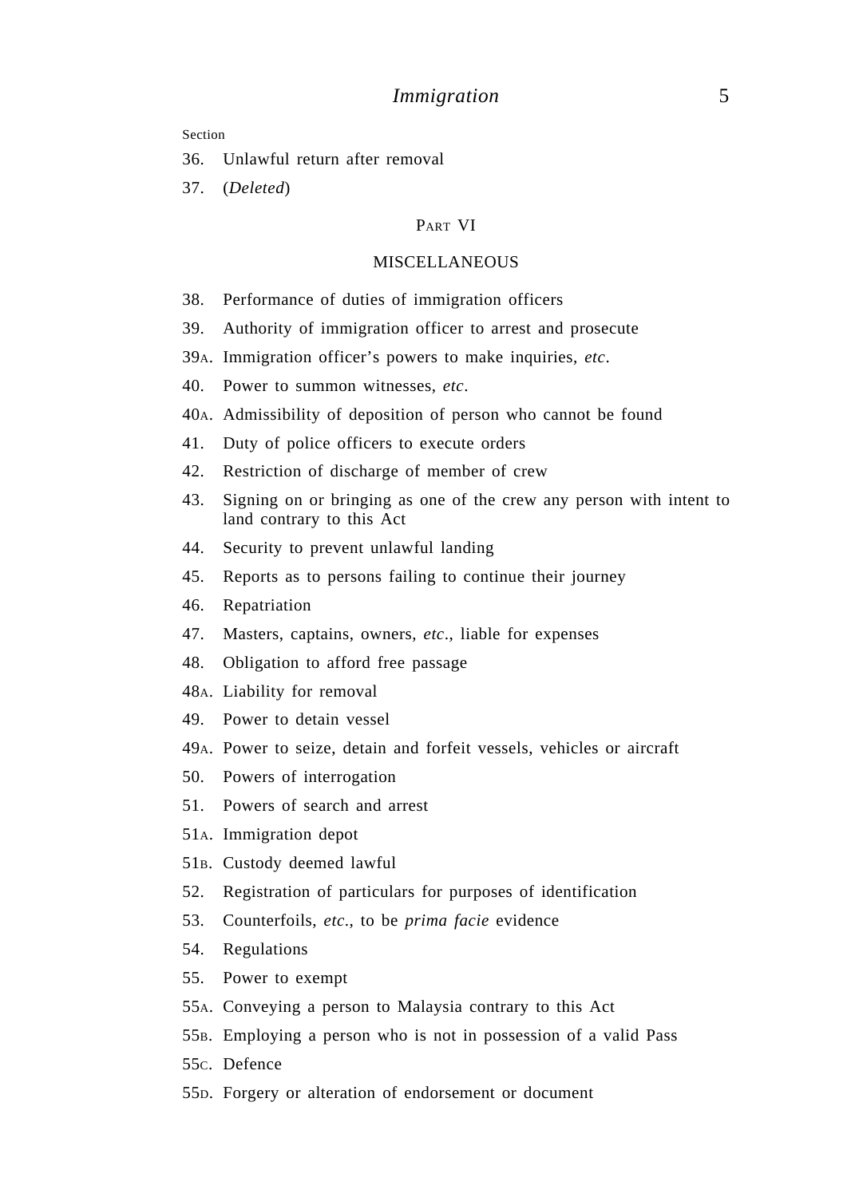Section

36. Unlawful return after removal

37. (*Deleted*)

PART VI

MISCELLANEOUS

38. Performance of duties of immigration officers

39. Authority of immigration officer to arrest and prosecute

39A. Immigration officer's powers to make inquiries, *etc*.

40. Power to summon witnesses, *etc*.

40A. Admissibility of deposition of person who cannot be found

41. Duty of police officers to execute orders

42. Restriction of discharge of member of crew

43. Signing on or bringing as one of the crew any person with intent to land contrary to this Act

44. Security to prevent unlawful landing

45. Reports as to persons failing to continue their journey

46. Repatriation

47. Masters, captains, owners, *etc*., liable for expenses

48. Obligation to afford free passage

48A. Liability for removal

49. Power to detain vessel

49A. Power to seize, detain and forfeit vessels, vehicles or aircraft

50. Powers of interrogation

51. Powers of search and arrest

51A. Immigration depot

51B. Custody deemed lawful

52. Registration of particulars for purposes of identification

53. Counterfoils, *etc*., to be *prima facie* evidence

54. Regulations

55. Power to exempt

55A. Conveying a person to Malaysia contrary to this Act

55B. Employing a person who is not in possession of a valid Pass

55C. Defence

55D. Forgery or alteration of endorsement or document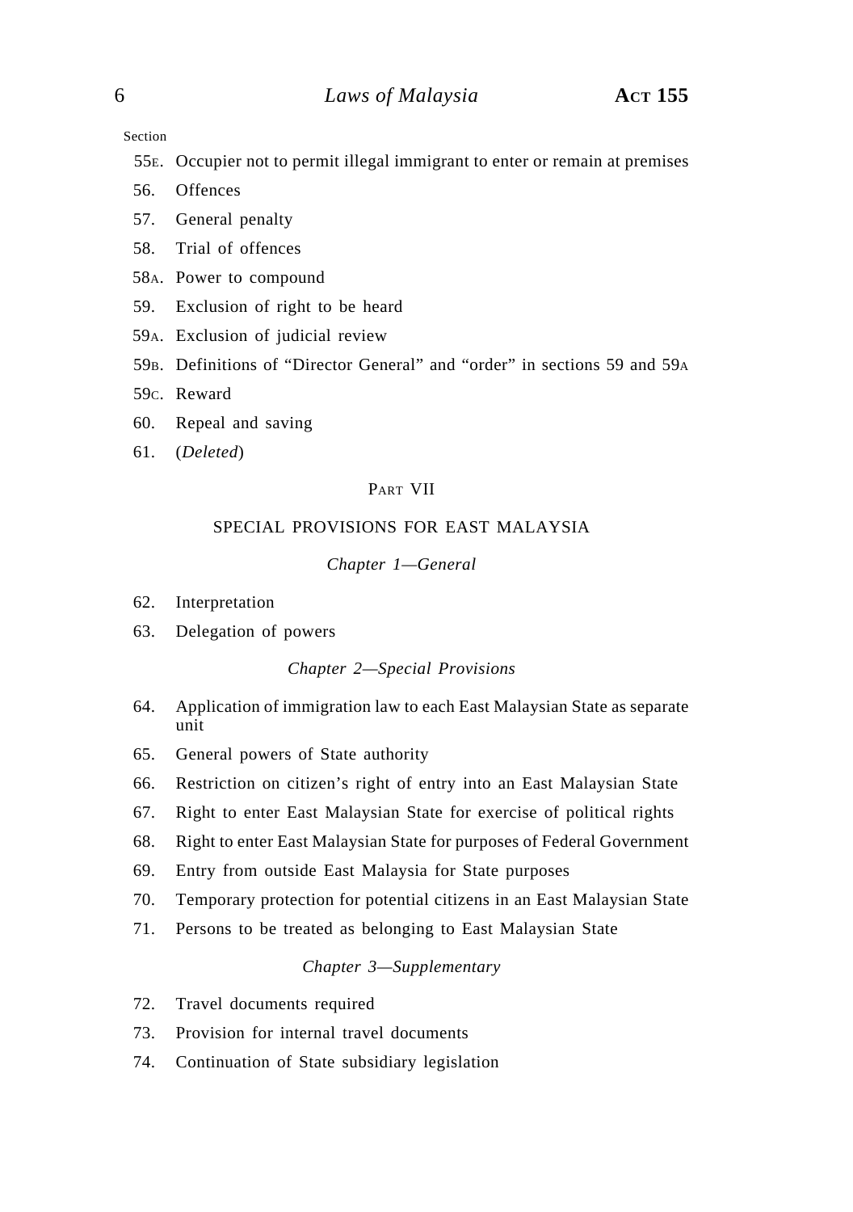Section

55E. Occupier not to permit illegal immigrant to enter or remain at premises

56. Offences

57. General penalty

58. Trial of offences

58A. Power to compound

59. Exclusion of right to be heard

59A. Exclusion of judicial review

59B. Definitions of "Director General" and "order" in sections 59 and 59A

59C. Reward

60. Repeal and saving

61. (*Deleted*)

## PART VII

## SPECIAL PROVISIONS FOR EAST MALAYSIA

### *Chapter 1—General*

62. Interpretation

63. Delegation of powers

### *Chapter 2—Special Provisions*

64. Application of immigration law to each East Malaysian State as separate unit

65. General powers of State authority

66. Restriction on citizen's right of entry into an East Malaysian State

67. Right to enter East Malaysian State for exercise of political rights

68. Right to enter East Malaysian State for purposes of Federal Government

69. Entry from outside East Malaysia for State purposes

70. Temporary protection for potential citizens in an East Malaysian State

71. Persons to be treated as belonging to East Malaysian State

### *Chapter 3—Supplementary*

72. Travel documents required

73. Provision for internal travel documents

74. Continuation of State subsidiary legislation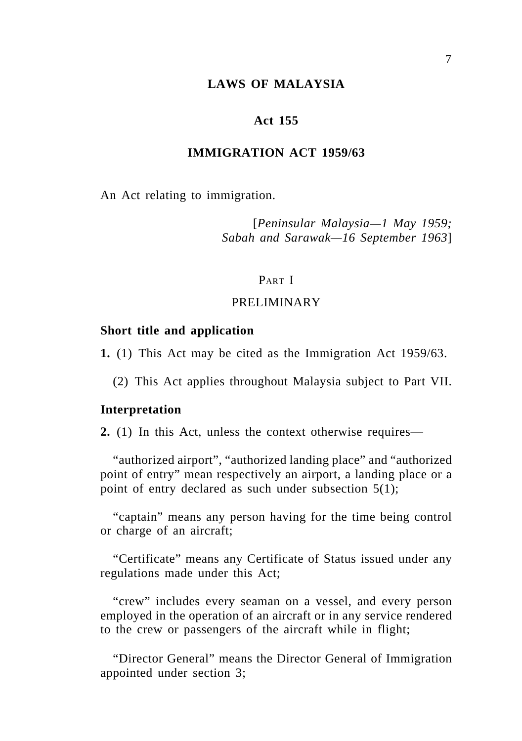# LAWS OF MALAYSIA

## Act 155

## IMMIGRATION ACT 1959/63

An Act relating to immigration.

[*Peninsular Malaysia—1 May 1959; Sabah and Sarawak—16 September 1963*]

## PART I

## PRELIMINARY

### Short title and application

**1.** (1) This Act may be cited as the Immigration Act 1959/63.

(2) This Act applies throughout Malaysia subject to Part VII.

### Interpretation

**2.** (1) In this Act, unless the context otherwise requires—

"authorized airport", "authorized landing place" and "authorized point of entry" mean respectively an airport, a landing place or a point of entry declared as such under subsection 5(1);

"captain" means any person having for the time being control or charge of an aircraft;

"Certificate" means any Certificate of Status issued under any regulations made under this Act;

"crew" includes every seaman on a vessel, and every person employed in the operation of an aircraft or in any service rendered to the crew or passengers of the aircraft while in flight;

"Director General" means the Director General of Immigration appointed under section 3;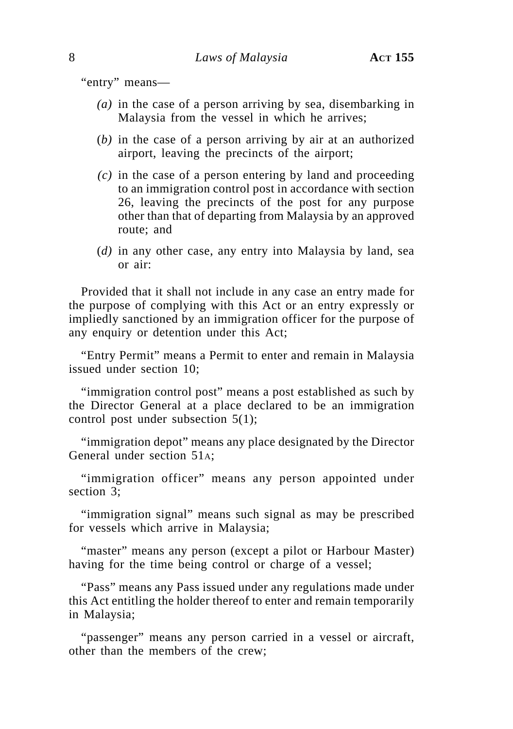"entry" means—

*(a)* in the case of a person arriving by sea, disembarking in Malaysia from the vessel in which he arrives;

(*b)* in the case of a person arriving by air at an authorized airport, leaving the precincts of the airport;

*(c)* in the case of a person entering by land and proceeding to an immigration control post in accordance with section 26, leaving the precincts of the post for any purpose other than that of departing from Malaysia by an approved route; and

(*d)* in any other case, any entry into Malaysia by land, sea or air:

Provided that it shall not include in any case an entry made for the purpose of complying with this Act or an entry expressly or impliedly sanctioned by an immigration officer for the purpose of any enquiry or detention under this Act;

"Entry Permit" means a Permit to enter and remain in Malaysia issued under section 10;

"immigration control post" means a post established as such by the Director General at a place declared to be an immigration control post under subsection 5(1);

"immigration depot" means any place designated by the Director General under section 51A;

"immigration officer" means any person appointed under section 3;

"immigration signal" means such signal as may be prescribed for vessels which arrive in Malaysia;

"master" means any person (except a pilot or Harbour Master) having for the time being control or charge of a vessel;

"Pass" means any Pass issued under any regulations made under this Act entitling the holder thereof to enter and remain temporarily in Malaysia;

"passenger" means any person carried in a vessel or aircraft, other than the members of the crew;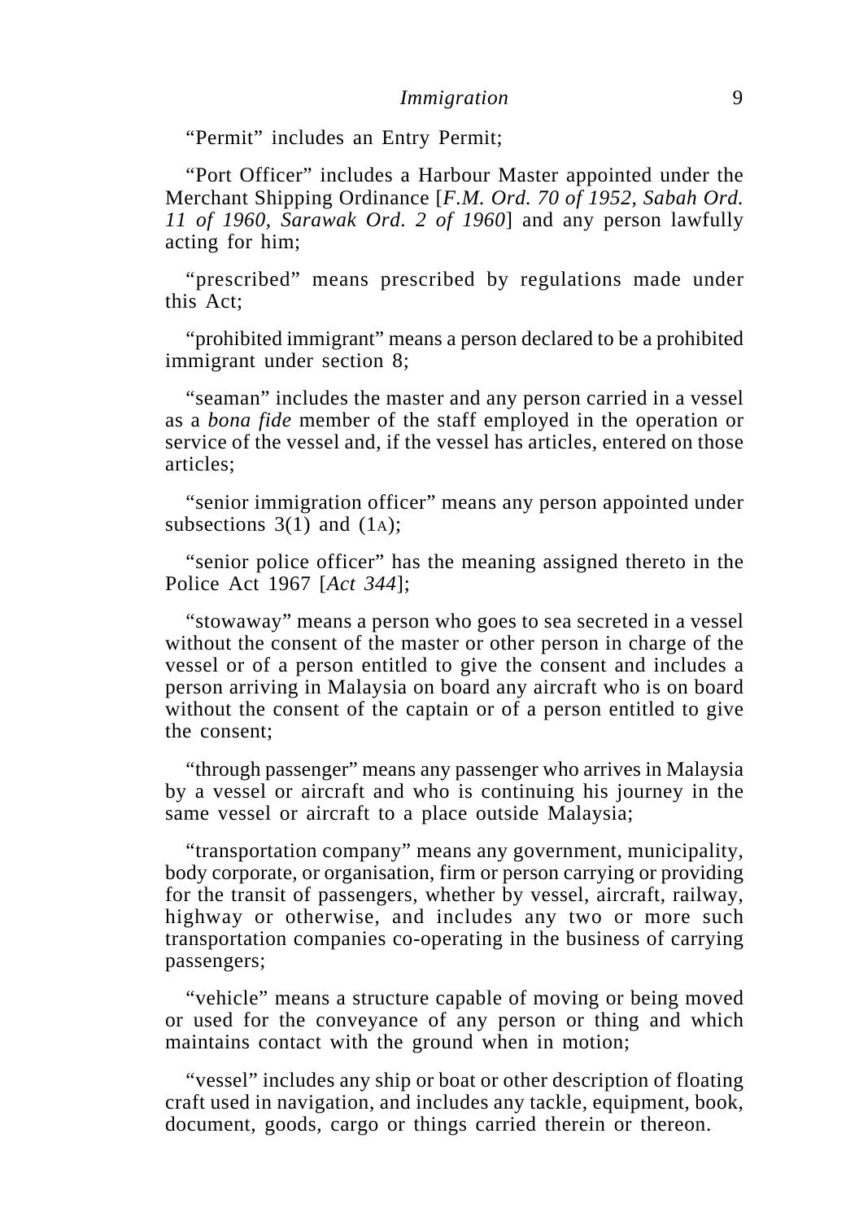"Permit" includes an Entry Permit;

"Port Officer" includes a Harbour Master appointed under the Merchant Shipping Ordinance [*F.M. Ord. 70 of 1952, Sabah Ord. 11 of 1960, Sarawak Ord. 2 of 1960*] and any person lawfully acting for him;

"prescribed" means prescribed by regulations made under this Act;

"prohibited immigrant" means a person declared to be a prohibited immigrant under section 8;

"seaman" includes the master and any person carried in a vessel as a *bona fide* member of the staff employed in the operation or service of the vessel and, if the vessel has articles, entered on those articles;

"senior immigration officer" means any person appointed under subsections 3(1) and (1A);

"senior police officer" has the meaning assigned thereto in the Police Act 1967 [*Act 344*];

"stowaway" means a person who goes to sea secreted in a vessel without the consent of the master or other person in charge of the vessel or of a person entitled to give the consent and includes a person arriving in Malaysia on board any aircraft who is on board without the consent of the captain or of a person entitled to give the consent;

"through passenger" means any passenger who arrives in Malaysia by a vessel or aircraft and who is continuing his journey in the same vessel or aircraft to a place outside Malaysia;

"transportation company" means any government, municipality, body corporate, or organisation, firm or person carrying or providing for the transit of passengers, whether by vessel, aircraft, railway, highway or otherwise, and includes any two or more such transportation companies co-operating in the business of carrying passengers;

"vehicle" means a structure capable of moving or being moved or used for the conveyance of any person or thing and which maintains contact with the ground when in motion;

"vessel" includes any ship or boat or other description of floating craft used in navigation, and includes any tackle, equipment, book, document, goods, cargo or things carried therein or thereon.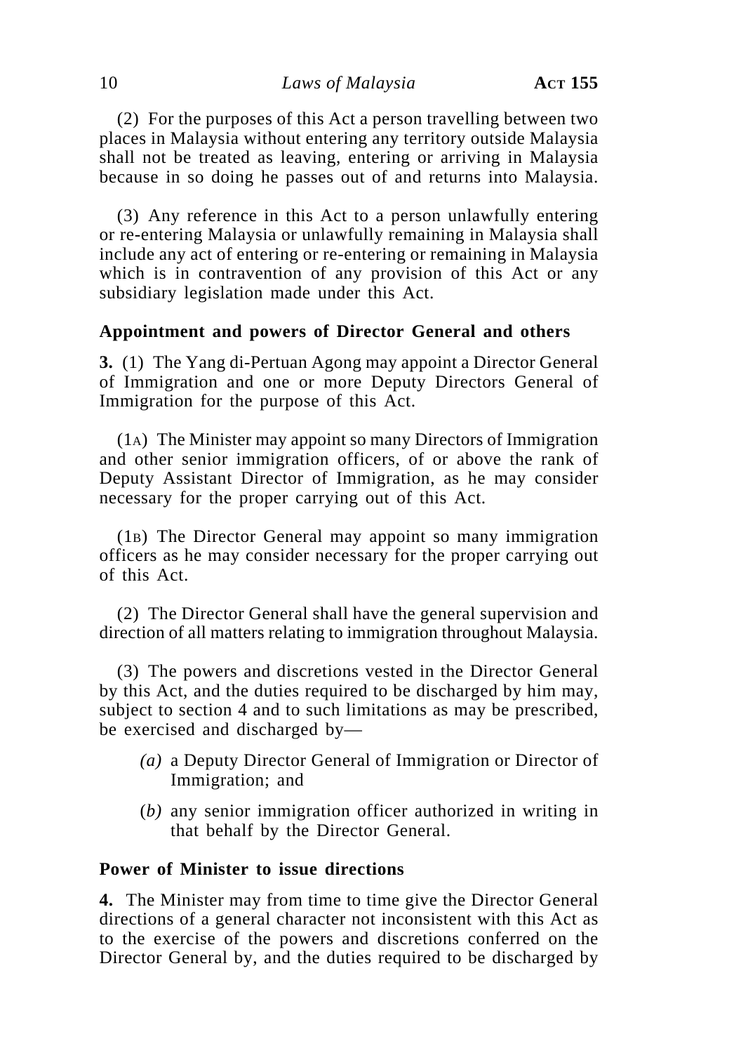(2) For the purposes of this Act a person travelling between two places in Malaysia without entering any territory outside Malaysia shall not be treated as leaving, entering or arriving in Malaysia because in so doing he passes out of and returns into Malaysia.

(3) Any reference in this Act to a person unlawfully entering or re-entering Malaysia or unlawfully remaining in Malaysia shall include any act of entering or re-entering or remaining in Malaysia which is in contravention of any provision of this Act or any subsidiary legislation made under this Act.

**Appointment and powers of Director General and others**

**3.** (1) The Yang di-Pertuan Agong may appoint a Director General of Immigration and one or more Deputy Directors General of Immigration for the purpose of this Act.

(1A) The Minister may appoint so many Directors of Immigration and other senior immigration officers, of or above the rank of Deputy Assistant Director of Immigration, as he may consider necessary for the proper carrying out of this Act.

(1B) The Director General may appoint so many immigration officers as he may consider necessary for the proper carrying out of this Act.

(2) The Director General shall have the general supervision and direction of all matters relating to immigration throughout Malaysia.

(3) The powers and discretions vested in the Director General by this Act, and the duties required to be discharged by him may, subject to section 4 and to such limitations as may be prescribed, be exercised and discharged by—

*(a)* a Deputy Director General of Immigration or Director of Immigration; and

*(b)* any senior immigration officer authorized in writing in that behalf by the Director General.

**Power of Minister to issue directions**

**4.** The Minister may from time to time give the Director General directions of a general character not inconsistent with this Act as to the exercise of the powers and discretions conferred on the Director General by, and the duties required to be discharged by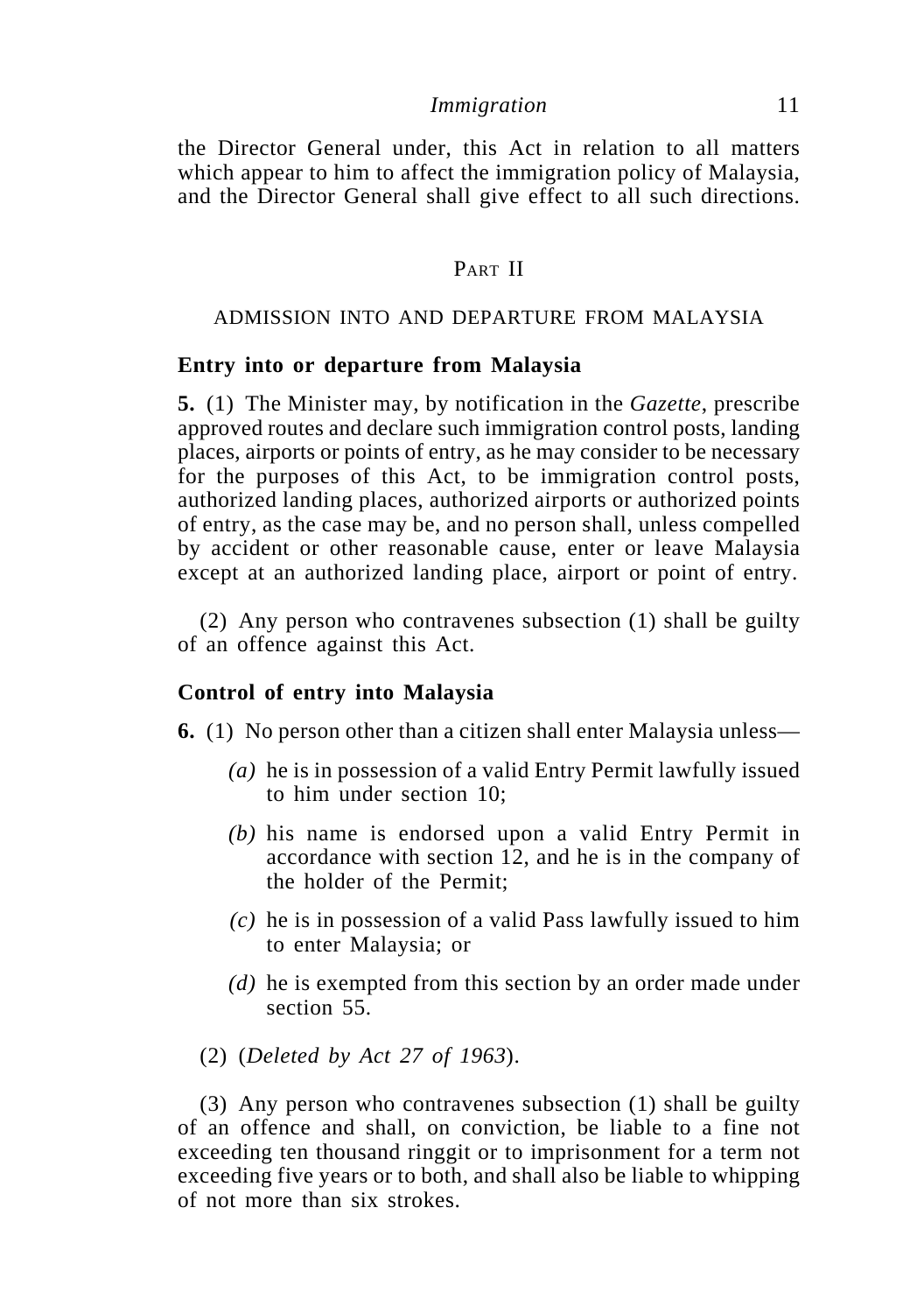the Director General under, this Act in relation to all matters which appear to him to affect the immigration policy of Malaysia, and the Director General shall give effect to all such directions.

## PART II

## ADMISSION INTO AND DEPARTURE FROM MALAYSIA

### Entry into or departure from Malaysia

**5.** (1) The Minister may, by notification in the *Gazette*, prescribe approved routes and declare such immigration control posts, landing places, airports or points of entry, as he may consider to be necessary for the purposes of this Act, to be immigration control posts, authorized landing places, authorized airports or authorized points of entry, as the case may be, and no person shall, unless compelled by accident or other reasonable cause, enter or leave Malaysia except at an authorized landing place, airport or point of entry.

(2) Any person who contravenes subsection (1) shall be guilty of an offence against this Act.

### Control of entry into Malaysia

**6.** (1) No person other than a citizen shall enter Malaysia unless—

*(a)* he is in possession of a valid Entry Permit lawfully issued to him under section 10;

*(b)* his name is endorsed upon a valid Entry Permit in accordance with section 12, and he is in the company of the holder of the Permit;

*(c)* he is in possession of a valid Pass lawfully issued to him to enter Malaysia; or

*(d)* he is exempted from this section by an order made under section 55.

(2) (*Deleted by Act 27 of 1963*).

(3) Any person who contravenes subsection (1) shall be guilty of an offence and shall, on conviction, be liable to a fine not exceeding ten thousand ringgit or to imprisonment for a term not exceeding five years or to both, and shall also be liable to whipping of not more than six strokes.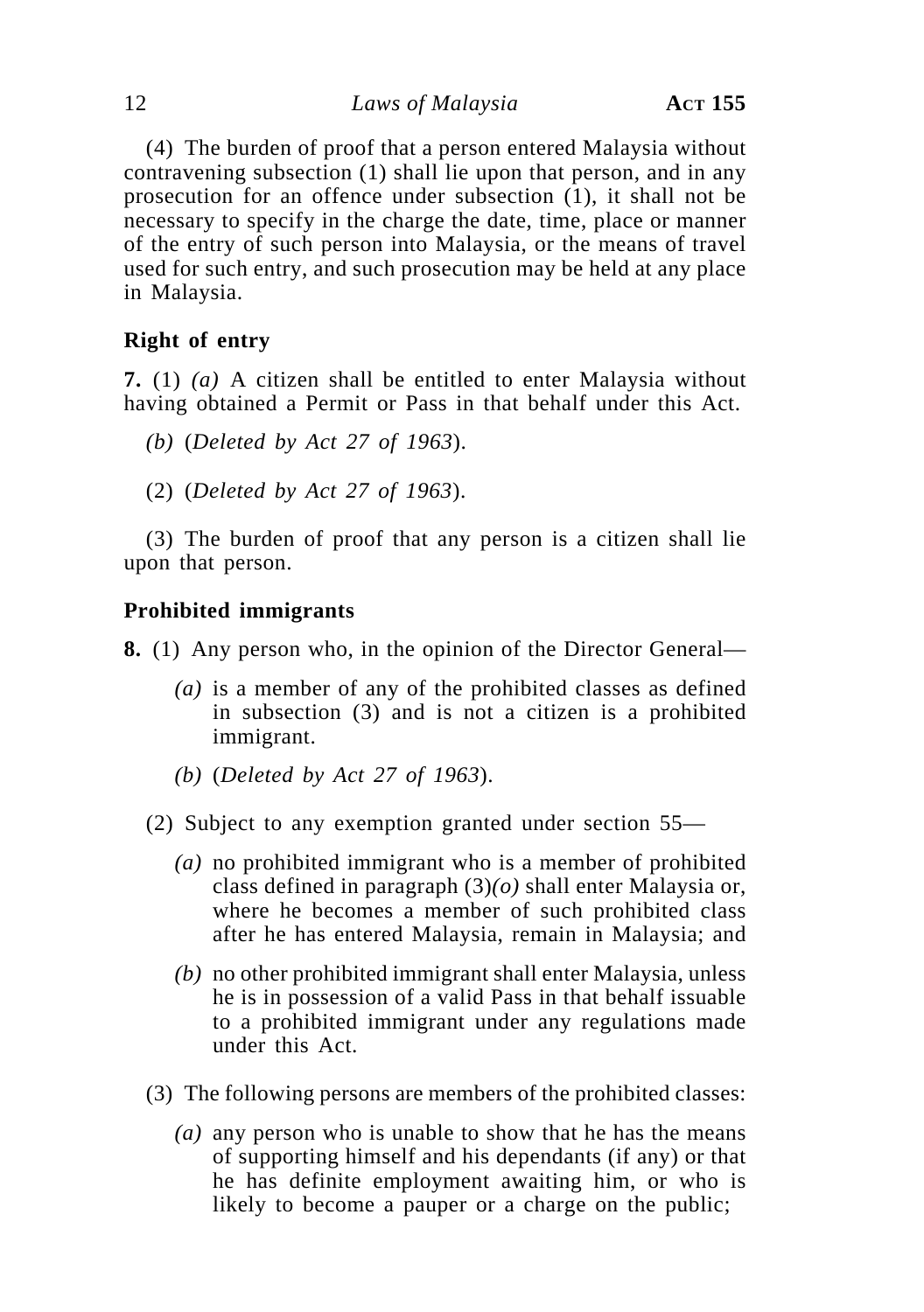(4) The burden of proof that a person entered Malaysia without contravening subsection (1) shall lie upon that person, and in any prosecution for an offence under subsection (1), it shall not be necessary to specify in the charge the date, time, place or manner of the entry of such person into Malaysia, or the means of travel used for such entry, and such prosecution may be held at any place in Malaysia.

### Right of entry

**7.** (1) *(a)* A citizen shall be entitled to enter Malaysia without having obtained a Permit or Pass in that behalf under this Act.

*(b)* (*Deleted by Act 27 of 1963*).

(2) (*Deleted by Act 27 of 1963*).

(3) The burden of proof that any person is a citizen shall lie upon that person.

### Prohibited immigrants

**8.** (1) Any person who, in the opinion of the Director General—

*(a)* is a member of any of the prohibited classes as defined in subsection (3) and is not a citizen is a prohibited immigrant.

*(b)* (*Deleted by Act 27 of 1963*).

(2) Subject to any exemption granted under section 55—

*(a)* no prohibited immigrant who is a member of prohibited class defined in paragraph (3)*(o)* shall enter Malaysia or, where he becomes a member of such prohibited class after he has entered Malaysia, remain in Malaysia; and

*(b)* no other prohibited immigrant shall enter Malaysia, unless he is in possession of a valid Pass in that behalf issuable to a prohibited immigrant under any regulations made under this Act.

(3) The following persons are members of the prohibited classes:

*(a)* any person who is unable to show that he has the means of supporting himself and his dependants (if any) or that he has definite employment awaiting him, or who is likely to become a pauper or a charge on the public;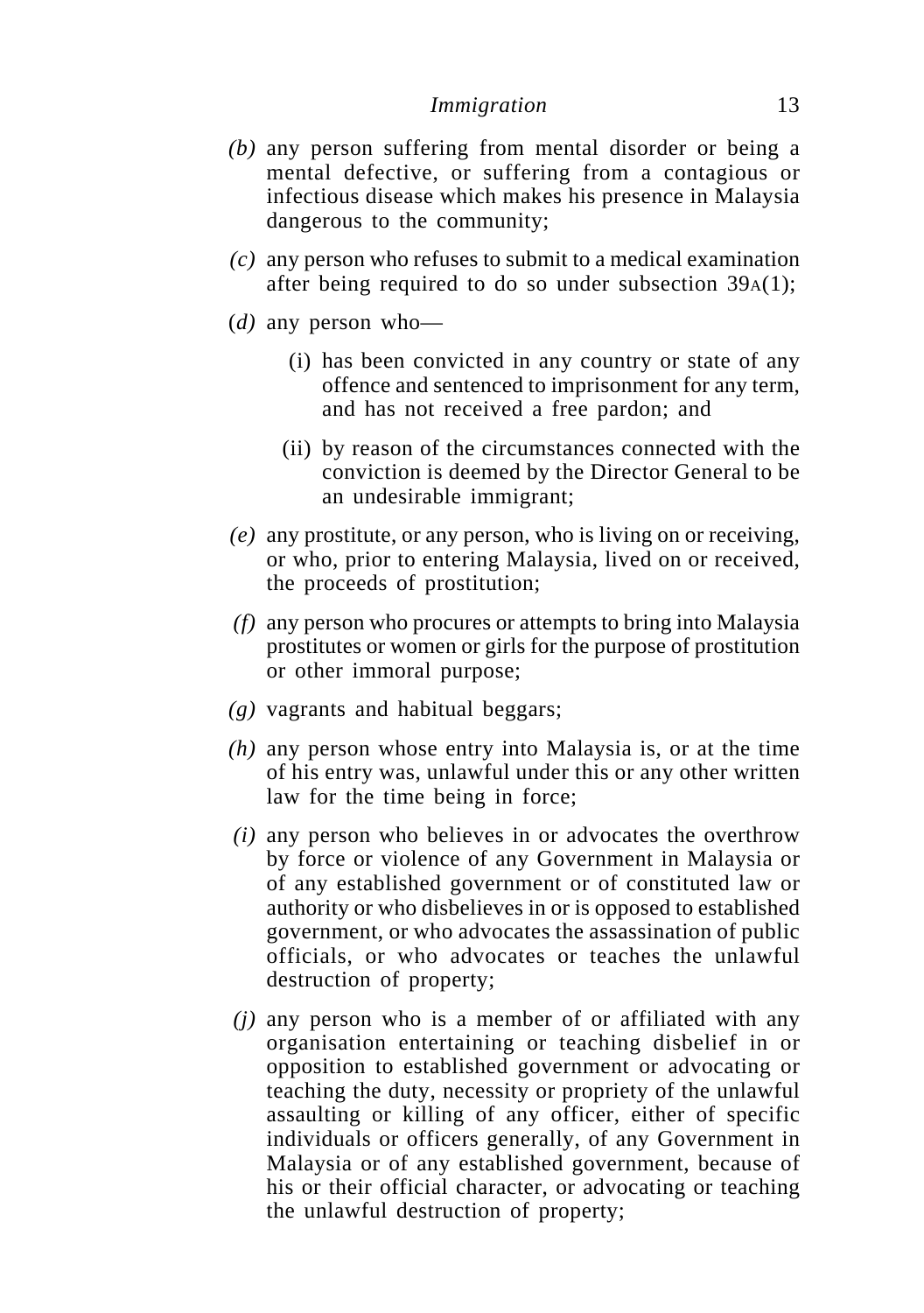*(b)* any person suffering from mental disorder or being a mental defective, or suffering from a contagious or infectious disease which makes his presence in Malaysia dangerous to the community;

*(c)* any person who refuses to submit to a medical examination after being required to do so under subsection 39A(1);

(*d)* any person who—

(i) has been convicted in any country or state of any offence and sentenced to imprisonment for any term, and has not received a free pardon; and

(ii) by reason of the circumstances connected with the conviction is deemed by the Director General to be an undesirable immigrant;

*(e)* any prostitute, or any person, who is living on or receiving, or who, prior to entering Malaysia, lived on or received, the proceeds of prostitution;

*(f)* any person who procures or attempts to bring into Malaysia prostitutes or women or girls for the purpose of prostitution or other immoral purpose;

*(g)* vagrants and habitual beggars;

*(h)* any person whose entry into Malaysia is, or at the time of his entry was, unlawful under this or any other written law for the time being in force;

*(i)* any person who believes in or advocates the overthrow by force or violence of any Government in Malaysia or of any established government or of constituted law or authority or who disbelieves in or is opposed to established government, or who advocates the assassination of public officials, or who advocates or teaches the unlawful destruction of property;

*(j)* any person who is a member of or affiliated with any organisation entertaining or teaching disbelief in or opposition to established government or advocating or teaching the duty, necessity or propriety of the unlawful assaulting or killing of any officer, either of specific individuals or officers generally, of any Government in Malaysia or of any established government, because of his or their official character, or advocating or teaching the unlawful destruction of property;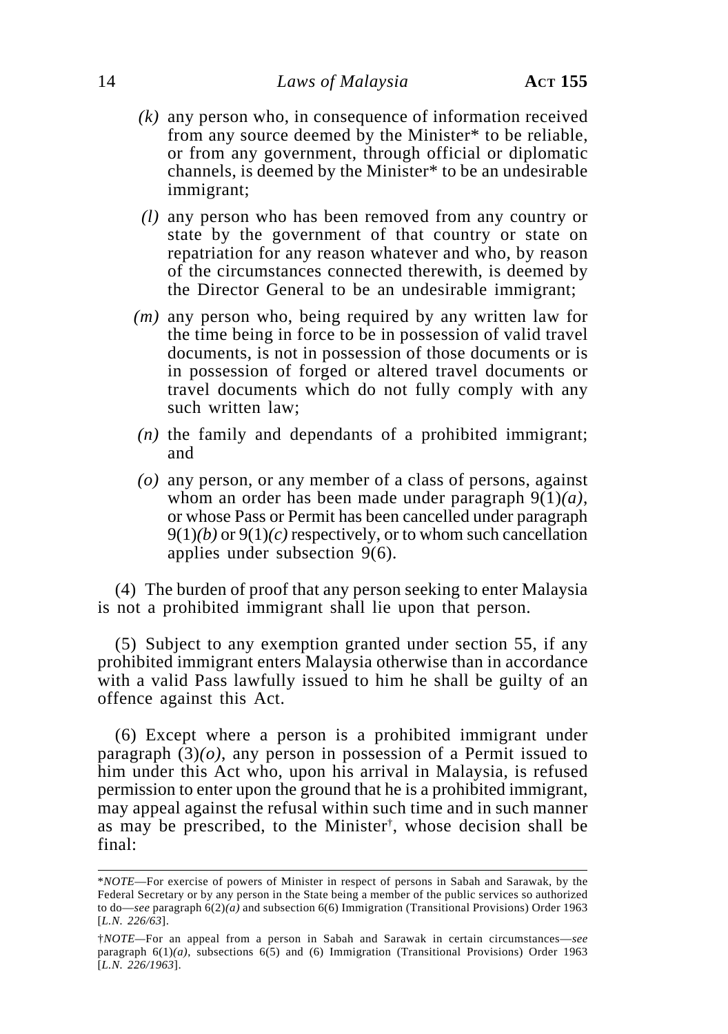*(k)* any person who, in consequence of information received from any source deemed by the Minister* to be reliable, or from any government, through official or diplomatic channels, is deemed by the Minister* to be an undesirable immigrant;

*(l)* any person who has been removed from any country or state by the government of that country or state on repatriation for any reason whatever and who, by reason of the circumstances connected therewith, is deemed by the Director General to be an undesirable immigrant;

*(m)* any person who, being required by any written law for the time being in force to be in possession of valid travel documents, is not in possession of those documents or is in possession of forged or altered travel documents or travel documents which do not fully comply with any such written law;

*(n)* the family and dependants of a prohibited immigrant; and

*(o)* any person, or any member of a class of persons, against whom an order has been made under paragraph 9(1)*(a)*, or whose Pass or Permit has been cancelled under paragraph 9(1)*(b)* or 9(1)*(c)* respectively, or to whom such cancellation applies under subsection 9(6).

(4) The burden of proof that any person seeking to enter Malaysia is not a prohibited immigrant shall lie upon that person.

(5) Subject to any exemption granted under section 55, if any prohibited immigrant enters Malaysia otherwise than in accordance with a valid Pass lawfully issued to him he shall be guilty of an offence against this Act.

(6) Except where a person is a prohibited immigrant under paragraph (3)*(o)*, any person in possession of a Permit issued to him under this Act who, upon his arrival in Malaysia, is refused permission to enter upon the ground that he is a prohibited immigrant, may appeal against the refusal within such time and in such manner as may be prescribed, to the Minister†, whose decision shall be final:

---

\**NOTE*—For exercise of powers of Minister in respect of persons in Sabah and Sarawak, by the Federal Secretary or by any person in the State being a member of the public services so authorized to do—*see* paragraph 6(2)*(a)* and subsection 6(6) Immigration (Transitional Provisions) Order 1963 [*L.N. 226/63*].

†*NOTE*—For an appeal from a person in Sabah and Sarawak in certain circumstances—*see* paragraph 6(1)*(a)*, subsections 6(5) and (6) Immigration (Transitional Provisions) Order 1963 [*L.N. 226/1963*].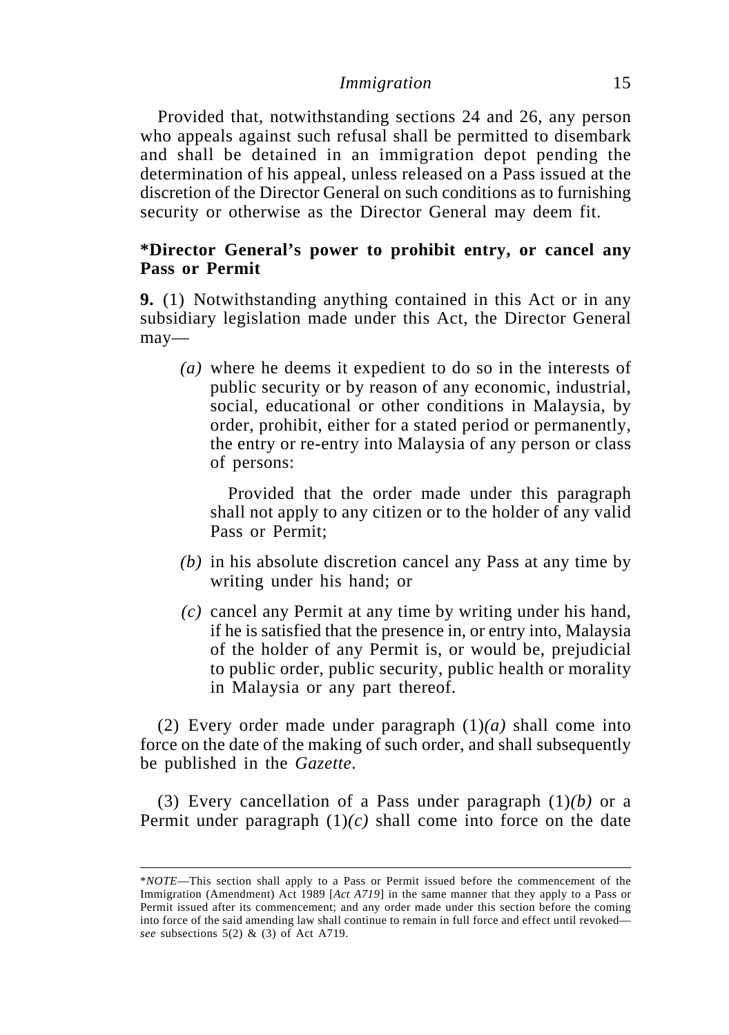Provided that, notwithstanding sections 24 and 26, any person who appeals against such refusal shall be permitted to disembark and shall be detained in an immigration depot pending the determination of his appeal, unless released on a Pass issued at the discretion of the Director General on such conditions as to furnishing security or otherwise as the Director General may deem fit.

**\*Director General's power to prohibit entry, or cancel any Pass or Permit**

**9.** (1) Notwithstanding anything contained in this Act or in any subsidiary legislation made under this Act, the Director General may—

*(a)* where he deems it expedient to do so in the interests of public security or by reason of any economic, industrial, social, educational or other conditions in Malaysia, by order, prohibit, either for a stated period or permanently, the entry or re-entry into Malaysia of any person or class of persons:

Provided that the order made under this paragraph shall not apply to any citizen or to the holder of any valid Pass or Permit;

*(b)* in his absolute discretion cancel any Pass at any time by writing under his hand; or

*(c)* cancel any Permit at any time by writing under his hand, if he is satisfied that the presence in, or entry into, Malaysia of the holder of any Permit is, or would be, prejudicial to public order, public security, public health or morality in Malaysia or any part thereof.

(2) Every order made under paragraph (1)*(a)* shall come into force on the date of the making of such order, and shall subsequently be published in the *Gazette*.

(3) Every cancellation of a Pass under paragraph (1)*(b)* or a Permit under paragraph (1)*(c)* shall come into force on the date

---

\**NOTE*—This section shall apply to a Pass or Permit issued before the commencement of the Immigration (Amendment) Act 1989 [*Act A719*] in the same manner that they apply to a Pass or Permit issued after its commencement; and any order made under this section before the coming into force of the said amending law shall continue to remain in full force and effect until revoked—*see* subsections 5(2) & (3) of Act A719.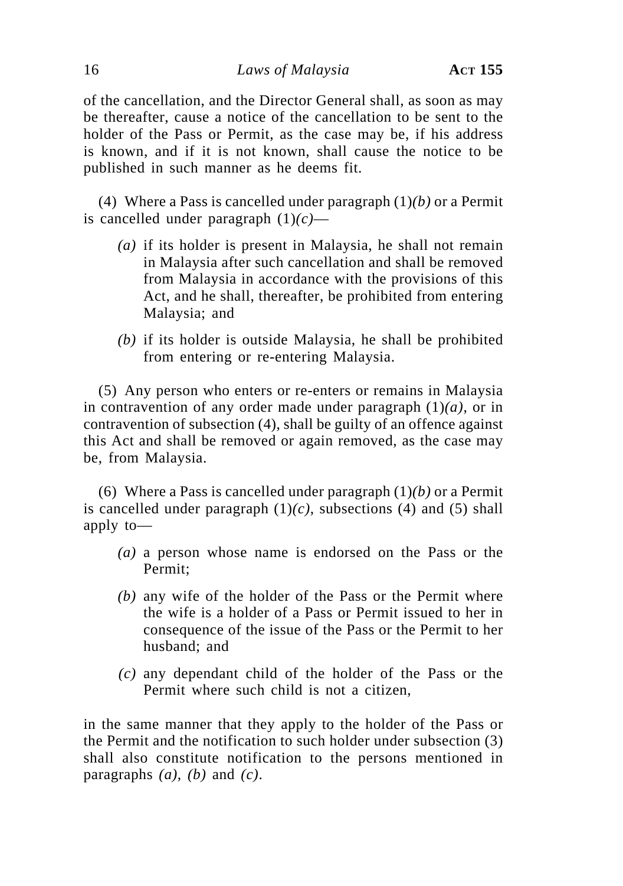of the cancellation, and the Director General shall, as soon as may be thereafter, cause a notice of the cancellation to be sent to the holder of the Pass or Permit, as the case may be, if his address is known, and if it is not known, shall cause the notice to be published in such manner as he deems fit.

(4) Where a Pass is cancelled under paragraph (1)*(b)* or a Permit is cancelled under paragraph (1)*(c)*—

*(a)* if its holder is present in Malaysia, he shall not remain in Malaysia after such cancellation and shall be removed from Malaysia in accordance with the provisions of this Act, and he shall, thereafter, be prohibited from entering Malaysia; and

*(b)* if its holder is outside Malaysia, he shall be prohibited from entering or re-entering Malaysia.

(5) Any person who enters or re-enters or remains in Malaysia in contravention of any order made under paragraph (1)*(a)*, or in contravention of subsection (4), shall be guilty of an offence against this Act and shall be removed or again removed, as the case may be, from Malaysia.

(6) Where a Pass is cancelled under paragraph (1)*(b)* or a Permit is cancelled under paragraph (1)*(c)*, subsections (4) and (5) shall apply to—

*(a)* a person whose name is endorsed on the Pass or the Permit;

*(b)* any wife of the holder of the Pass or the Permit where the wife is a holder of a Pass or Permit issued to her in consequence of the issue of the Pass or the Permit to her husband; and

*(c)* any dependant child of the holder of the Pass or the Permit where such child is not a citizen,

in the same manner that they apply to the holder of the Pass or the Permit and the notification to such holder under subsection (3) shall also constitute notification to the persons mentioned in paragraphs *(a)*, *(b)* and *(c)*.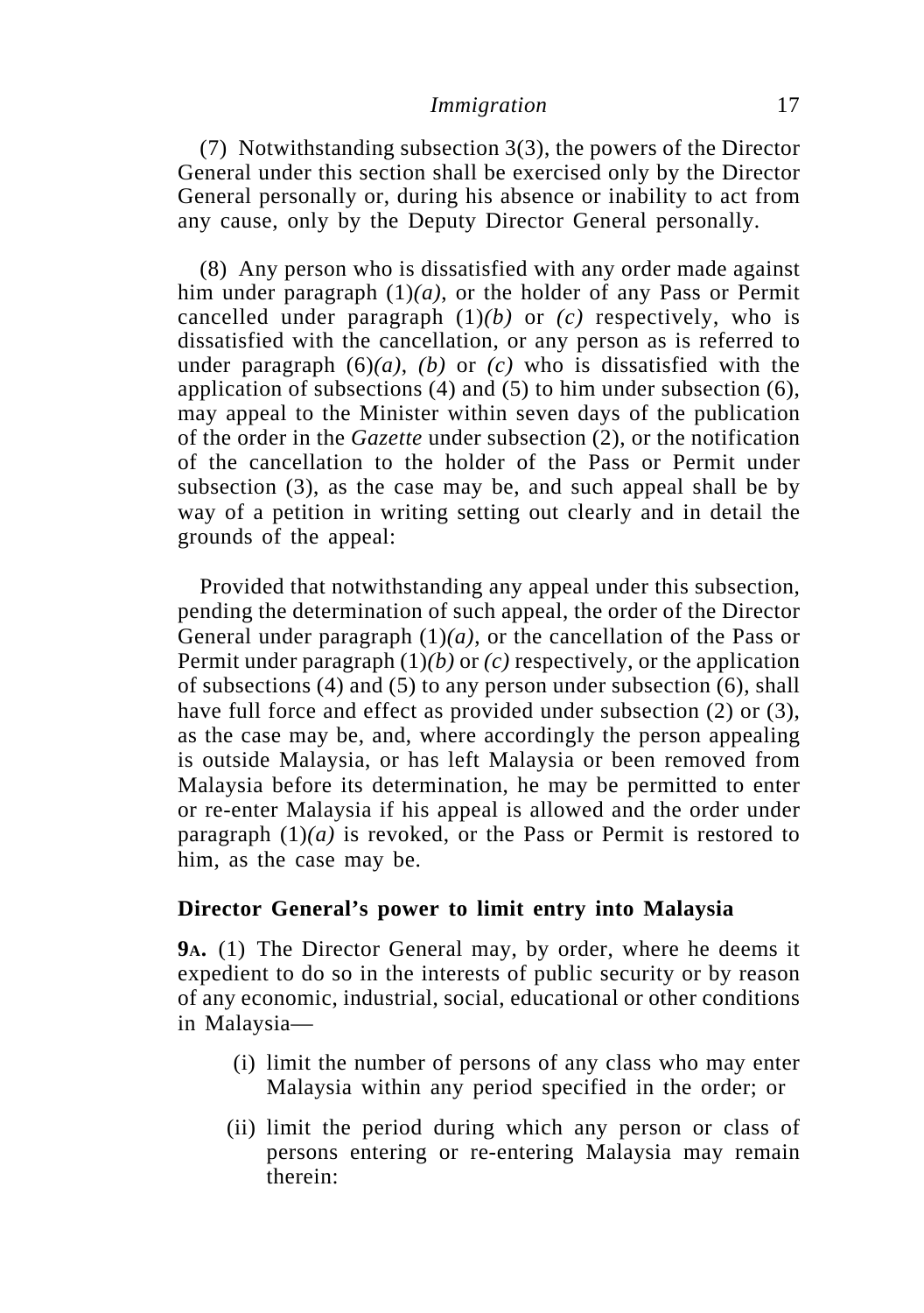(7) Notwithstanding subsection 3(3), the powers of the Director General under this section shall be exercised only by the Director General personally or, during his absence or inability to act from any cause, only by the Deputy Director General personally.

(8) Any person who is dissatisfied with any order made against him under paragraph (1)*(a)*, or the holder of any Pass or Permit cancelled under paragraph (1)*(b)* or *(c)* respectively, who is dissatisfied with the cancellation, or any person as is referred to under paragraph (6)*(a)*, *(b)* or *(c)* who is dissatisfied with the application of subsections (4) and (5) to him under subsection (6), may appeal to the Minister within seven days of the publication of the order in the *Gazette* under subsection (2), or the notification of the cancellation to the holder of the Pass or Permit under subsection (3), as the case may be, and such appeal shall be by way of a petition in writing setting out clearly and in detail the grounds of the appeal:

Provided that notwithstanding any appeal under this subsection, pending the determination of such appeal, the order of the Director General under paragraph (1)*(a)*, or the cancellation of the Pass or Permit under paragraph (1)*(b)* or *(c)* respectively, or the application of subsections (4) and (5) to any person under subsection (6), shall have full force and effect as provided under subsection (2) or (3), as the case may be, and, where accordingly the person appealing is outside Malaysia, or has left Malaysia or been removed from Malaysia before its determination, he may be permitted to enter or re-enter Malaysia if his appeal is allowed and the order under paragraph (1)*(a)* is revoked, or the Pass or Permit is restored to him, as the case may be.

**Director General's power to limit entry into Malaysia**

**9A.** (1) The Director General may, by order, where he deems it expedient to do so in the interests of public security or by reason of any economic, industrial, social, educational or other conditions in Malaysia—

(i) limit the number of persons of any class who may enter Malaysia within any period specified in the order; or

(ii) limit the period during which any person or class of persons entering or re-entering Malaysia may remain therein: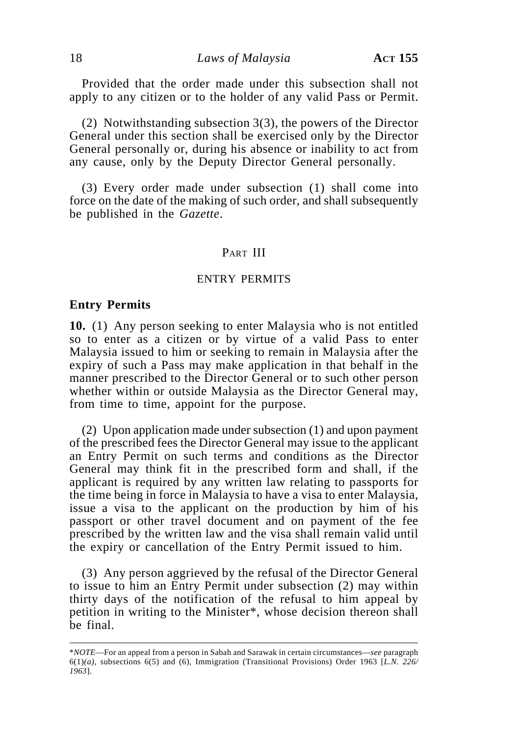Provided that the order made under this subsection shall not apply to any citizen or to the holder of any valid Pass or Permit.

(2) Notwithstanding subsection 3(3), the powers of the Director General under this section shall be exercised only by the Director General personally or, during his absence or inability to act from any cause, only by the Deputy Director General personally.

(3) Every order made under subsection (1) shall come into force on the date of the making of such order, and shall subsequently be published in the *Gazette*.

## PART III

## ENTRY PERMITS

### Entry Permits

**10.** (1) Any person seeking to enter Malaysia who is not entitled so to enter as a citizen or by virtue of a valid Pass to enter Malaysia issued to him or seeking to remain in Malaysia after the expiry of such a Pass may make application in that behalf in the manner prescribed to the Director General or to such other person whether within or outside Malaysia as the Director General may, from time to time, appoint for the purpose.

(2) Upon application made under subsection (1) and upon payment of the prescribed fees the Director General may issue to the applicant an Entry Permit on such terms and conditions as the Director General may think fit in the prescribed form and shall, if the applicant is required by any written law relating to passports for the time being in force in Malaysia to have a visa to enter Malaysia, issue a visa to the applicant on the production by him of his passport or other travel document and on payment of the fee prescribed by the written law and the visa shall remain valid until the expiry or cancellation of the Entry Permit issued to him.

(3) Any person aggrieved by the refusal of the Director General to issue to him an Entry Permit under subsection (2) may within thirty days of the notification of the refusal to him appeal by petition in writing to the Minister*, whose decision thereon shall be final.

---

*\*NOTE*—For an appeal from a person in Sabah and Sarawak in certain circumstances—*see* paragraph 6(1)*(a)*, subsections 6(5) and (6), Immigration (Transitional Provisions) Order 1963 [*L.N. 226/1963*].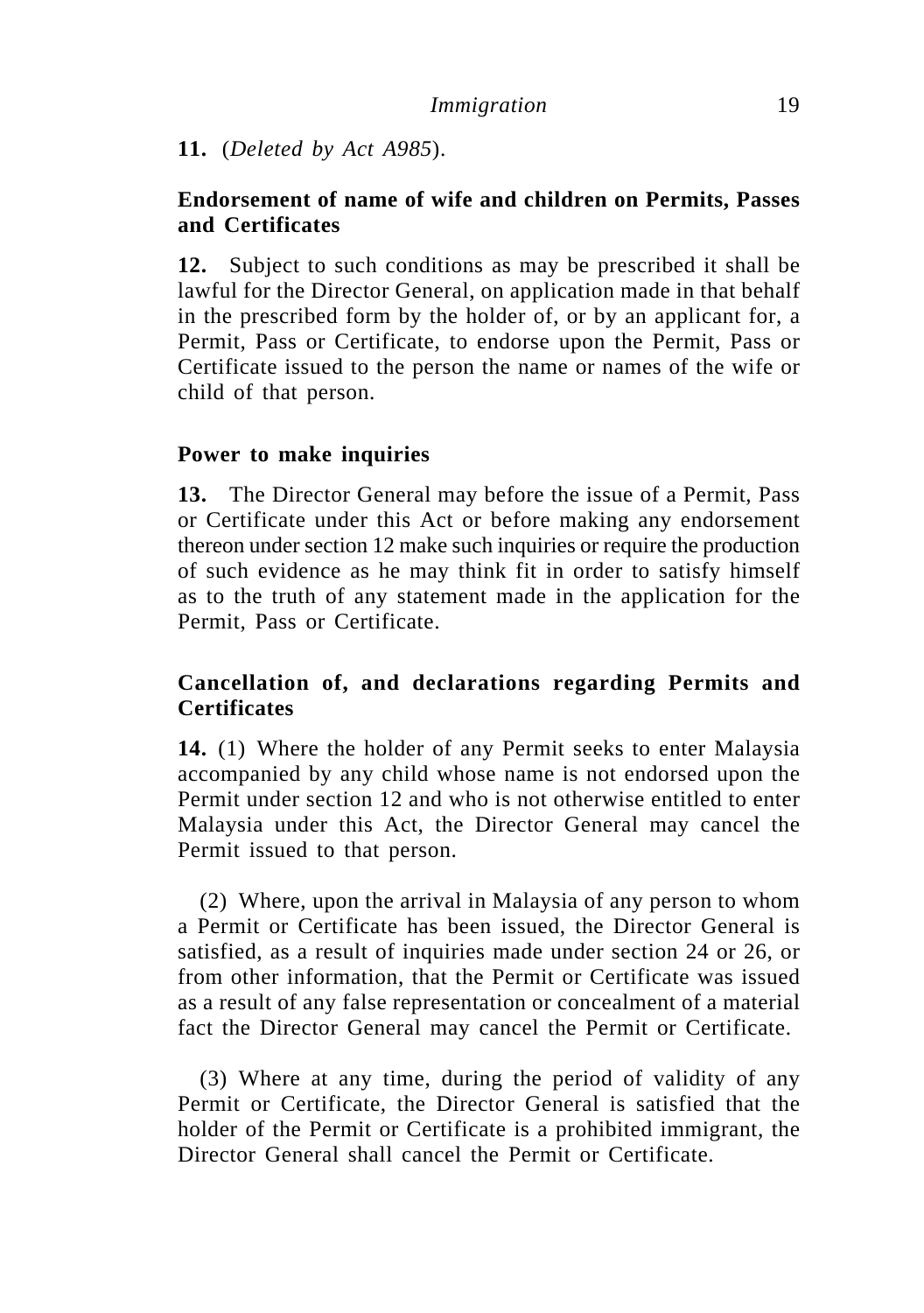**11.** (*Deleted by Act A985*).

**Endorsement of name of wife and children on Permits, Passes and Certificates**

**12.** Subject to such conditions as may be prescribed it shall be lawful for the Director General, on application made in that behalf in the prescribed form by the holder of, or by an applicant for, a Permit, Pass or Certificate, to endorse upon the Permit, Pass or Certificate issued to the person the name or names of the wife or child of that person.

**Power to make inquiries**

**13.** The Director General may before the issue of a Permit, Pass or Certificate under this Act or before making any endorsement thereon under section 12 make such inquiries or require the production of such evidence as he may think fit in order to satisfy himself as to the truth of any statement made in the application for the Permit, Pass or Certificate.

**Cancellation of, and declarations regarding Permits and Certificates**

**14.** (1) Where the holder of any Permit seeks to enter Malaysia accompanied by any child whose name is not endorsed upon the Permit under section 12 and who is not otherwise entitled to enter Malaysia under this Act, the Director General may cancel the Permit issued to that person.

(2) Where, upon the arrival in Malaysia of any person to whom a Permit or Certificate has been issued, the Director General is satisfied, as a result of inquiries made under section 24 or 26, or from other information, that the Permit or Certificate was issued as a result of any false representation or concealment of a material fact the Director General may cancel the Permit or Certificate.

(3) Where at any time, during the period of validity of any Permit or Certificate, the Director General is satisfied that the holder of the Permit or Certificate is a prohibited immigrant, the Director General shall cancel the Permit or Certificate.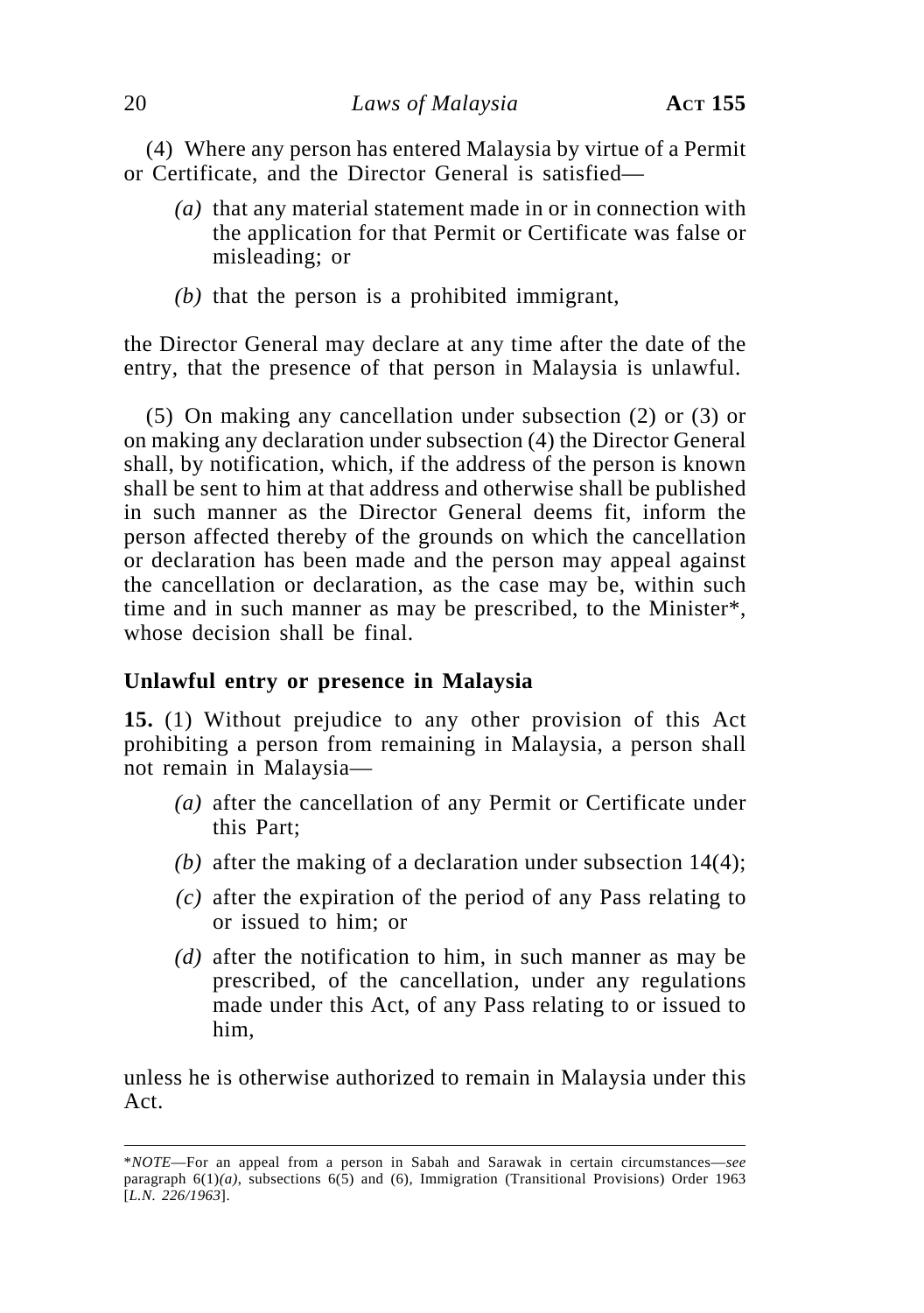(4) Where any person has entered Malaysia by virtue of a Permit or Certificate, and the Director General is satisfied—

*(a)* that any material statement made in or in connection with the application for that Permit or Certificate was false or misleading; or

*(b)* that the person is a prohibited immigrant,

the Director General may declare at any time after the date of the entry, that the presence of that person in Malaysia is unlawful.

(5) On making any cancellation under subsection (2) or (3) or on making any declaration under subsection (4) the Director General shall, by notification, which, if the address of the person is known shall be sent to him at that address and otherwise shall be published in such manner as the Director General deems fit, inform the person affected thereby of the grounds on which the cancellation or declaration has been made and the person may appeal against the cancellation or declaration, as the case may be, within such time and in such manner as may be prescribed, to the Minister*, whose decision shall be final.

### Unlawful entry or presence in Malaysia

**15.** (1) Without prejudice to any other provision of this Act prohibiting a person from remaining in Malaysia, a person shall not remain in Malaysia—

*(a)* after the cancellation of any Permit or Certificate under this Part;

*(b)* after the making of a declaration under subsection 14(4);

*(c)* after the expiration of the period of any Pass relating to or issued to him; or

*(d)* after the notification to him, in such manner as may be prescribed, of the cancellation, under any regulations made under this Act, of any Pass relating to or issued to him,

unless he is otherwise authorized to remain in Malaysia under this Act.

---

\**NOTE*—For an appeal from a person in Sabah and Sarawak in certain circumstances—*see* paragraph 6(1)*(a)*, subsections 6(5) and (6), Immigration (Transitional Provisions) Order 1963 [*L.N. 226/1963*].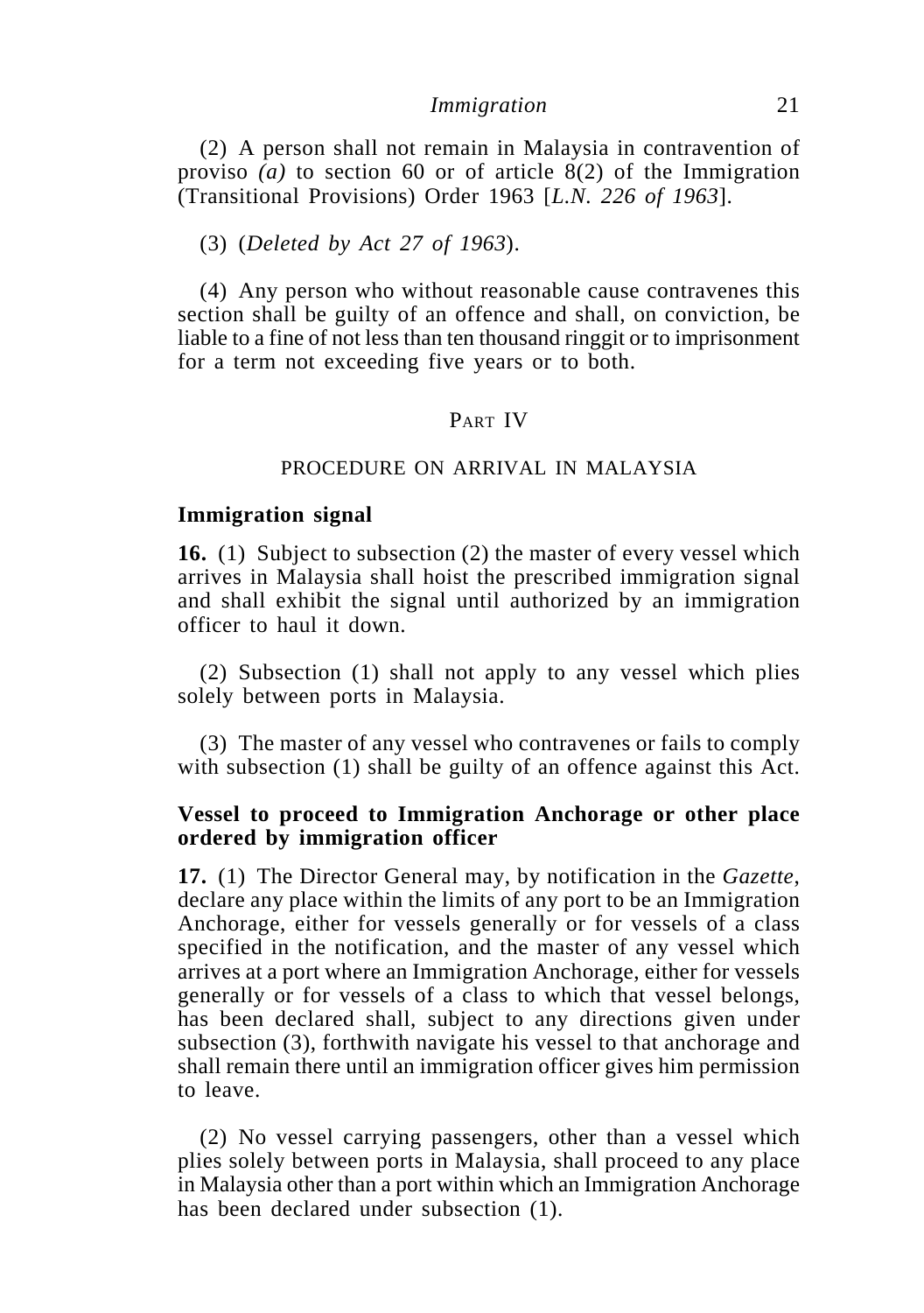(2) A person shall not remain in Malaysia in contravention of proviso *(a)* to section 60 or of article 8(2) of the Immigration (Transitional Provisions) Order 1963 [*L.N. 226 of 1963*].

(3) (*Deleted by Act 27 of 1963*).

(4) Any person who without reasonable cause contravenes this section shall be guilty of an offence and shall, on conviction, be liable to a fine of not less than ten thousand ringgit or to imprisonment for a term not exceeding five years or to both.

## PART IV

## PROCEDURE ON ARRIVAL IN MALAYSIA

### Immigration signal

**16.** (1) Subject to subsection (2) the master of every vessel which arrives in Malaysia shall hoist the prescribed immigration signal and shall exhibit the signal until authorized by an immigration officer to haul it down.

(2) Subsection (1) shall not apply to any vessel which plies solely between ports in Malaysia.

(3) The master of any vessel who contravenes or fails to comply with subsection (1) shall be guilty of an offence against this Act.

### Vessel to proceed to Immigration Anchorage or other place ordered by immigration officer

**17.** (1) The Director General may, by notification in the *Gazette*, declare any place within the limits of any port to be an Immigration Anchorage, either for vessels generally or for vessels of a class specified in the notification, and the master of any vessel which arrives at a port where an Immigration Anchorage, either for vessels generally or for vessels of a class to which that vessel belongs, has been declared shall, subject to any directions given under subsection (3), forthwith navigate his vessel to that anchorage and shall remain there until an immigration officer gives him permission to leave.

(2) No vessel carrying passengers, other than a vessel which plies solely between ports in Malaysia, shall proceed to any place in Malaysia other than a port within which an Immigration Anchorage has been declared under subsection (1).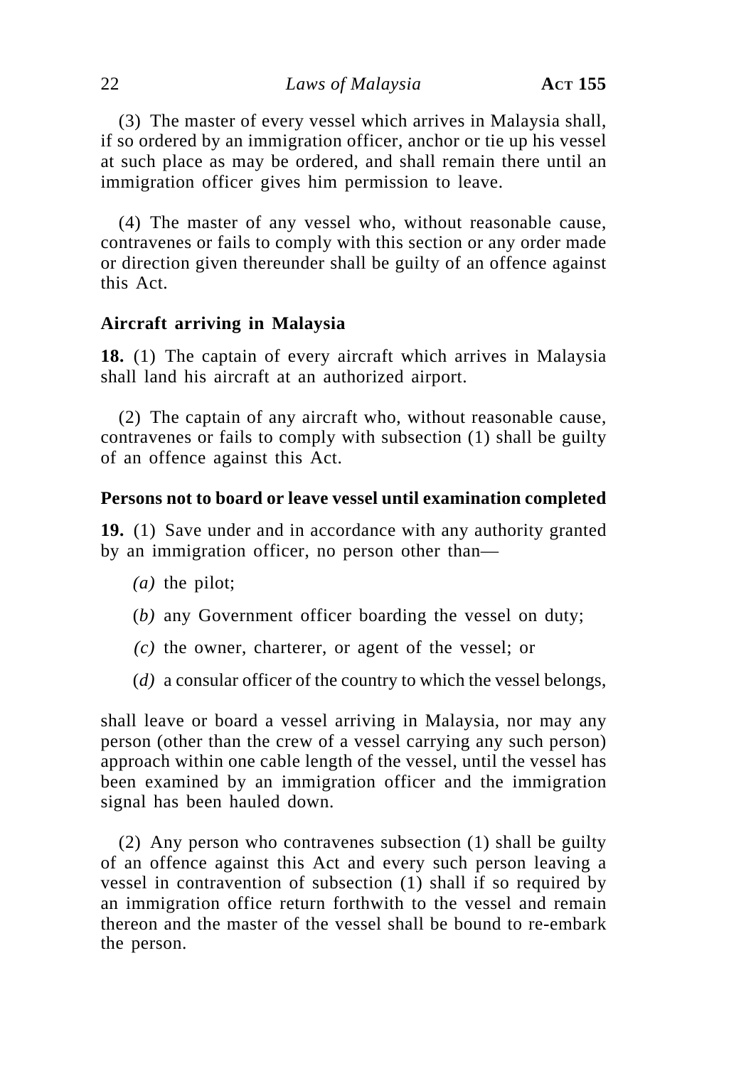(3) The master of every vessel which arrives in Malaysia shall, if so ordered by an immigration officer, anchor or tie up his vessel at such place as may be ordered, and shall remain there until an immigration officer gives him permission to leave.

(4) The master of any vessel who, without reasonable cause, contravenes or fails to comply with this section or any order made or direction given thereunder shall be guilty of an offence against this Act.

**Aircraft arriving in Malaysia**

**18.** (1) The captain of every aircraft which arrives in Malaysia shall land his aircraft at an authorized airport.

(2) The captain of any aircraft who, without reasonable cause, contravenes or fails to comply with subsection (1) shall be guilty of an offence against this Act.

**Persons not to board or leave vessel until examination completed**

**19.** (1) Save under and in accordance with any authority granted by an immigration officer, no person other than—

*(a)* the pilot;

*(b)* any Government officer boarding the vessel on duty;

*(c)* the owner, charterer, or agent of the vessel; or

*(d)* a consular officer of the country to which the vessel belongs,

shall leave or board a vessel arriving in Malaysia, nor may any person (other than the crew of a vessel carrying any such person) approach within one cable length of the vessel, until the vessel has been examined by an immigration officer and the immigration signal has been hauled down.

(2) Any person who contravenes subsection (1) shall be guilty of an offence against this Act and every such person leaving a vessel in contravention of subsection (1) shall if so required by an immigration office return forthwith to the vessel and remain thereon and the master of the vessel shall be bound to re-embark the person.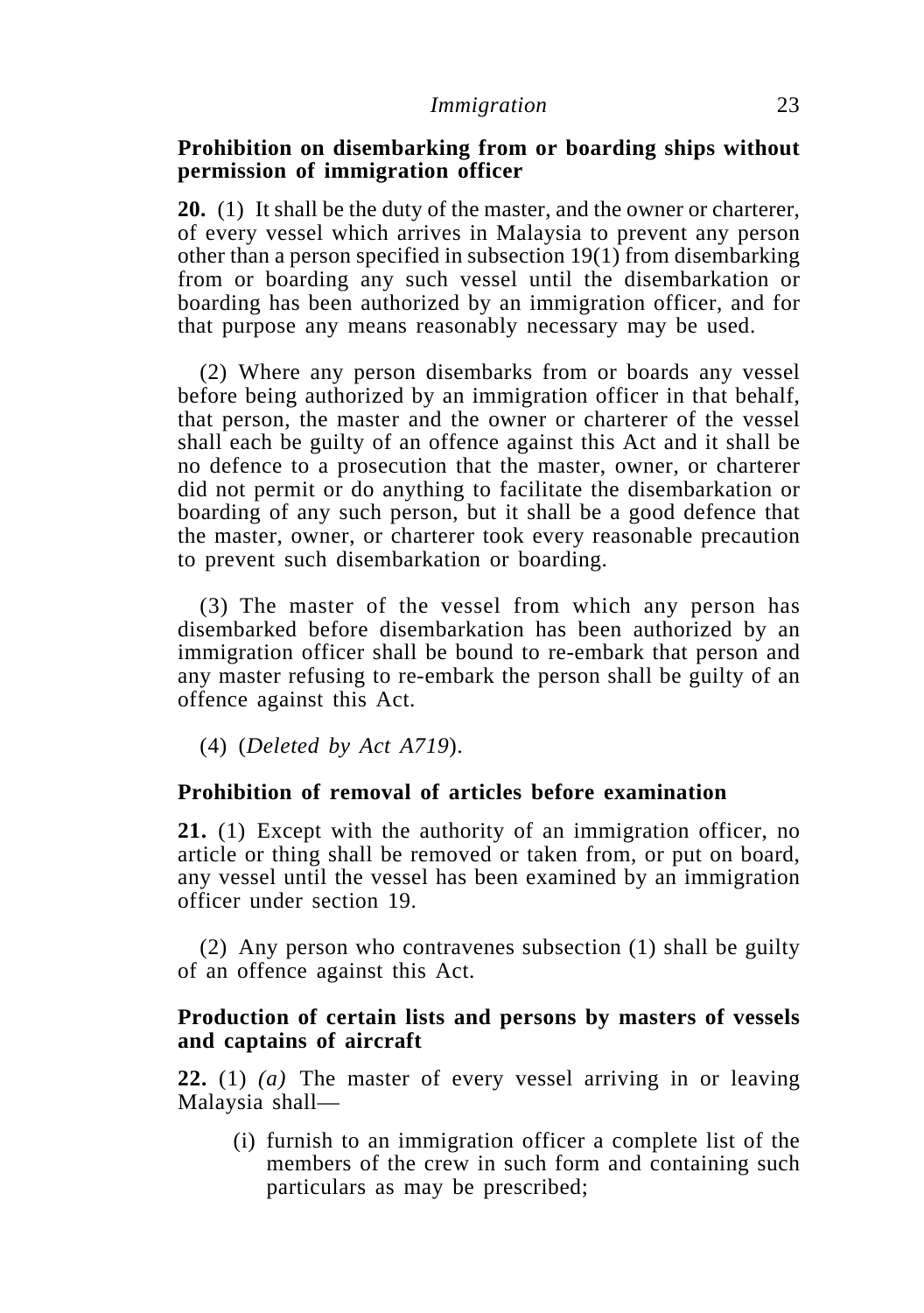### Prohibition on disembarking from or boarding ships without permission of immigration officer

**20.** (1) It shall be the duty of the master, and the owner or charterer, of every vessel which arrives in Malaysia to prevent any person other than a person specified in subsection 19(1) from disembarking from or boarding any such vessel until the disembarkation or boarding has been authorized by an immigration officer, and for that purpose any means reasonably necessary may be used.

(2) Where any person disembarks from or boards any vessel before being authorized by an immigration officer in that behalf, that person, the master and the owner or charterer of the vessel shall each be guilty of an offence against this Act and it shall be no defence to a prosecution that the master, owner, or charterer did not permit or do anything to facilitate the disembarkation or boarding of any such person, but it shall be a good defence that the master, owner, or charterer took every reasonable precaution to prevent such disembarkation or boarding.

(3) The master of the vessel from which any person has disembarked before disembarkation has been authorized by an immigration officer shall be bound to re-embark that person and any master refusing to re-embark the person shall be guilty of an offence against this Act.

(4) (*Deleted by Act A719*).

### Prohibition of removal of articles before examination

**21.** (1) Except with the authority of an immigration officer, no article or thing shall be removed or taken from, or put on board, any vessel until the vessel has been examined by an immigration officer under section 19.

(2) Any person who contravenes subsection (1) shall be guilty of an offence against this Act.

### Production of certain lists and persons by masters of vessels and captains of aircraft

**22.** (1) *(a)* The master of every vessel arriving in or leaving Malaysia shall—

(i) furnish to an immigration officer a complete list of the members of the crew in such form and containing such particulars as may be prescribed;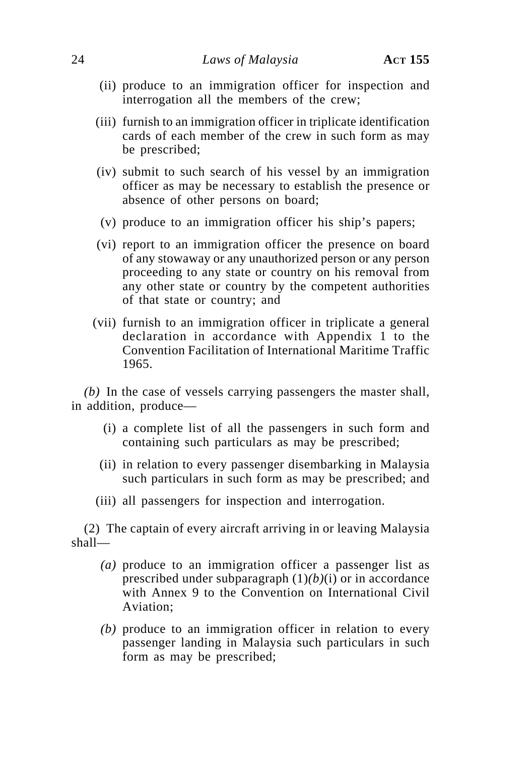(ii) produce to an immigration officer for inspection and interrogation all the members of the crew;

(iii) furnish to an immigration officer in triplicate identification cards of each member of the crew in such form as may be prescribed;

(iv) submit to such search of his vessel by an immigration officer as may be necessary to establish the presence or absence of other persons on board;

(v) produce to an immigration officer his ship's papers;

(vi) report to an immigration officer the presence on board of any stowaway or any unauthorized person or any person proceeding to any state or country on his removal from any other state or country by the competent authorities of that state or country; and

(vii) furnish to an immigration officer in triplicate a general declaration in accordance with Appendix 1 to the Convention Facilitation of International Maritime Traffic 1965.

*(b)* In the case of vessels carrying passengers the master shall, in addition, produce—

(i) a complete list of all the passengers in such form and containing such particulars as may be prescribed;

(ii) in relation to every passenger disembarking in Malaysia such particulars in such form as may be prescribed; and

(iii) all passengers for inspection and interrogation.

(2) The captain of every aircraft arriving in or leaving Malaysia shall—

*(a)* produce to an immigration officer a passenger list as prescribed under subparagraph (1)*(b)*(i) or in accordance with Annex 9 to the Convention on International Civil Aviation;

*(b)* produce to an immigration officer in relation to every passenger landing in Malaysia such particulars in such form as may be prescribed;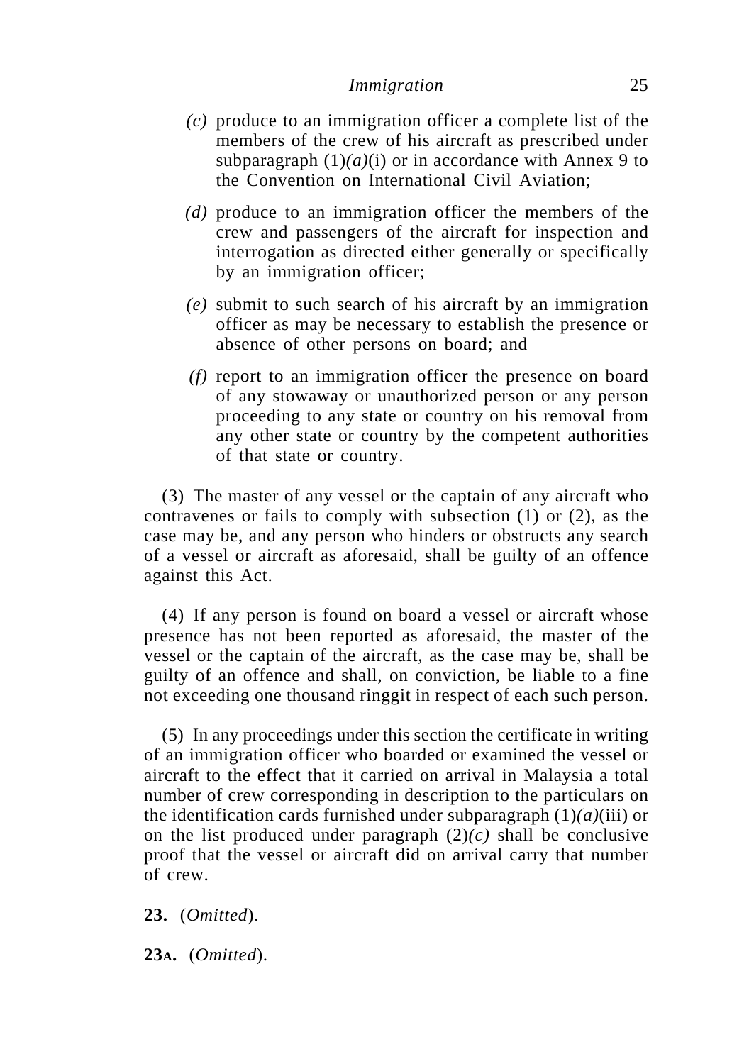*(c)* produce to an immigration officer a complete list of the members of the crew of his aircraft as prescribed under subparagraph (1)*(a)*(i) or in accordance with Annex 9 to the Convention on International Civil Aviation;

*(d)* produce to an immigration officer the members of the crew and passengers of the aircraft for inspection and interrogation as directed either generally or specifically by an immigration officer;

*(e)* submit to such search of his aircraft by an immigration officer as may be necessary to establish the presence or absence of other persons on board; and

*(f)* report to an immigration officer the presence on board of any stowaway or unauthorized person or any person proceeding to any state or country on his removal from any other state or country by the competent authorities of that state or country.

(3) The master of any vessel or the captain of any aircraft who contravenes or fails to comply with subsection (1) or (2), as the case may be, and any person who hinders or obstructs any search of a vessel or aircraft as aforesaid, shall be guilty of an offence against this Act.

(4) If any person is found on board a vessel or aircraft whose presence has not been reported as aforesaid, the master of the vessel or the captain of the aircraft, as the case may be, shall be guilty of an offence and shall, on conviction, be liable to a fine not exceeding one thousand ringgit in respect of each such person.

(5) In any proceedings under this section the certificate in writing of an immigration officer who boarded or examined the vessel or aircraft to the effect that it carried on arrival in Malaysia a total number of crew corresponding in description to the particulars on the identification cards furnished under subparagraph (1)*(a)*(iii) or on the list produced under paragraph (2)*(c)* shall be conclusive proof that the vessel or aircraft did on arrival carry that number of crew.

**23.** (*Omitted*).

**23A.** (*Omitted*).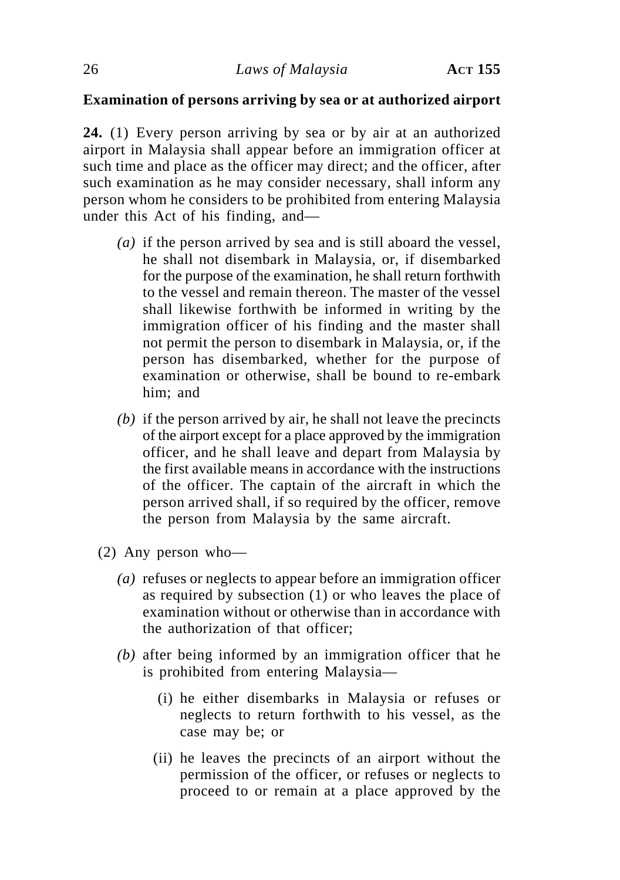**Examination of persons arriving by sea or at authorized airport**

**24.** (1) Every person arriving by sea or by air at an authorized airport in Malaysia shall appear before an immigration officer at such time and place as the officer may direct; and the officer, after such examination as he may consider necessary, shall inform any person whom he considers to be prohibited from entering Malaysia under this Act of his finding, and—

*(a)* if the person arrived by sea and is still aboard the vessel, he shall not disembark in Malaysia, or, if disembarked for the purpose of the examination, he shall return forthwith to the vessel and remain thereon. The master of the vessel shall likewise forthwith be informed in writing by the immigration officer of his finding and the master shall not permit the person to disembark in Malaysia, or, if the person has disembarked, whether for the purpose of examination or otherwise, shall be bound to re-embark him; and

*(b)* if the person arrived by air, he shall not leave the precincts of the airport except for a place approved by the immigration officer, and he shall leave and depart from Malaysia by the first available means in accordance with the instructions of the officer. The captain of the aircraft in which the person arrived shall, if so required by the officer, remove the person from Malaysia by the same aircraft.

(2) Any person who—

*(a)* refuses or neglects to appear before an immigration officer as required by subsection (1) or who leaves the place of examination without or otherwise than in accordance with the authorization of that officer;

*(b)* after being informed by an immigration officer that he is prohibited from entering Malaysia—

(i) he either disembarks in Malaysia or refuses or neglects to return forthwith to his vessel, as the case may be; or

(ii) he leaves the precincts of an airport without the permission of the officer, or refuses or neglects to proceed to or remain at a place approved by the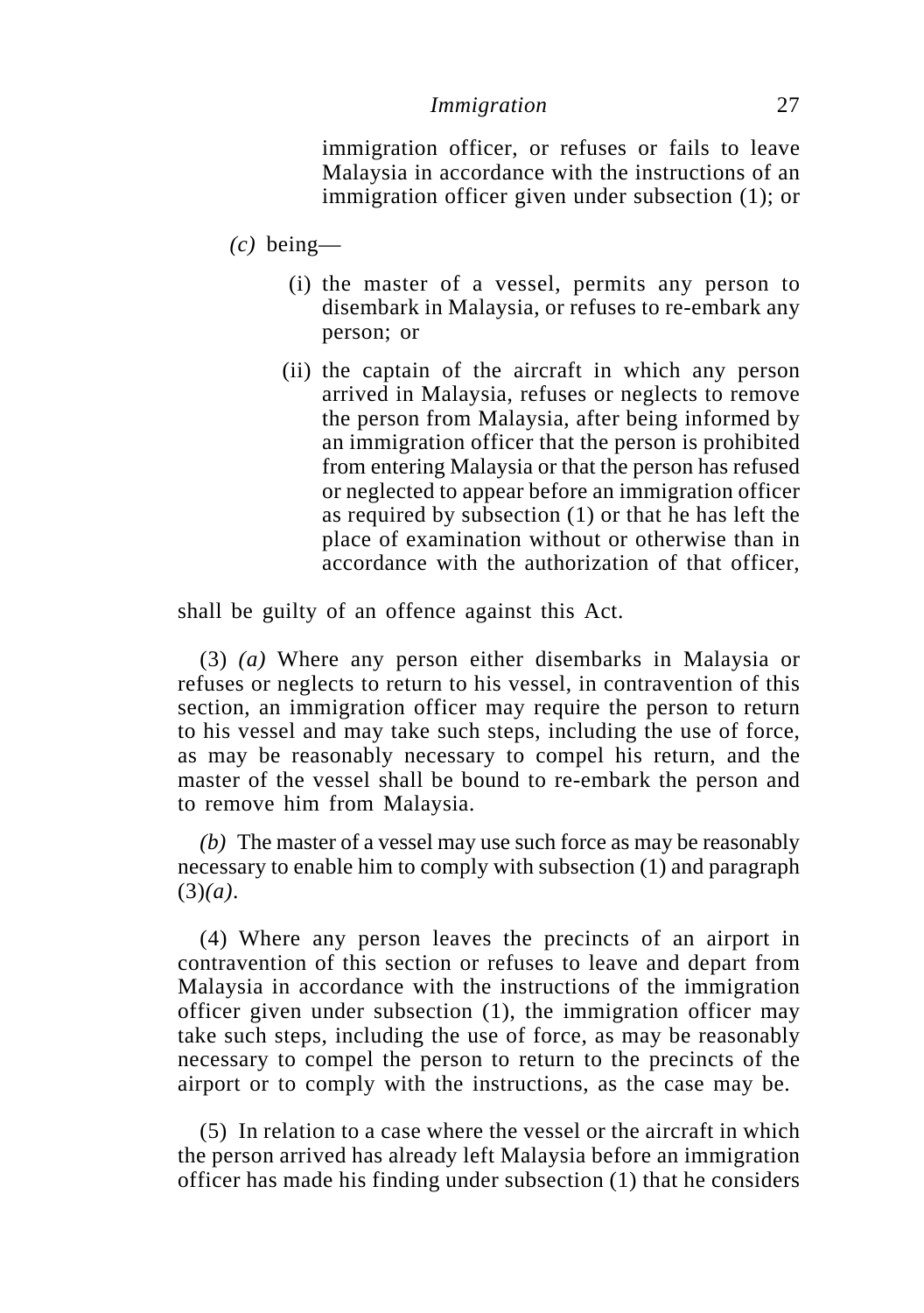immigration officer, or refuses or fails to leave Malaysia in accordance with the instructions of an immigration officer given under subsection (1); or

*(c)* being—

(i) the master of a vessel, permits any person to disembark in Malaysia, or refuses to re-embark any person; or

(ii) the captain of the aircraft in which any person arrived in Malaysia, refuses or neglects to remove the person from Malaysia, after being informed by an immigration officer that the person is prohibited from entering Malaysia or that the person has refused or neglected to appear before an immigration officer as required by subsection (1) or that he has left the place of examination without or otherwise than in accordance with the authorization of that officer,

shall be guilty of an offence against this Act.

(3) *(a)* Where any person either disembarks in Malaysia or refuses or neglects to return to his vessel, in contravention of this section, an immigration officer may require the person to return to his vessel and may take such steps, including the use of force, as may be reasonably necessary to compel his return, and the master of the vessel shall be bound to re-embark the person and to remove him from Malaysia.

*(b)* The master of a vessel may use such force as may be reasonably necessary to enable him to comply with subsection (1) and paragraph (3)*(a)*.

(4) Where any person leaves the precincts of an airport in contravention of this section or refuses to leave and depart from Malaysia in accordance with the instructions of the immigration officer given under subsection (1), the immigration officer may take such steps, including the use of force, as may be reasonably necessary to compel the person to return to the precincts of the airport or to comply with the instructions, as the case may be.

(5) In relation to a case where the vessel or the aircraft in which the person arrived has already left Malaysia before an immigration officer has made his finding under subsection (1) that he considers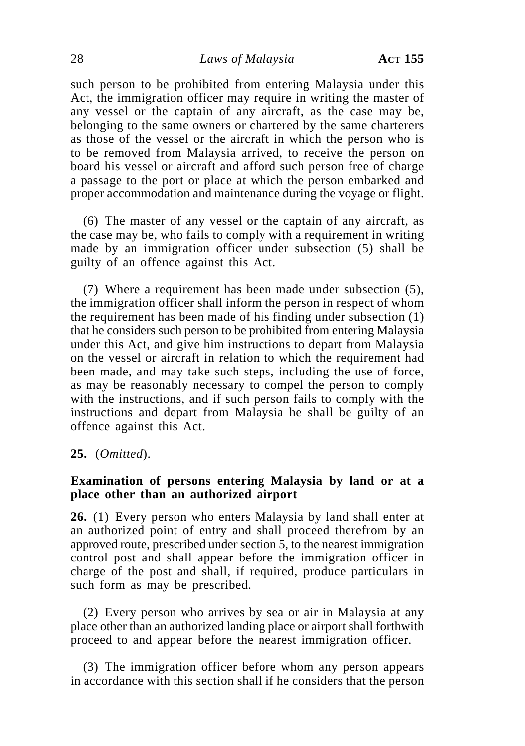such person to be prohibited from entering Malaysia under this Act, the immigration officer may require in writing the master of any vessel or the captain of any aircraft, as the case may be, belonging to the same owners or chartered by the same charterers as those of the vessel or the aircraft in which the person who is to be removed from Malaysia arrived, to receive the person on board his vessel or aircraft and afford such person free of charge a passage to the port or place at which the person embarked and proper accommodation and maintenance during the voyage or flight.

(6) The master of any vessel or the captain of any aircraft, as the case may be, who fails to comply with a requirement in writing made by an immigration officer under subsection (5) shall be guilty of an offence against this Act.

(7) Where a requirement has been made under subsection (5), the immigration officer shall inform the person in respect of whom the requirement has been made of his finding under subsection (1) that he considers such person to be prohibited from entering Malaysia under this Act, and give him instructions to depart from Malaysia on the vessel or aircraft in relation to which the requirement had been made, and may take such steps, including the use of force, as may be reasonably necessary to compel the person to comply with the instructions, and if such person fails to comply with the instructions and depart from Malaysia he shall be guilty of an offence against this Act.

**25.** (*Omitted*).

### Examination of persons entering Malaysia by land or at a place other than an authorized airport

**26.** (1) Every person who enters Malaysia by land shall enter at an authorized point of entry and shall proceed therefrom by an approved route, prescribed under section 5, to the nearest immigration control post and shall appear before the immigration officer in charge of the post and shall, if required, produce particulars in such form as may be prescribed.

(2) Every person who arrives by sea or air in Malaysia at any place other than an authorized landing place or airport shall forthwith proceed to and appear before the nearest immigration officer.

(3) The immigration officer before whom any person appears in accordance with this section shall if he considers that the person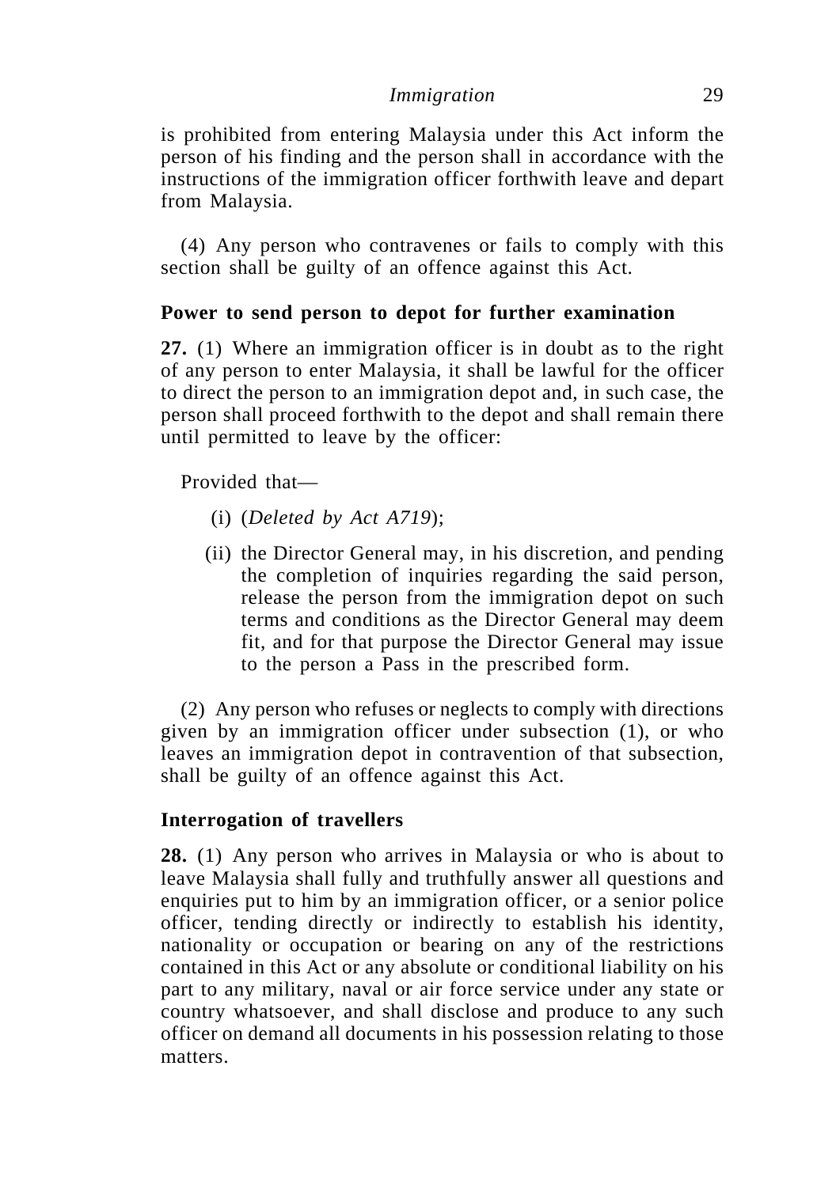is prohibited from entering Malaysia under this Act inform the person of his finding and the person shall in accordance with the instructions of the immigration officer forthwith leave and depart from Malaysia.

(4) Any person who contravenes or fails to comply with this section shall be guilty of an offence against this Act.

**Power to send person to depot for further examination**

**27.** (1) Where an immigration officer is in doubt as to the right of any person to enter Malaysia, it shall be lawful for the officer to direct the person to an immigration depot and, in such case, the person shall proceed forthwith to the depot and shall remain there until permitted to leave by the officer:

Provided that—

(i) (*Deleted by Act A719*);

(ii) the Director General may, in his discretion, and pending the completion of inquiries regarding the said person, release the person from the immigration depot on such terms and conditions as the Director General may deem fit, and for that purpose the Director General may issue to the person a Pass in the prescribed form.

(2) Any person who refuses or neglects to comply with directions given by an immigration officer under subsection (1), or who leaves an immigration depot in contravention of that subsection, shall be guilty of an offence against this Act.

**Interrogation of travellers**

**28.** (1) Any person who arrives in Malaysia or who is about to leave Malaysia shall fully and truthfully answer all questions and enquiries put to him by an immigration officer, or a senior police officer, tending directly or indirectly to establish his identity, nationality or occupation or bearing on any of the restrictions contained in this Act or any absolute or conditional liability on his part to any military, naval or air force service under any state or country whatsoever, and shall disclose and produce to any such officer on demand all documents in his possession relating to those matters.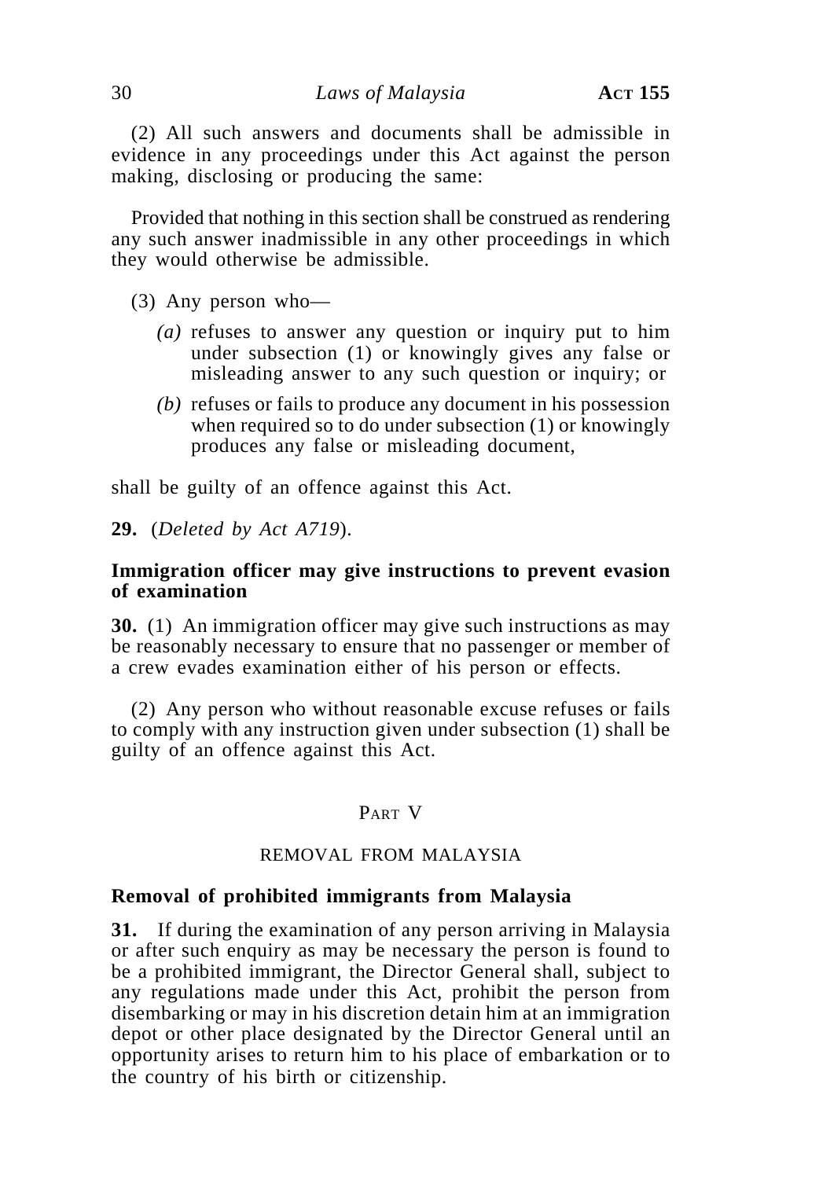(2) All such answers and documents shall be admissible in evidence in any proceedings under this Act against the person making, disclosing or producing the same:

Provided that nothing in this section shall be construed as rendering any such answer inadmissible in any other proceedings in which they would otherwise be admissible.

(3) Any person who—

*(a)* refuses to answer any question or inquiry put to him under subsection (1) or knowingly gives any false or misleading answer to any such question or inquiry; or

*(b)* refuses or fails to produce any document in his possession when required so to do under subsection (1) or knowingly produces any false or misleading document,

shall be guilty of an offence against this Act.

**29.** (*Deleted by Act A719*).

**Immigration officer may give instructions to prevent evasion of examination**

**30.** (1) An immigration officer may give such instructions as may be reasonably necessary to ensure that no passenger or member of a crew evades examination either of his person or effects.

(2) Any person who without reasonable excuse refuses or fails to comply with any instruction given under subsection (1) shall be guilty of an offence against this Act.

## PART V

## REMOVAL FROM MALAYSIA

**Removal of prohibited immigrants from Malaysia**

**31.** If during the examination of any person arriving in Malaysia or after such enquiry as may be necessary the person is found to be a prohibited immigrant, the Director General shall, subject to any regulations made under this Act, prohibit the person from disembarking or may in his discretion detain him at an immigration depot or other place designated by the Director General until an opportunity arises to return him to his place of embarkation or to the country of his birth or citizenship.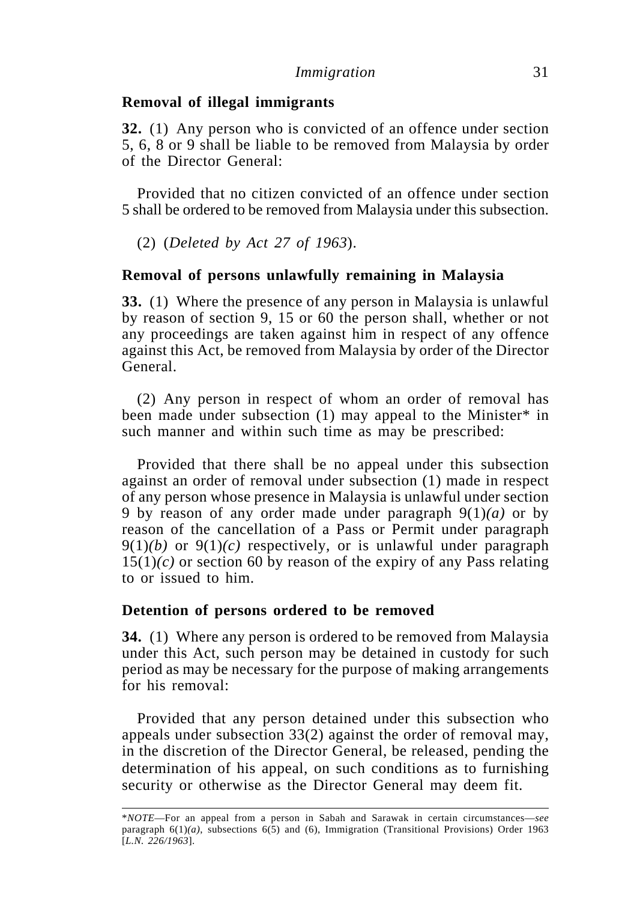**Removal of illegal immigrants**

**32.** (1) Any person who is convicted of an offence under section 5, 6, 8 or 9 shall be liable to be removed from Malaysia by order of the Director General:

Provided that no citizen convicted of an offence under section 5 shall be ordered to be removed from Malaysia under this subsection.

(2) (*Deleted by Act 27 of 1963*).

**Removal of persons unlawfully remaining in Malaysia**

**33.** (1) Where the presence of any person in Malaysia is unlawful by reason of section 9, 15 or 60 the person shall, whether or not any proceedings are taken against him in respect of any offence against this Act, be removed from Malaysia by order of the Director General.

(2) Any person in respect of whom an order of removal has been made under subsection (1) may appeal to the Minister* in such manner and within such time as may be prescribed:

Provided that there shall be no appeal under this subsection against an order of removal under subsection (1) made in respect of any person whose presence in Malaysia is unlawful under section 9 by reason of any order made under paragraph 9(1)*(a)* or by reason of the cancellation of a Pass or Permit under paragraph 9(1)*(b)* or 9(1)*(c)* respectively, or is unlawful under paragraph 15(1)*(c)* or section 60 by reason of the expiry of any Pass relating to or issued to him.

**Detention of persons ordered to be removed**

**34.** (1) Where any person is ordered to be removed from Malaysia under this Act, such person may be detained in custody for such period as may be necessary for the purpose of making arrangements for his removal:

Provided that any person detained under this subsection who appeals under subsection 33(2) against the order of removal may, in the discretion of the Director General, be released, pending the determination of his appeal, on such conditions as to furnishing security or otherwise as the Director General may deem fit.

---

**NOTE*—For an appeal from a person in Sabah and Sarawak in certain circumstances—*see* paragraph 6(1)*(a)*, subsections 6(5) and (6), Immigration (Transitional Provisions) Order 1963 [*L.N. 226/1963*].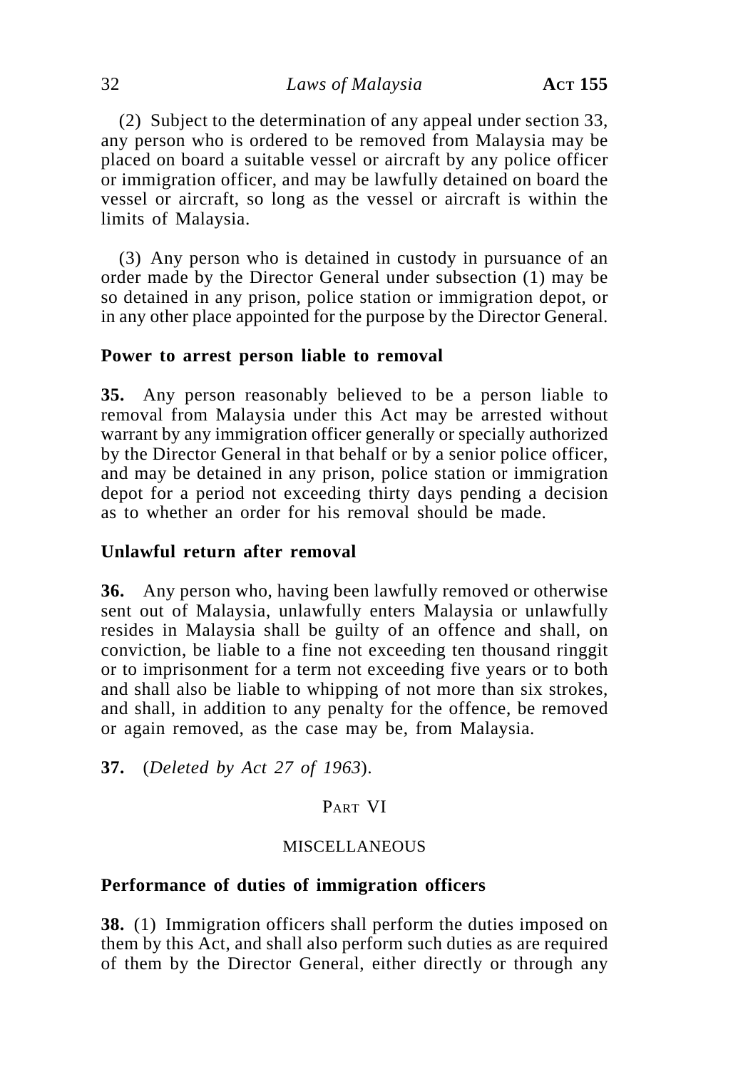(2) Subject to the determination of any appeal under section 33, any person who is ordered to be removed from Malaysia may be placed on board a suitable vessel or aircraft by any police officer or immigration officer, and may be lawfully detained on board the vessel or aircraft, so long as the vessel or aircraft is within the limits of Malaysia.

(3) Any person who is detained in custody in pursuance of an order made by the Director General under subsection (1) may be so detained in any prison, police station or immigration depot, or in any other place appointed for the purpose by the Director General.

**Power to arrest person liable to removal**

**35.** Any person reasonably believed to be a person liable to removal from Malaysia under this Act may be arrested without warrant by any immigration officer generally or specially authorized by the Director General in that behalf or by a senior police officer, and may be detained in any prison, police station or immigration depot for a period not exceeding thirty days pending a decision as to whether an order for his removal should be made.

**Unlawful return after removal**

**36.** Any person who, having been lawfully removed or otherwise sent out of Malaysia, unlawfully enters Malaysia or unlawfully resides in Malaysia shall be guilty of an offence and shall, on conviction, be liable to a fine not exceeding ten thousand ringgit or to imprisonment for a term not exceeding five years or to both and shall also be liable to whipping of not more than six strokes, and shall, in addition to any penalty for the offence, be removed or again removed, as the case may be, from Malaysia.

**37.** (*Deleted by Act 27 of 1963*).

## PART VI

## MISCELLANEOUS

**Performance of duties of immigration officers**

**38.** (1) Immigration officers shall perform the duties imposed on them by this Act, and shall also perform such duties as are required of them by the Director General, either directly or through any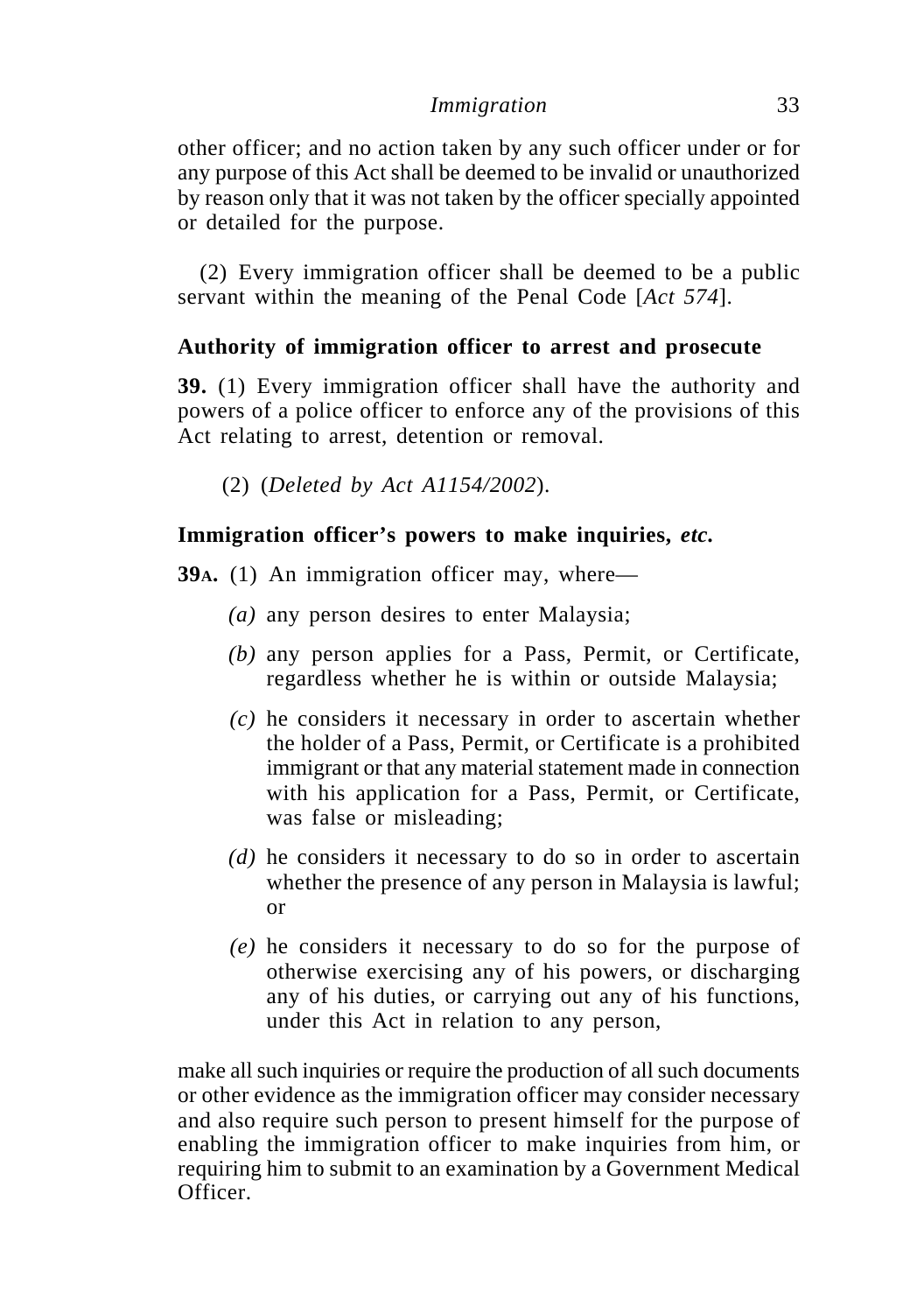other officer; and no action taken by any such officer under or for any purpose of this Act shall be deemed to be invalid or unauthorized by reason only that it was not taken by the officer specially appointed or detailed for the purpose.

(2) Every immigration officer shall be deemed to be a public servant within the meaning of the Penal Code [*Act 574*].

### Authority of immigration officer to arrest and prosecute

**39.** (1) Every immigration officer shall have the authority and powers of a police officer to enforce any of the provisions of this Act relating to arrest, detention or removal.

(2) (*Deleted by Act A1154/2002*).

### Immigration officer's powers to make inquiries, *etc.*

**39A.** (1) An immigration officer may, where—

*(a)* any person desires to enter Malaysia;

*(b)* any person applies for a Pass, Permit, or Certificate, regardless whether he is within or outside Malaysia;

*(c)* he considers it necessary in order to ascertain whether the holder of a Pass, Permit, or Certificate is a prohibited immigrant or that any material statement made in connection with his application for a Pass, Permit, or Certificate, was false or misleading;

*(d)* he considers it necessary to do so in order to ascertain whether the presence of any person in Malaysia is lawful; or

*(e)* he considers it necessary to do so for the purpose of otherwise exercising any of his powers, or discharging any of his duties, or carrying out any of his functions, under this Act in relation to any person,

make all such inquiries or require the production of all such documents or other evidence as the immigration officer may consider necessary and also require such person to present himself for the purpose of enabling the immigration officer to make inquiries from him, or requiring him to submit to an examination by a Government Medical Officer.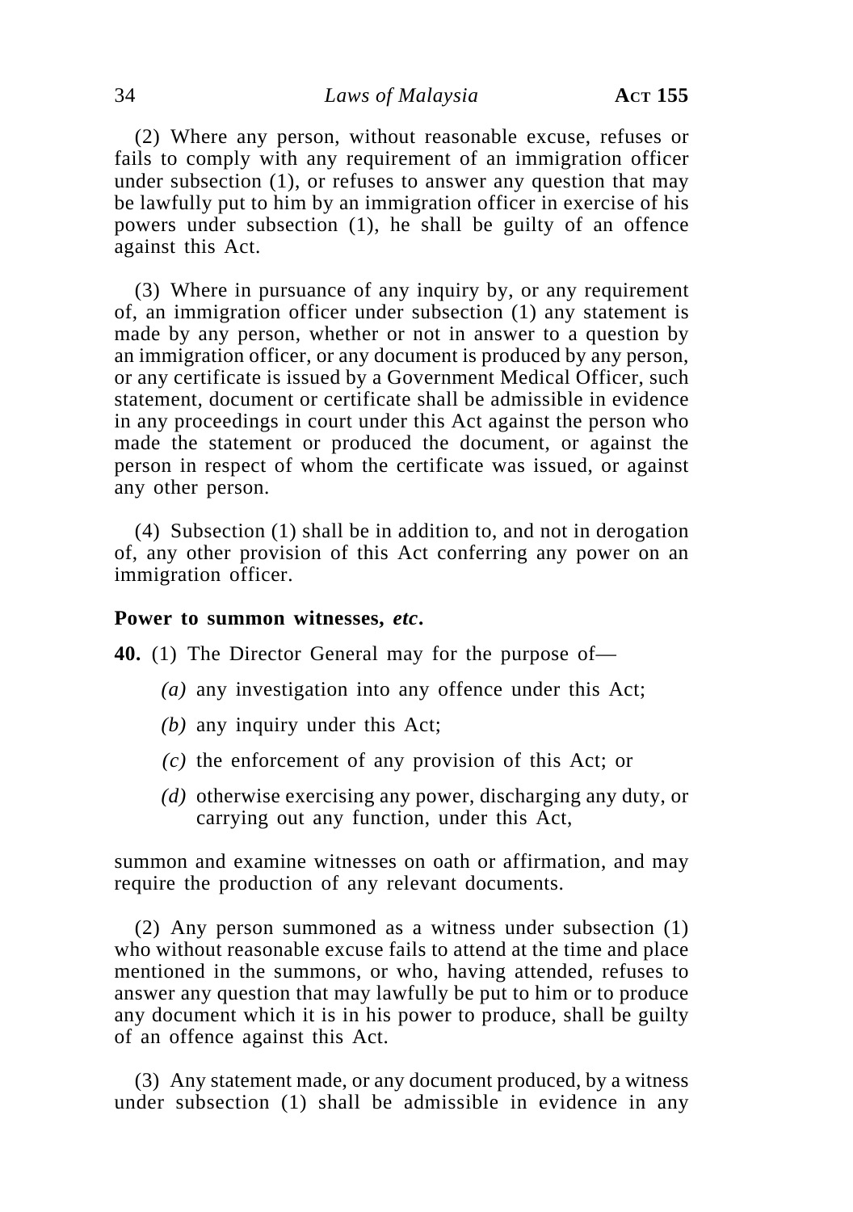(2) Where any person, without reasonable excuse, refuses or fails to comply with any requirement of an immigration officer under subsection (1), or refuses to answer any question that may be lawfully put to him by an immigration officer in exercise of his powers under subsection (1), he shall be guilty of an offence against this Act.

(3) Where in pursuance of any inquiry by, or any requirement of, an immigration officer under subsection (1) any statement is made by any person, whether or not in answer to a question by an immigration officer, or any document is produced by any person, or any certificate is issued by a Government Medical Officer, such statement, document or certificate shall be admissible in evidence in any proceedings in court under this Act against the person who made the statement or produced the document, or against the person in respect of whom the certificate was issued, or against any other person.

(4) Subsection (1) shall be in addition to, and not in derogation of, any other provision of this Act conferring any power on an immigration officer.

**Power to summon witnesses, *etc*.**

**40.** (1) The Director General may for the purpose of—

*(a)* any investigation into any offence under this Act;

*(b)* any inquiry under this Act;

*(c)* the enforcement of any provision of this Act; or

*(d)* otherwise exercising any power, discharging any duty, or carrying out any function, under this Act,

summon and examine witnesses on oath or affirmation, and may require the production of any relevant documents.

(2) Any person summoned as a witness under subsection (1) who without reasonable excuse fails to attend at the time and place mentioned in the summons, or who, having attended, refuses to answer any question that may lawfully be put to him or to produce any document which it is in his power to produce, shall be guilty of an offence against this Act.

(3) Any statement made, or any document produced, by a witness under subsection (1) shall be admissible in evidence in any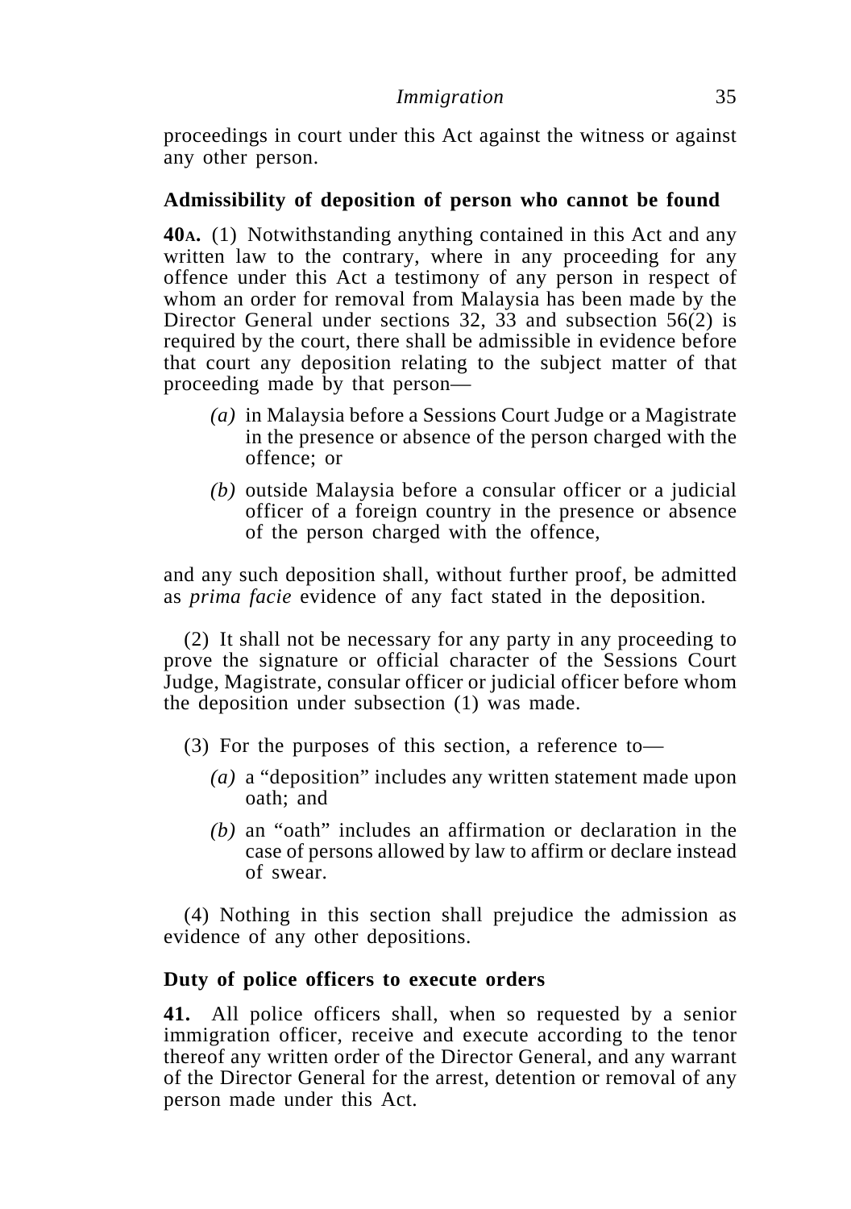proceedings in court under this Act against the witness or against any other person.

**Admissibility of deposition of person who cannot be found**

**40A.** (1) Notwithstanding anything contained in this Act and any written law to the contrary, where in any proceeding for any offence under this Act a testimony of any person in respect of whom an order for removal from Malaysia has been made by the Director General under sections 32, 33 and subsection 56(2) is required by the court, there shall be admissible in evidence before that court any deposition relating to the subject matter of that proceeding made by that person—

*(a)* in Malaysia before a Sessions Court Judge or a Magistrate in the presence or absence of the person charged with the offence; or

*(b)* outside Malaysia before a consular officer or a judicial officer of a foreign country in the presence or absence of the person charged with the offence,

and any such deposition shall, without further proof, be admitted as *prima facie* evidence of any fact stated in the deposition.

(2) It shall not be necessary for any party in any proceeding to prove the signature or official character of the Sessions Court Judge, Magistrate, consular officer or judicial officer before whom the deposition under subsection (1) was made.

(3) For the purposes of this section, a reference to—

*(a)* a "deposition" includes any written statement made upon oath; and

*(b)* an "oath" includes an affirmation or declaration in the case of persons allowed by law to affirm or declare instead of swear.

(4) Nothing in this section shall prejudice the admission as evidence of any other depositions.

**Duty of police officers to execute orders**

**41.** All police officers shall, when so requested by a senior immigration officer, receive and execute according to the tenor thereof any written order of the Director General, and any warrant of the Director General for the arrest, detention or removal of any person made under this Act.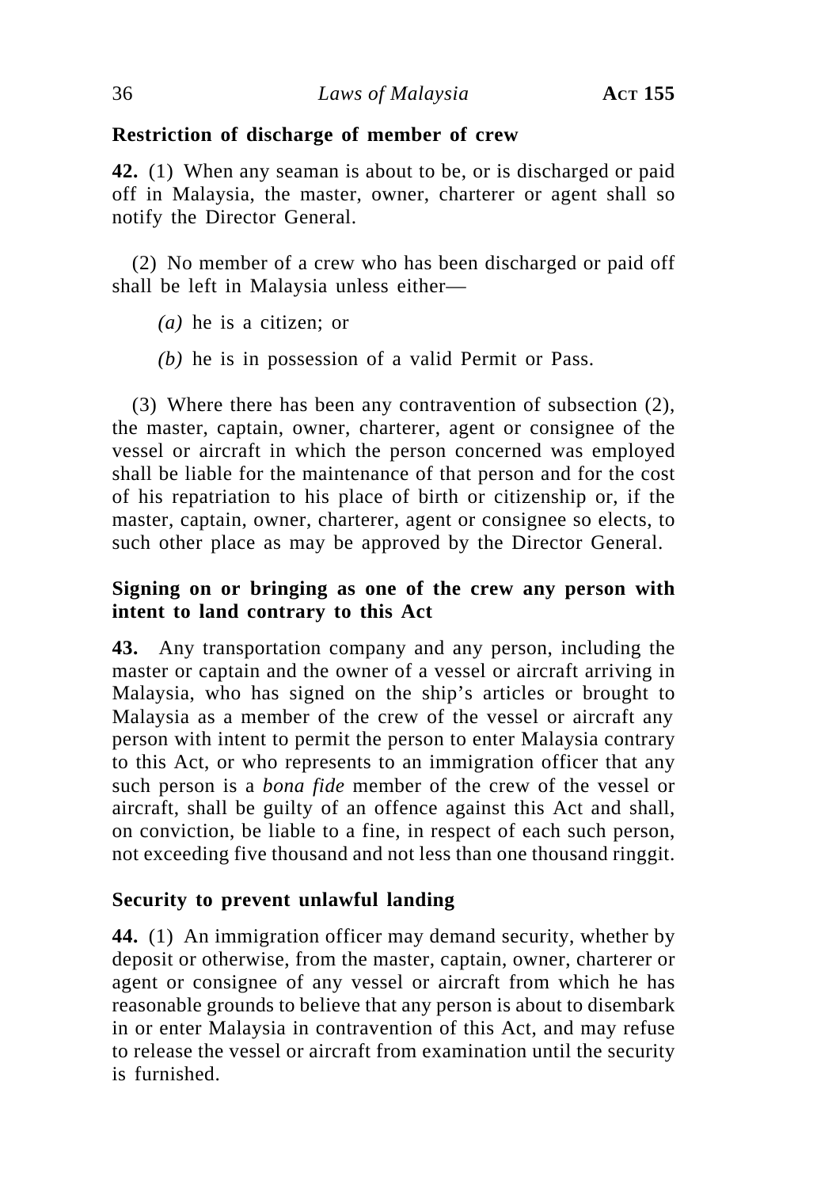**Restriction of discharge of member of crew**

**42.** (1) When any seaman is about to be, or is discharged or paid off in Malaysia, the master, owner, charterer or agent shall so notify the Director General.

(2) No member of a crew who has been discharged or paid off shall be left in Malaysia unless either—

*(a)* he is a citizen; or

*(b)* he is in possession of a valid Permit or Pass.

(3) Where there has been any contravention of subsection (2), the master, captain, owner, charterer, agent or consignee of the vessel or aircraft in which the person concerned was employed shall be liable for the maintenance of that person and for the cost of his repatriation to his place of birth or citizenship or, if the master, captain, owner, charterer, agent or consignee so elects, to such other place as may be approved by the Director General.

**Signing on or bringing as one of the crew any person with intent to land contrary to this Act**

**43.** Any transportation company and any person, including the master or captain and the owner of a vessel or aircraft arriving in Malaysia, who has signed on the ship's articles or brought to Malaysia as a member of the crew of the vessel or aircraft any person with intent to permit the person to enter Malaysia contrary to this Act, or who represents to an immigration officer that any such person is a *bona fide* member of the crew of the vessel or aircraft, shall be guilty of an offence against this Act and shall, on conviction, be liable to a fine, in respect of each such person, not exceeding five thousand and not less than one thousand ringgit.

**Security to prevent unlawful landing**

**44.** (1) An immigration officer may demand security, whether by deposit or otherwise, from the master, captain, owner, charterer or agent or consignee of any vessel or aircraft from which he has reasonable grounds to believe that any person is about to disembark in or enter Malaysia in contravention of this Act, and may refuse to release the vessel or aircraft from examination until the security is furnished.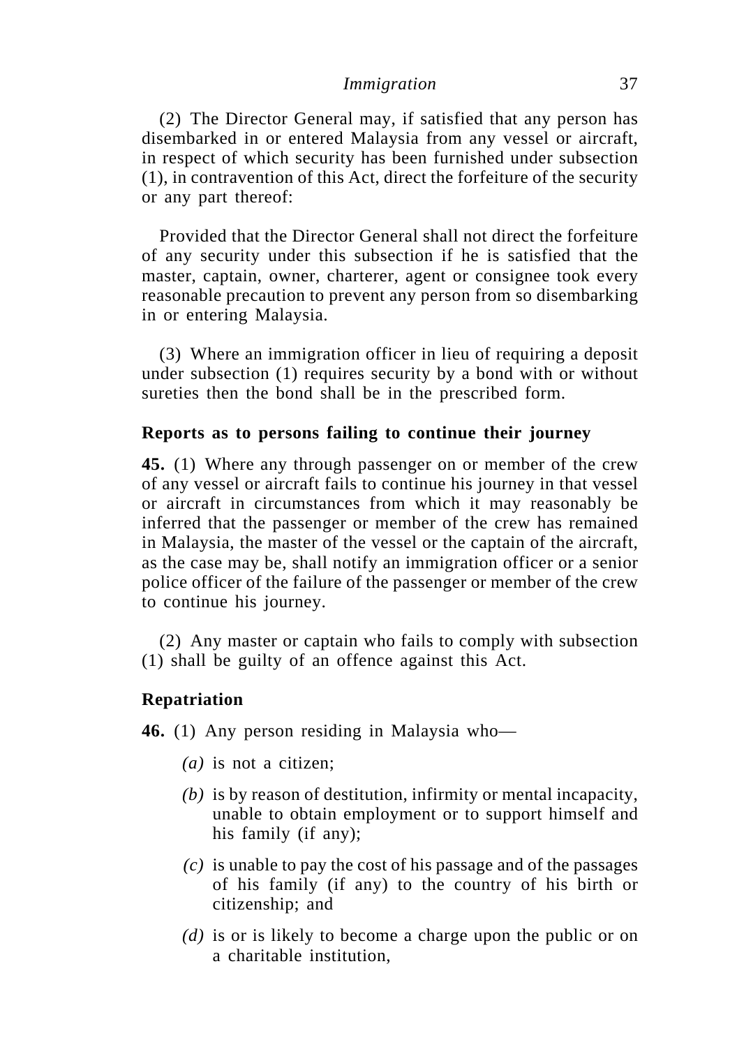(2) The Director General may, if satisfied that any person has disembarked in or entered Malaysia from any vessel or aircraft, in respect of which security has been furnished under subsection (1), in contravention of this Act, direct the forfeiture of the security or any part thereof:

Provided that the Director General shall not direct the forfeiture of any security under this subsection if he is satisfied that the master, captain, owner, charterer, agent or consignee took every reasonable precaution to prevent any person from so disembarking in or entering Malaysia.

(3) Where an immigration officer in lieu of requiring a deposit under subsection (1) requires security by a bond with or without sureties then the bond shall be in the prescribed form.

**Reports as to persons failing to continue their journey**

**45.** (1) Where any through passenger on or member of the crew of any vessel or aircraft fails to continue his journey in that vessel or aircraft in circumstances from which it may reasonably be inferred that the passenger or member of the crew has remained in Malaysia, the master of the vessel or the captain of the aircraft, as the case may be, shall notify an immigration officer or a senior police officer of the failure of the passenger or member of the crew to continue his journey.

(2) Any master or captain who fails to comply with subsection (1) shall be guilty of an offence against this Act.

**Repatriation**

**46.** (1) Any person residing in Malaysia who—

*(a)* is not a citizen;

*(b)* is by reason of destitution, infirmity or mental incapacity, unable to obtain employment or to support himself and his family (if any);

*(c)* is unable to pay the cost of his passage and of the passages of his family (if any) to the country of his birth or citizenship; and

*(d)* is or is likely to become a charge upon the public or on a charitable institution,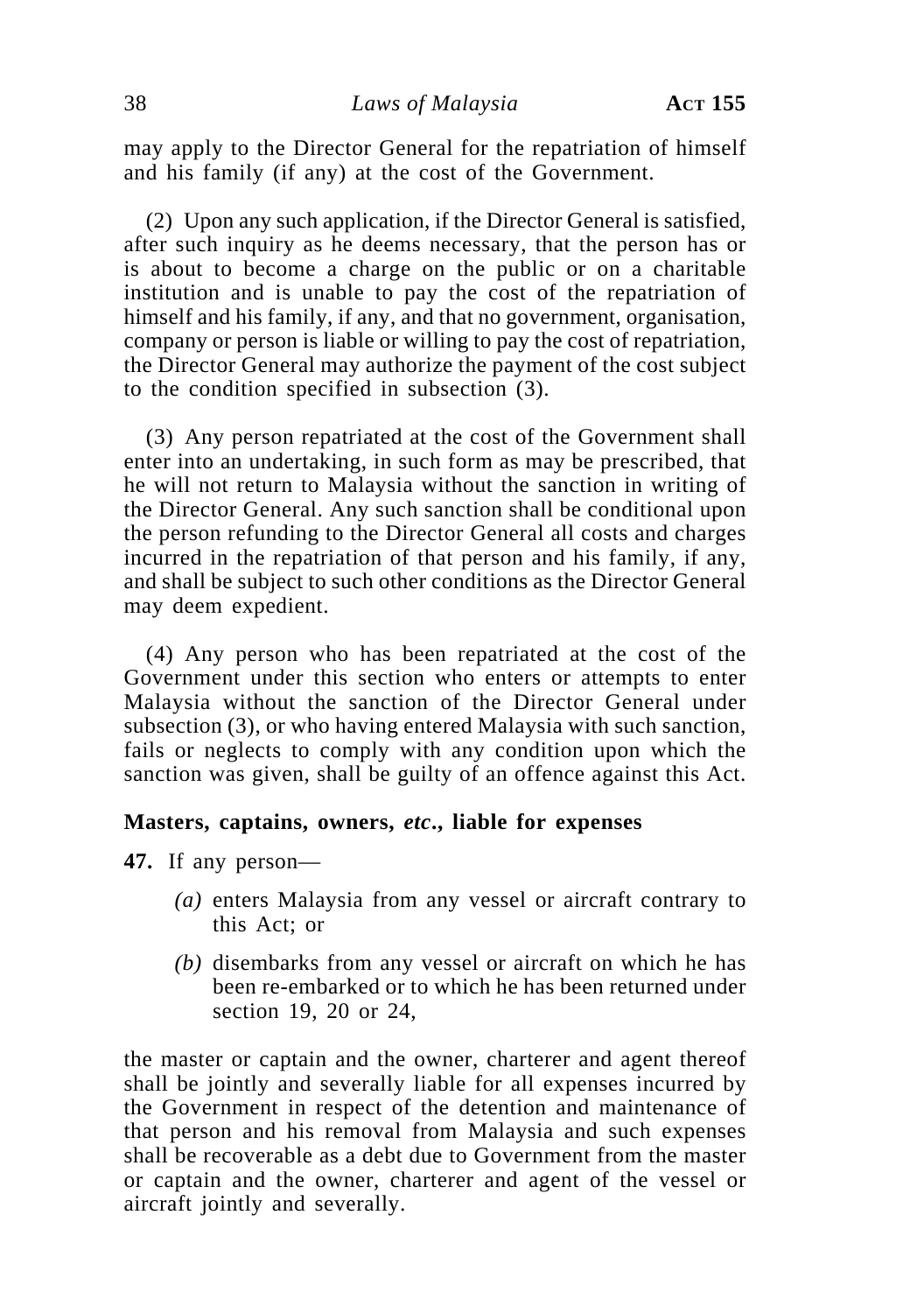may apply to the Director General for the repatriation of himself and his family (if any) at the cost of the Government.

(2) Upon any such application, if the Director General is satisfied, after such inquiry as he deems necessary, that the person has or is about to become a charge on the public or on a charitable institution and is unable to pay the cost of the repatriation of himself and his family, if any, and that no government, organisation, company or person is liable or willing to pay the cost of repatriation, the Director General may authorize the payment of the cost subject to the condition specified in subsection (3).

(3) Any person repatriated at the cost of the Government shall enter into an undertaking, in such form as may be prescribed, that he will not return to Malaysia without the sanction in writing of the Director General. Any such sanction shall be conditional upon the person refunding to the Director General all costs and charges incurred in the repatriation of that person and his family, if any, and shall be subject to such other conditions as the Director General may deem expedient.

(4) Any person who has been repatriated at the cost of the Government under this section who enters or attempts to enter Malaysia without the sanction of the Director General under subsection (3), or who having entered Malaysia with such sanction, fails or neglects to comply with any condition upon which the sanction was given, shall be guilty of an offence against this Act.

### Masters, captains, owners, *etc*., liable for expenses

**47.** If any person—

*(a)* enters Malaysia from any vessel or aircraft contrary to this Act; or

*(b)* disembarks from any vessel or aircraft on which he has been re-embarked or to which he has been returned under section 19, 20 or 24,

the master or captain and the owner, charterer and agent thereof shall be jointly and severally liable for all expenses incurred by the Government in respect of the detention and maintenance of that person and his removal from Malaysia and such expenses shall be recoverable as a debt due to Government from the master or captain and the owner, charterer and agent of the vessel or aircraft jointly and severally.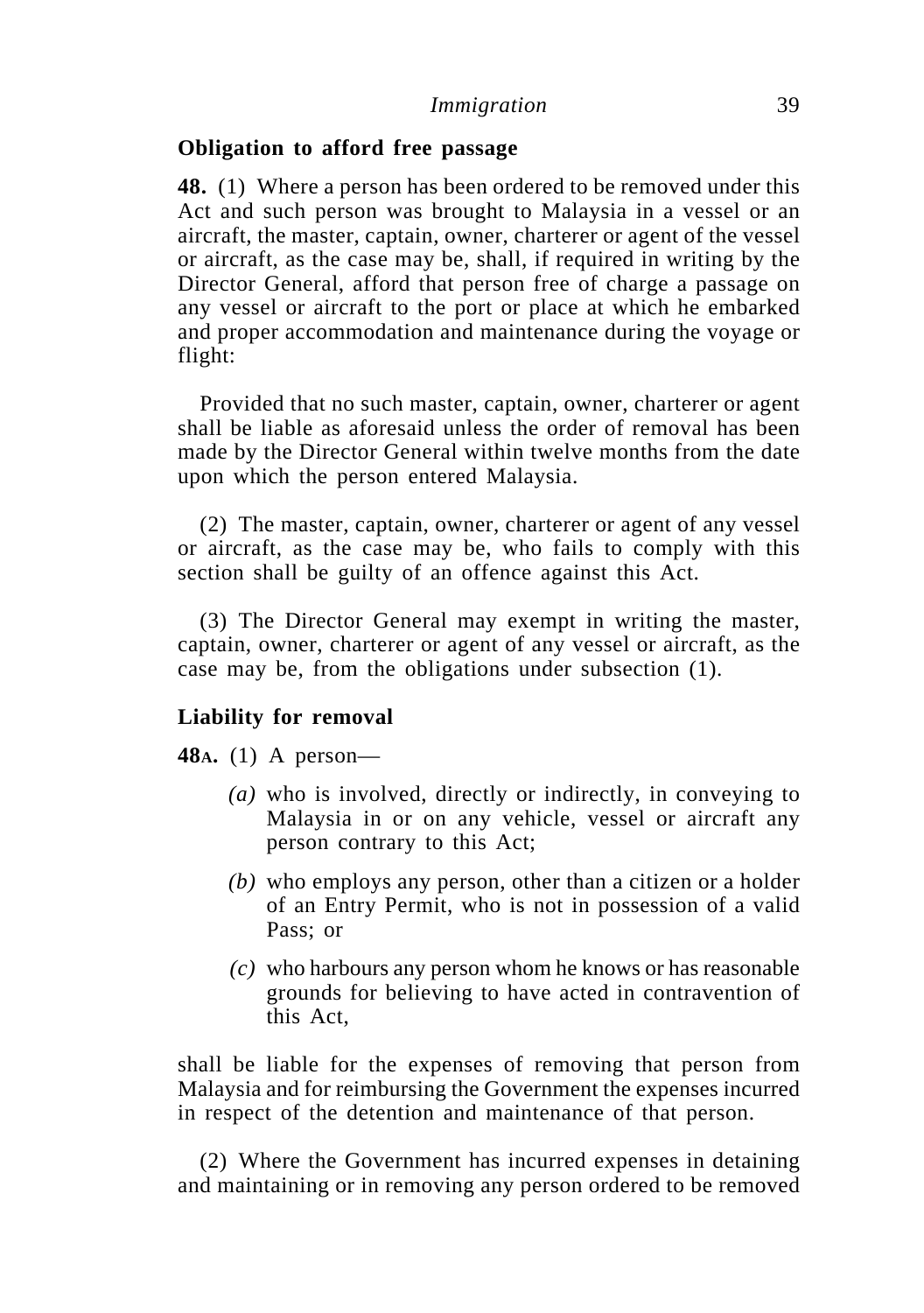**Obligation to afford free passage**

**48.** (1) Where a person has been ordered to be removed under this Act and such person was brought to Malaysia in a vessel or an aircraft, the master, captain, owner, charterer or agent of the vessel or aircraft, as the case may be, shall, if required in writing by the Director General, afford that person free of charge a passage on any vessel or aircraft to the port or place at which he embarked and proper accommodation and maintenance during the voyage or flight:

Provided that no such master, captain, owner, charterer or agent shall be liable as aforesaid unless the order of removal has been made by the Director General within twelve months from the date upon which the person entered Malaysia.

(2) The master, captain, owner, charterer or agent of any vessel or aircraft, as the case may be, who fails to comply with this section shall be guilty of an offence against this Act.

(3) The Director General may exempt in writing the master, captain, owner, charterer or agent of any vessel or aircraft, as the case may be, from the obligations under subsection (1).

**Liability for removal**

**48A.** (1) A person—

*(a)* who is involved, directly or indirectly, in conveying to Malaysia in or on any vehicle, vessel or aircraft any person contrary to this Act;

*(b)* who employs any person, other than a citizen or a holder of an Entry Permit, who is not in possession of a valid Pass; or

*(c)* who harbours any person whom he knows or has reasonable grounds for believing to have acted in contravention of this Act,

shall be liable for the expenses of removing that person from Malaysia and for reimbursing the Government the expenses incurred in respect of the detention and maintenance of that person.

(2) Where the Government has incurred expenses in detaining and maintaining or in removing any person ordered to be removed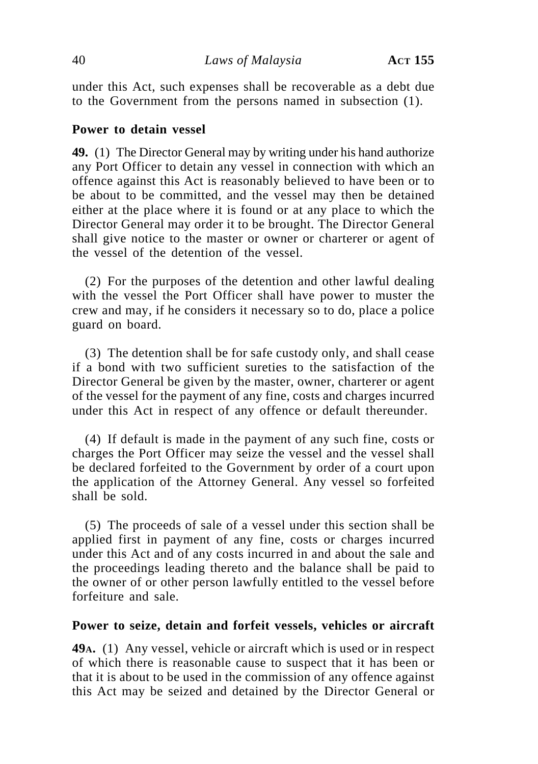under this Act, such expenses shall be recoverable as a debt due to the Government from the persons named in subsection (1).

### Power to detain vessel

**49.** (1) The Director General may by writing under his hand authorize any Port Officer to detain any vessel in connection with which an offence against this Act is reasonably believed to have been or to be about to be committed, and the vessel may then be detained either at the place where it is found or at any place to which the Director General may order it to be brought. The Director General shall give notice to the master or owner or charterer or agent of the vessel of the detention of the vessel.

(2) For the purposes of the detention and other lawful dealing with the vessel the Port Officer shall have power to muster the crew and may, if he considers it necessary so to do, place a police guard on board.

(3) The detention shall be for safe custody only, and shall cease if a bond with two sufficient sureties to the satisfaction of the Director General be given by the master, owner, charterer or agent of the vessel for the payment of any fine, costs and charges incurred under this Act in respect of any offence or default thereunder.

(4) If default is made in the payment of any such fine, costs or charges the Port Officer may seize the vessel and the vessel shall be declared forfeited to the Government by order of a court upon the application of the Attorney General. Any vessel so forfeited shall be sold.

(5) The proceeds of sale of a vessel under this section shall be applied first in payment of any fine, costs or charges incurred under this Act and of any costs incurred in and about the sale and the proceedings leading thereto and the balance shall be paid to the owner of or other person lawfully entitled to the vessel before forfeiture and sale.

### Power to seize, detain and forfeit vessels, vehicles or aircraft

**49A.** (1) Any vessel, vehicle or aircraft which is used or in respect of which there is reasonable cause to suspect that it has been or that it is about to be used in the commission of any offence against this Act may be seized and detained by the Director General or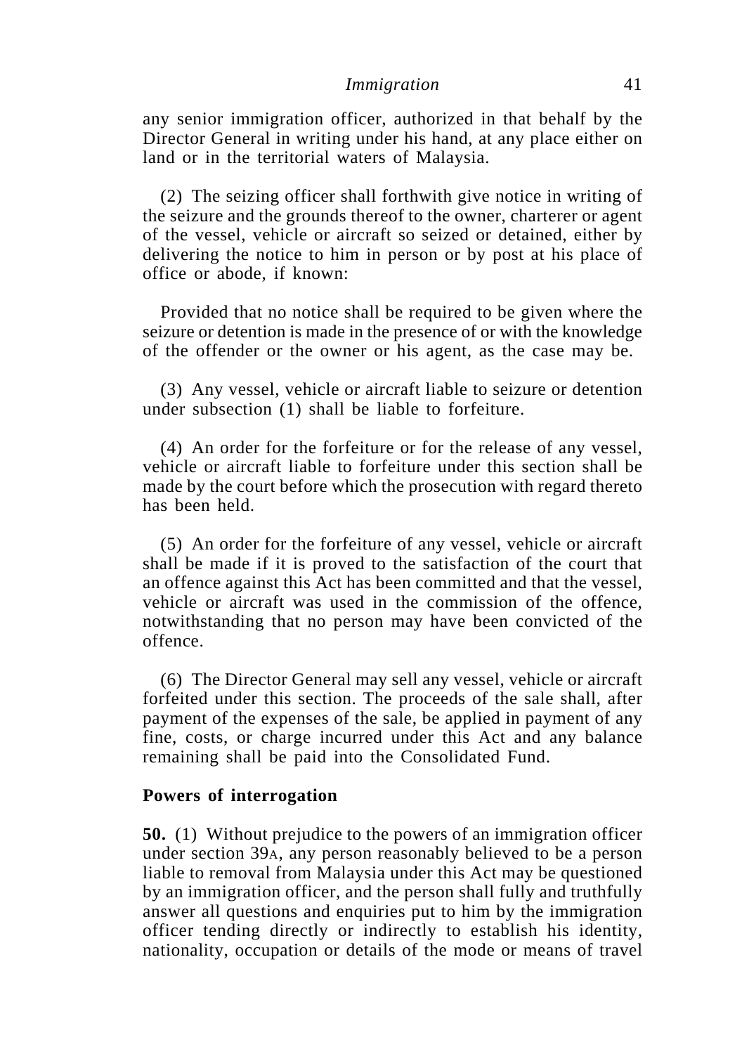any senior immigration officer, authorized in that behalf by the Director General in writing under his hand, at any place either on land or in the territorial waters of Malaysia.

(2) The seizing officer shall forthwith give notice in writing of the seizure and the grounds thereof to the owner, charterer or agent of the vessel, vehicle or aircraft so seized or detained, either by delivering the notice to him in person or by post at his place of office or abode, if known:

Provided that no notice shall be required to be given where the seizure or detention is made in the presence of or with the knowledge of the offender or the owner or his agent, as the case may be.

(3) Any vessel, vehicle or aircraft liable to seizure or detention under subsection (1) shall be liable to forfeiture.

(4) An order for the forfeiture or for the release of any vessel, vehicle or aircraft liable to forfeiture under this section shall be made by the court before which the prosecution with regard thereto has been held.

(5) An order for the forfeiture of any vessel, vehicle or aircraft shall be made if it is proved to the satisfaction of the court that an offence against this Act has been committed and that the vessel, vehicle or aircraft was used in the commission of the offence, notwithstanding that no person may have been convicted of the offence.

(6) The Director General may sell any vessel, vehicle or aircraft forfeited under this section. The proceeds of the sale shall, after payment of the expenses of the sale, be applied in payment of any fine, costs, or charge incurred under this Act and any balance remaining shall be paid into the Consolidated Fund.

**Powers of interrogation**

**50.** (1) Without prejudice to the powers of an immigration officer under section 39A, any person reasonably believed to be a person liable to removal from Malaysia under this Act may be questioned by an immigration officer, and the person shall fully and truthfully answer all questions and enquiries put to him by the immigration officer tending directly or indirectly to establish his identity, nationality, occupation or details of the mode or means of travel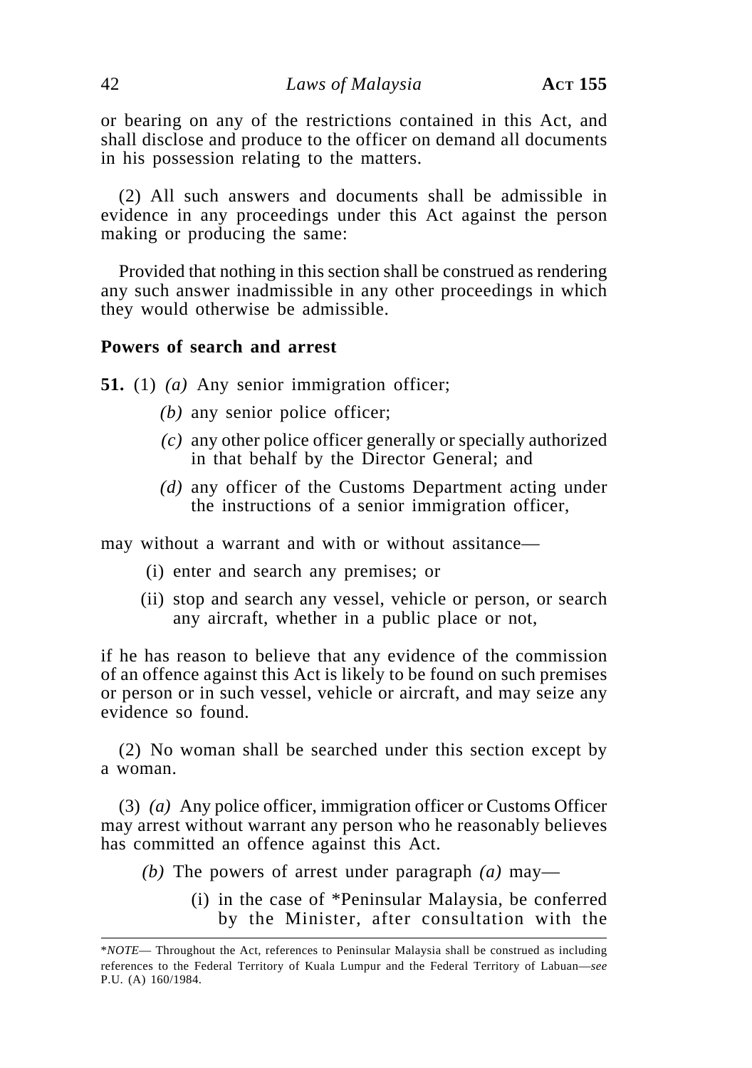or bearing on any of the restrictions contained in this Act, and shall disclose and produce to the officer on demand all documents in his possession relating to the matters.

(2) All such answers and documents shall be admissible in evidence in any proceedings under this Act against the person making or producing the same:

Provided that nothing in this section shall be construed as rendering any such answer inadmissible in any other proceedings in which they would otherwise be admissible.

**Powers of search and arrest**

**51.** (1) *(a)* Any senior immigration officer;

*(b)* any senior police officer;

*(c)* any other police officer generally or specially authorized in that behalf by the Director General; and

*(d)* any officer of the Customs Department acting under the instructions of a senior immigration officer,

may without a warrant and with or without assitance—

(i) enter and search any premises; or

(ii) stop and search any vessel, vehicle or person, or search any aircraft, whether in a public place or not,

if he has reason to believe that any evidence of the commission of an offence against this Act is likely to be found on such premises or person or in such vessel, vehicle or aircraft, and may seize any evidence so found.

(2) No woman shall be searched under this section except by a woman.

(3) *(a)* Any police officer, immigration officer or Customs Officer may arrest without warrant any person who he reasonably believes has committed an offence against this Act.

*(b)* The powers of arrest under paragraph *(a)* may—

(i) in the case of *Peninsular Malaysia, be conferred by the Minister, after consultation with the

---

*\*NOTE*— Throughout the Act, references to Peninsular Malaysia shall be construed as including references to the Federal Territory of Kuala Lumpur and the Federal Territory of Labuan—*see* P.U. (A) 160/1984.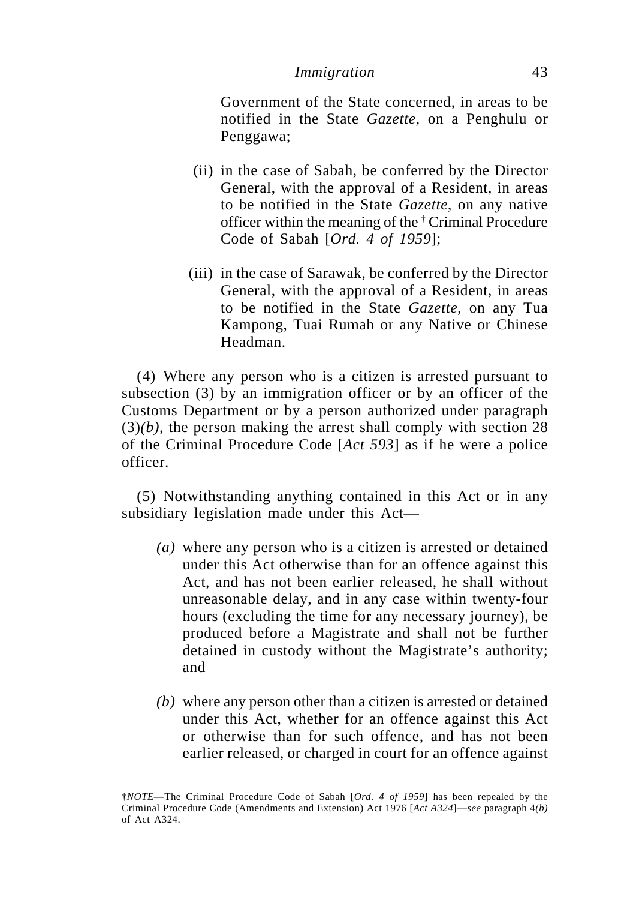Government of the State concerned, in areas to be notified in the State *Gazette*, on a Penghulu or Penggawa;

(ii) in the case of Sabah, be conferred by the Director General, with the approval of a Resident, in areas to be notified in the State *Gazette*, on any native officer within the meaning of the † Criminal Procedure Code of Sabah [*Ord. 4 of 1959*];

(iii) in the case of Sarawak, be conferred by the Director General, with the approval of a Resident, in areas to be notified in the State *Gazette*, on any Tua Kampong, Tuai Rumah or any Native or Chinese Headman.

(4) Where any person who is a citizen is arrested pursuant to subsection (3) by an immigration officer or by an officer of the Customs Department or by a person authorized under paragraph (3)*(b)*, the person making the arrest shall comply with section 28 of the Criminal Procedure Code [*Act 593*] as if he were a police officer.

(5) Notwithstanding anything contained in this Act or in any subsidiary legislation made under this Act—

*(a)* where any person who is a citizen is arrested or detained under this Act otherwise than for an offence against this Act, and has not been earlier released, he shall without unreasonable delay, and in any case within twenty-four hours (excluding the time for any necessary journey), be produced before a Magistrate and shall not be further detained in custody without the Magistrate's authority; and

*(b)* where any person other than a citizen is arrested or detained under this Act, whether for an offence against this Act or otherwise than for such offence, and has not been earlier released, or charged in court for an offence against

---

†*NOTE*—The Criminal Procedure Code of Sabah [*Ord. 4 of 1959*] has been repealed by the Criminal Procedure Code (Amendments and Extension) Act 1976 [*Act A324*]—*see* paragraph 4*(b)* of Act A324.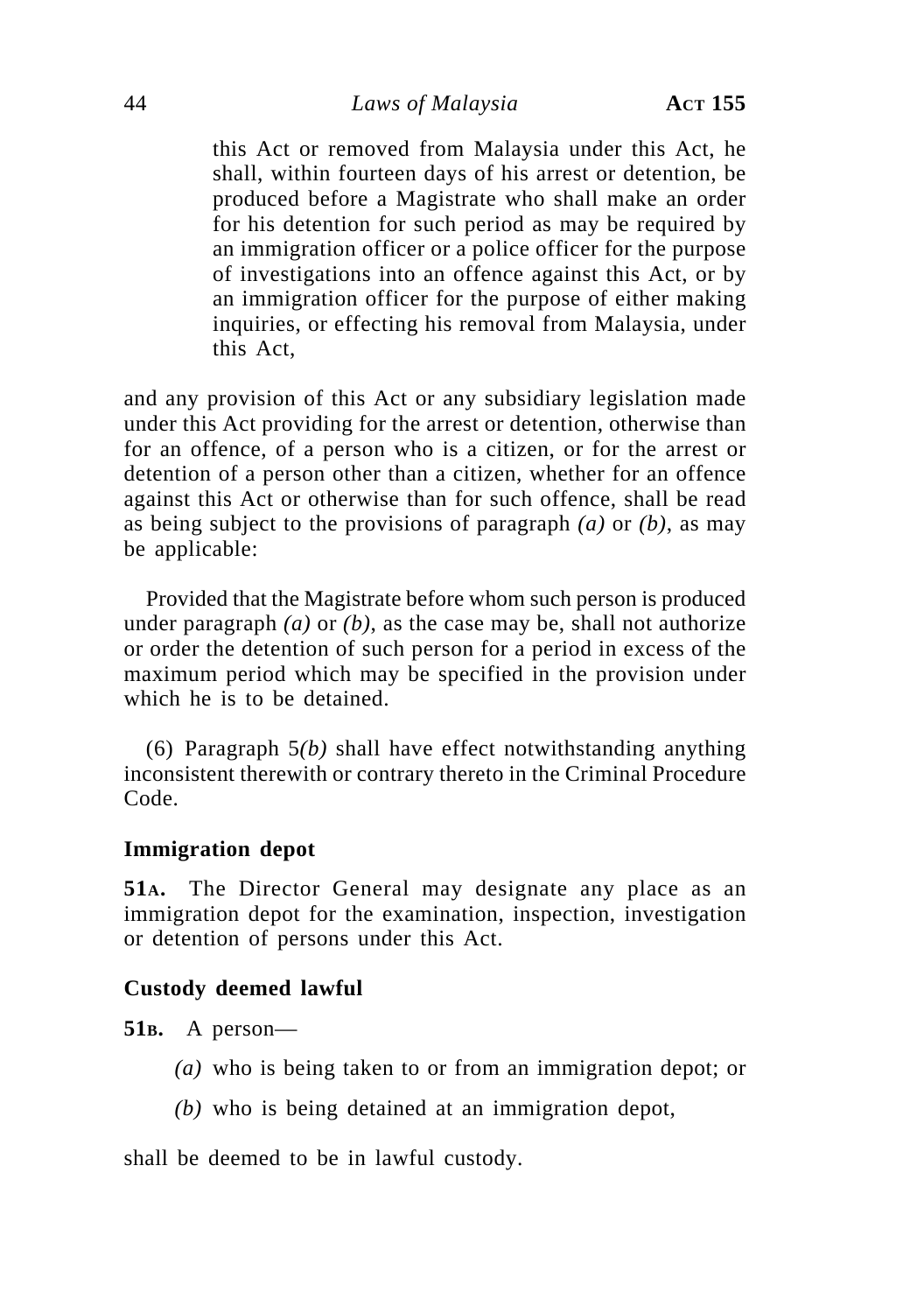this Act or removed from Malaysia under this Act, he shall, within fourteen days of his arrest or detention, be produced before a Magistrate who shall make an order for his detention for such period as may be required by an immigration officer or a police officer for the purpose of investigations into an offence against this Act, or by an immigration officer for the purpose of either making inquiries, or effecting his removal from Malaysia, under this Act,

and any provision of this Act or any subsidiary legislation made under this Act providing for the arrest or detention, otherwise than for an offence, of a person who is a citizen, or for the arrest or detention of a person other than a citizen, whether for an offence against this Act or otherwise than for such offence, shall be read as being subject to the provisions of paragraph *(a)* or *(b)*, as may be applicable:

Provided that the Magistrate before whom such person is produced under paragraph *(a)* or *(b)*, as the case may be, shall not authorize or order the detention of such person for a period in excess of the maximum period which may be specified in the provision under which he is to be detained.

(6) Paragraph 5*(b)* shall have effect notwithstanding anything inconsistent therewith or contrary thereto in the Criminal Procedure Code.

**Immigration depot**

**51A.** The Director General may designate any place as an immigration depot for the examination, inspection, investigation or detention of persons under this Act.

**Custody deemed lawful**

**51B.** A person—

*(a)* who is being taken to or from an immigration depot; or

*(b)* who is being detained at an immigration depot,

shall be deemed to be in lawful custody.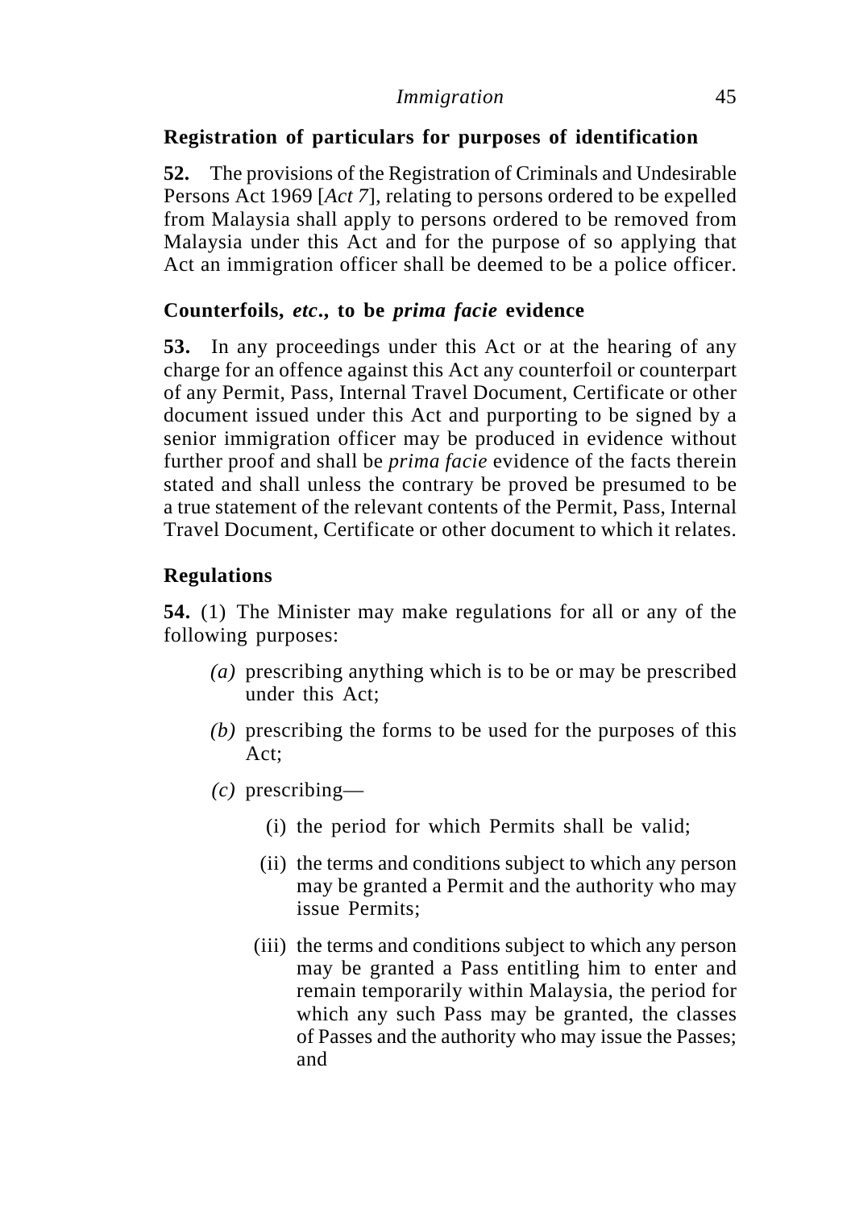## Registration of particulars for purposes of identification

**52.** The provisions of the Registration of Criminals and Undesirable Persons Act 1969 [*Act 7*], relating to persons ordered to be expelled from Malaysia shall apply to persons ordered to be removed from Malaysia under this Act and for the purpose of so applying that Act an immigration officer shall be deemed to be a police officer.

## Counterfoils, *etc*., to be *prima facie* evidence

**53.** In any proceedings under this Act or at the hearing of any charge for an offence against this Act any counterfoil or counterpart of any Permit, Pass, Internal Travel Document, Certificate or other document issued under this Act and purporting to be signed by a senior immigration officer may be produced in evidence without further proof and shall be *prima facie* evidence of the facts therein stated and shall unless the contrary be proved be presumed to be a true statement of the relevant contents of the Permit, Pass, Internal Travel Document, Certificate or other document to which it relates.

## Regulations

**54.** (1) The Minister may make regulations for all or any of the following purposes:

*(a)* prescribing anything which is to be or may be prescribed under this Act;

*(b)* prescribing the forms to be used for the purposes of this Act;

*(c)* prescribing—

(i) the period for which Permits shall be valid;

(ii) the terms and conditions subject to which any person may be granted a Permit and the authority who may issue Permits;

(iii) the terms and conditions subject to which any person may be granted a Pass entitling him to enter and remain temporarily within Malaysia, the period for which any such Pass may be granted, the classes of Passes and the authority who may issue the Passes; and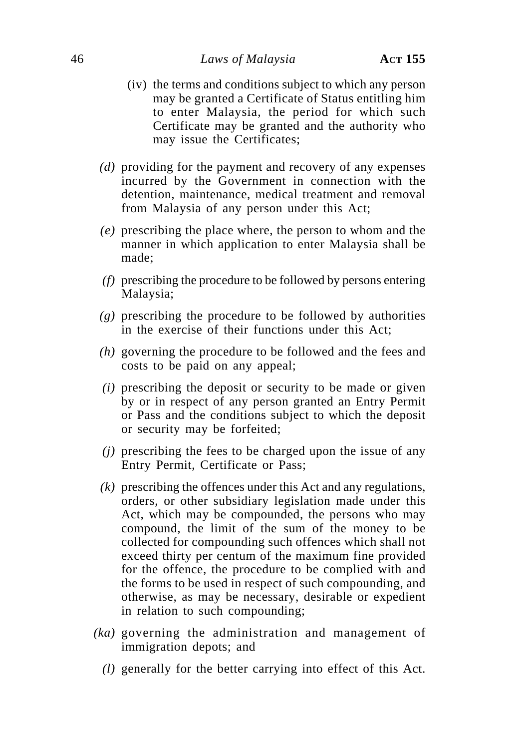(iv) the terms and conditions subject to which any person may be granted a Certificate of Status entitling him to enter Malaysia, the period for which such Certificate may be granted and the authority who may issue the Certificates;

*(d)* providing for the payment and recovery of any expenses incurred by the Government in connection with the detention, maintenance, medical treatment and removal from Malaysia of any person under this Act;

*(e)* prescribing the place where, the person to whom and the manner in which application to enter Malaysia shall be made;

*(f)* prescribing the procedure to be followed by persons entering Malaysia;

*(g)* prescribing the procedure to be followed by authorities in the exercise of their functions under this Act;

*(h)* governing the procedure to be followed and the fees and costs to be paid on any appeal;

*(i)* prescribing the deposit or security to be made or given by or in respect of any person granted an Entry Permit or Pass and the conditions subject to which the deposit or security may be forfeited;

*(j)* prescribing the fees to be charged upon the issue of any Entry Permit, Certificate or Pass;

*(k)* prescribing the offences under this Act and any regulations, orders, or other subsidiary legislation made under this Act, which may be compounded, the persons who may compound, the limit of the sum of the money to be collected for compounding such offences which shall not exceed thirty per centum of the maximum fine provided for the offence, the procedure to be complied with and the forms to be used in respect of such compounding, and otherwise, as may be necessary, desirable or expedient in relation to such compounding;

*(ka)* governing the administration and management of immigration depots; and

*(l)* generally for the better carrying into effect of this Act.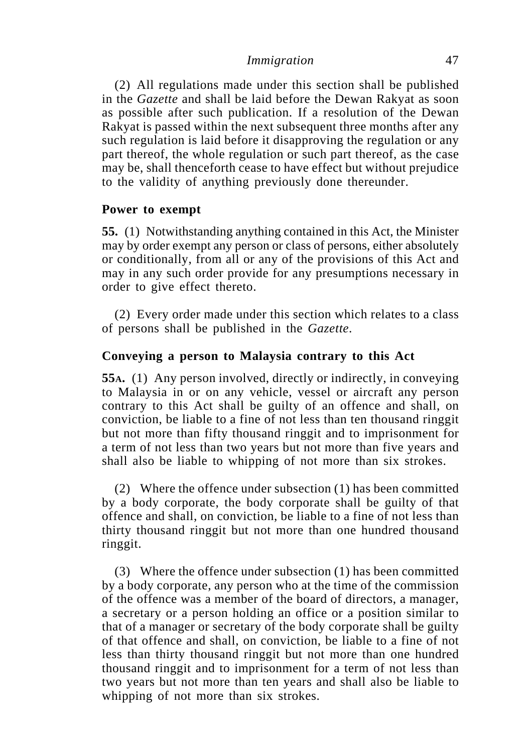(2) All regulations made under this section shall be published in the *Gazette* and shall be laid before the Dewan Rakyat as soon as possible after such publication. If a resolution of the Dewan Rakyat is passed within the next subsequent three months after any such regulation is laid before it disapproving the regulation or any part thereof, the whole regulation or such part thereof, as the case may be, shall thenceforth cease to have effect but without prejudice to the validity of anything previously done thereunder.

**Power to exempt**

**55.** (1) Notwithstanding anything contained in this Act, the Minister may by order exempt any person or class of persons, either absolutely or conditionally, from all or any of the provisions of this Act and may in any such order provide for any presumptions necessary in order to give effect thereto.

(2) Every order made under this section which relates to a class of persons shall be published in the *Gazette*.

**Conveying a person to Malaysia contrary to this Act**

**55A.** (1) Any person involved, directly or indirectly, in conveying to Malaysia in or on any vehicle, vessel or aircraft any person contrary to this Act shall be guilty of an offence and shall, on conviction, be liable to a fine of not less than ten thousand ringgit but not more than fifty thousand ringgit and to imprisonment for a term of not less than two years but not more than five years and shall also be liable to whipping of not more than six strokes.

(2) Where the offence under subsection (1) has been committed by a body corporate, the body corporate shall be guilty of that offence and shall, on conviction, be liable to a fine of not less than thirty thousand ringgit but not more than one hundred thousand ringgit.

(3) Where the offence under subsection (1) has been committed by a body corporate, any person who at the time of the commission of the offence was a member of the board of directors, a manager, a secretary or a person holding an office or a position similar to that of a manager or secretary of the body corporate shall be guilty of that offence and shall, on conviction, be liable to a fine of not less than thirty thousand ringgit but not more than one hundred thousand ringgit and to imprisonment for a term of not less than two years but not more than ten years and shall also be liable to whipping of not more than six strokes.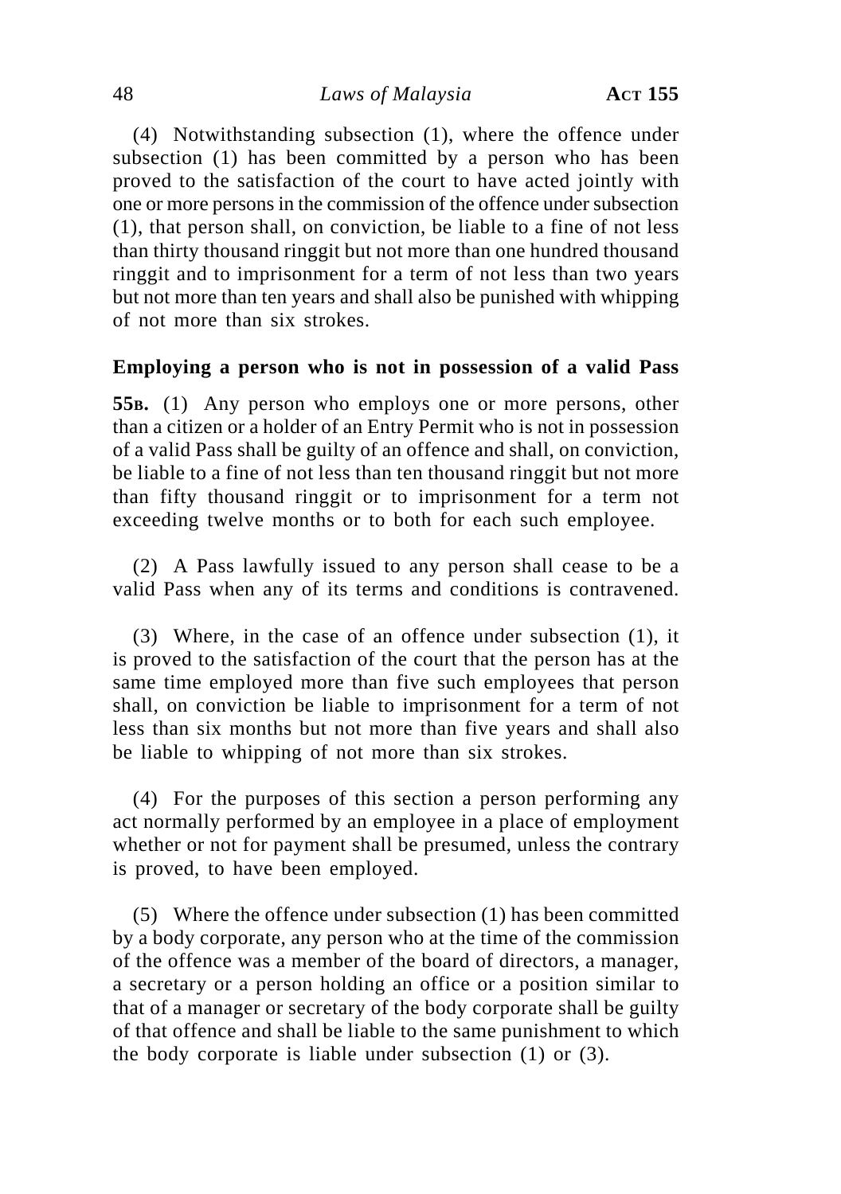(4) Notwithstanding subsection (1), where the offence under subsection (1) has been committed by a person who has been proved to the satisfaction of the court to have acted jointly with one or more persons in the commission of the offence under subsection (1), that person shall, on conviction, be liable to a fine of not less than thirty thousand ringgit but not more than one hundred thousand ringgit and to imprisonment for a term of not less than two years but not more than ten years and shall also be punished with whipping of not more than six strokes.

**Employing a person who is not in possession of a valid Pass**

**55B.** (1) Any person who employs one or more persons, other than a citizen or a holder of an Entry Permit who is not in possession of a valid Pass shall be guilty of an offence and shall, on conviction, be liable to a fine of not less than ten thousand ringgit but not more than fifty thousand ringgit or to imprisonment for a term not exceeding twelve months or to both for each such employee.

(2) A Pass lawfully issued to any person shall cease to be a valid Pass when any of its terms and conditions is contravened.

(3) Where, in the case of an offence under subsection (1), it is proved to the satisfaction of the court that the person has at the same time employed more than five such employees that person shall, on conviction be liable to imprisonment for a term of not less than six months but not more than five years and shall also be liable to whipping of not more than six strokes.

(4) For the purposes of this section a person performing any act normally performed by an employee in a place of employment whether or not for payment shall be presumed, unless the contrary is proved, to have been employed.

(5) Where the offence under subsection (1) has been committed by a body corporate, any person who at the time of the commission of the offence was a member of the board of directors, a manager, a secretary or a person holding an office or a position similar to that of a manager or secretary of the body corporate shall be guilty of that offence and shall be liable to the same punishment to which the body corporate is liable under subsection (1) or (3).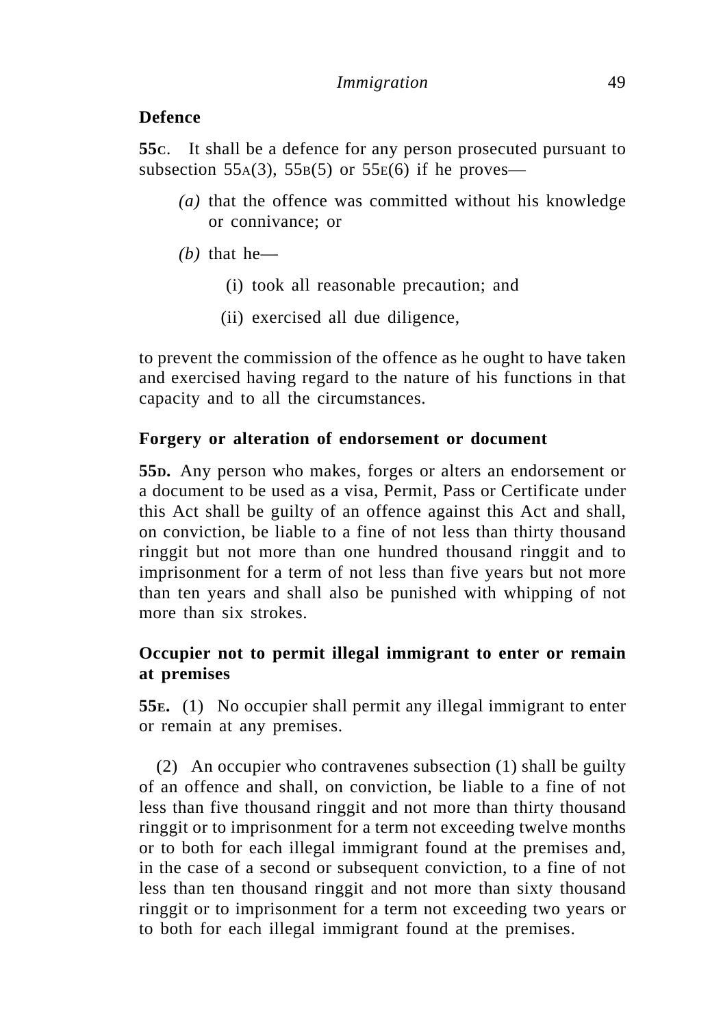**Defence**

**55C**. It shall be a defence for any person prosecuted pursuant to subsection 55A(3), 55B(5) or 55E(6) if he proves—

*(a)* that the offence was committed without his knowledge or connivance; or

*(b)* that he—

(i) took all reasonable precaution; and

(ii) exercised all due diligence,

to prevent the commission of the offence as he ought to have taken and exercised having regard to the nature of his functions in that capacity and to all the circumstances.

**Forgery or alteration of endorsement or document**

**55D.** Any person who makes, forges or alters an endorsement or a document to be used as a visa, Permit, Pass or Certificate under this Act shall be guilty of an offence against this Act and shall, on conviction, be liable to a fine of not less than thirty thousand ringgit but not more than one hundred thousand ringgit and to imprisonment for a term of not less than five years but not more than ten years and shall also be punished with whipping of not more than six strokes.

**Occupier not to permit illegal immigrant to enter or remain at premises**

**55E.** (1) No occupier shall permit any illegal immigrant to enter or remain at any premises.

(2) An occupier who contravenes subsection (1) shall be guilty of an offence and shall, on conviction, be liable to a fine of not less than five thousand ringgit and not more than thirty thousand ringgit or to imprisonment for a term not exceeding twelve months or to both for each illegal immigrant found at the premises and, in the case of a second or subsequent conviction, to a fine of not less than ten thousand ringgit and not more than sixty thousand ringgit or to imprisonment for a term not exceeding two years or to both for each illegal immigrant found at the premises.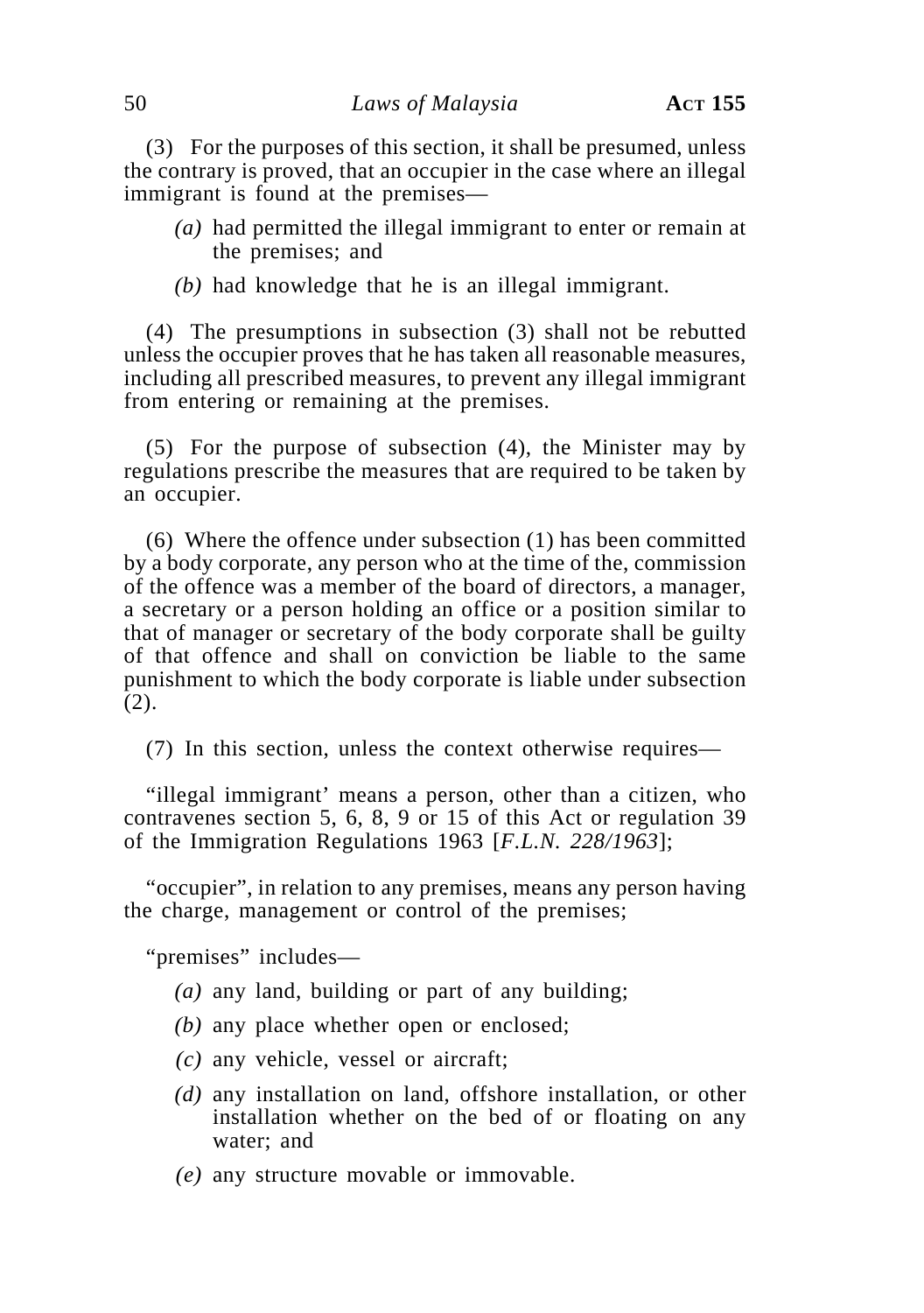(3) For the purposes of this section, it shall be presumed, unless the contrary is proved, that an occupier in the case where an illegal immigrant is found at the premises—

*(a)* had permitted the illegal immigrant to enter or remain at the premises; and

*(b)* had knowledge that he is an illegal immigrant.

(4) The presumptions in subsection (3) shall not be rebutted unless the occupier proves that he has taken all reasonable measures, including all prescribed measures, to prevent any illegal immigrant from entering or remaining at the premises.

(5) For the purpose of subsection (4), the Minister may by regulations prescribe the measures that are required to be taken by an occupier.

(6) Where the offence under subsection (1) has been committed by a body corporate, any person who at the time of the, commission of the offence was a member of the board of directors, a manager, a secretary or a person holding an office or a position similar to that of manager or secretary of the body corporate shall be guilty of that offence and shall on conviction be liable to the same punishment to which the body corporate is liable under subsection (2).

(7) In this section, unless the context otherwise requires—

"illegal immigrant' means a person, other than a citizen, who contravenes section 5, 6, 8, 9 or 15 of this Act or regulation 39 of the Immigration Regulations 1963 [*F.L.N. 228/1963*];

"occupier", in relation to any premises, means any person having the charge, management or control of the premises;

"premises" includes—

*(a)* any land, building or part of any building;

*(b)* any place whether open or enclosed;

*(c)* any vehicle, vessel or aircraft;

*(d)* any installation on land, offshore installation, or other installation whether on the bed of or floating on any water; and

*(e)* any structure movable or immovable.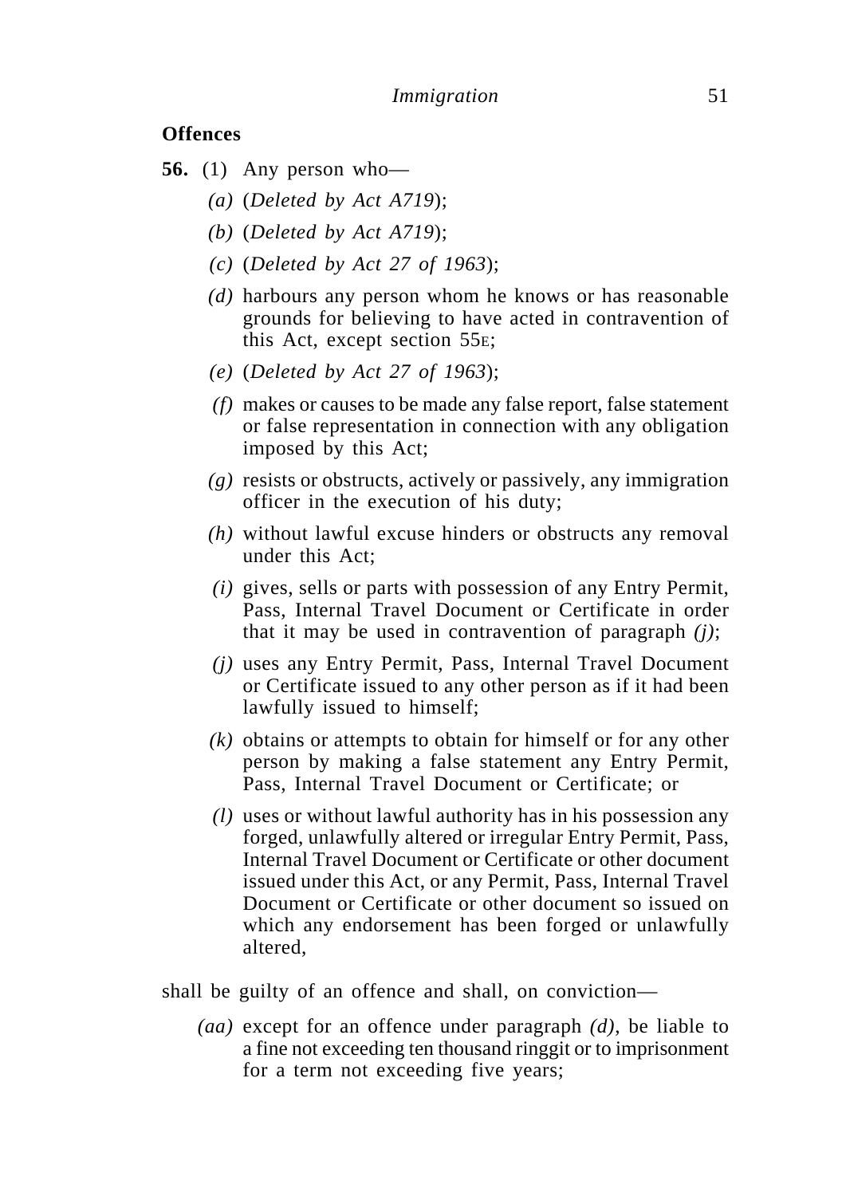**Offences**

**56.** (1) Any person who—

*(a)* (*Deleted by Act A719*);

*(b)* (*Deleted by Act A719*);

*(c)* (*Deleted by Act 27 of 1963*);

*(d)* harbours any person whom he knows or has reasonable grounds for believing to have acted in contravention of this Act, except section 55E;

*(e)* (*Deleted by Act 27 of 1963*);

*(f)* makes or causes to be made any false report, false statement or false representation in connection with any obligation imposed by this Act;

*(g)* resists or obstructs, actively or passively, any immigration officer in the execution of his duty;

*(h)* without lawful excuse hinders or obstructs any removal under this Act;

*(i)* gives, sells or parts with possession of any Entry Permit, Pass, Internal Travel Document or Certificate in order that it may be used in contravention of paragraph *(j)*;

*(j)* uses any Entry Permit, Pass, Internal Travel Document or Certificate issued to any other person as if it had been lawfully issued to himself;

*(k)* obtains or attempts to obtain for himself or for any other person by making a false statement any Entry Permit, Pass, Internal Travel Document or Certificate; or

*(l)* uses or without lawful authority has in his possession any forged, unlawfully altered or irregular Entry Permit, Pass, Internal Travel Document or Certificate or other document issued under this Act, or any Permit, Pass, Internal Travel Document or Certificate or other document so issued on which any endorsement has been forged or unlawfully altered,

shall be guilty of an offence and shall, on conviction—

*(aa)* except for an offence under paragraph *(d)*, be liable to a fine not exceeding ten thousand ringgit or to imprisonment for a term not exceeding five years;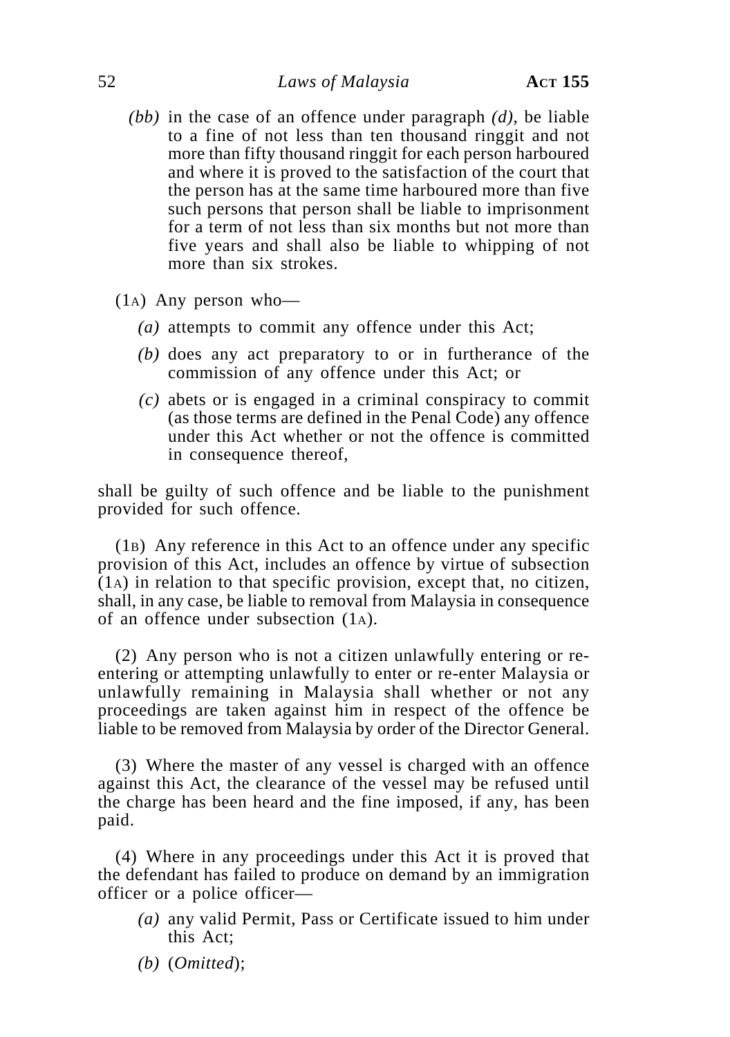*(bb)* in the case of an offence under paragraph *(d)*, be liable to a fine of not less than ten thousand ringgit and not more than fifty thousand ringgit for each person harboured and where it is proved to the satisfaction of the court that the person has at the same time harboured more than five such persons that person shall be liable to imprisonment for a term of not less than six months but not more than five years and shall also be liable to whipping of not more than six strokes.

(1A) Any person who—

*(a)* attempts to commit any offence under this Act;

*(b)* does any act preparatory to or in furtherance of the commission of any offence under this Act; or

*(c)* abets or is engaged in a criminal conspiracy to commit (as those terms are defined in the Penal Code) any offence under this Act whether or not the offence is committed in consequence thereof,

shall be guilty of such offence and be liable to the punishment provided for such offence.

(1B) Any reference in this Act to an offence under any specific provision of this Act, includes an offence by virtue of subsection (1A) in relation to that specific provision, except that, no citizen, shall, in any case, be liable to removal from Malaysia in consequence of an offence under subsection (1A).

(2) Any person who is not a citizen unlawfully entering or re-entering or attempting unlawfully to enter or re-enter Malaysia or unlawfully remaining in Malaysia shall whether or not any proceedings are taken against him in respect of the offence be liable to be removed from Malaysia by order of the Director General.

(3) Where the master of any vessel is charged with an offence against this Act, the clearance of the vessel may be refused until the charge has been heard and the fine imposed, if any, has been paid.

(4) Where in any proceedings under this Act it is proved that the defendant has failed to produce on demand by an immigration officer or a police officer—

*(a)* any valid Permit, Pass or Certificate issued to him under this Act;

*(b)* (*Omitted*);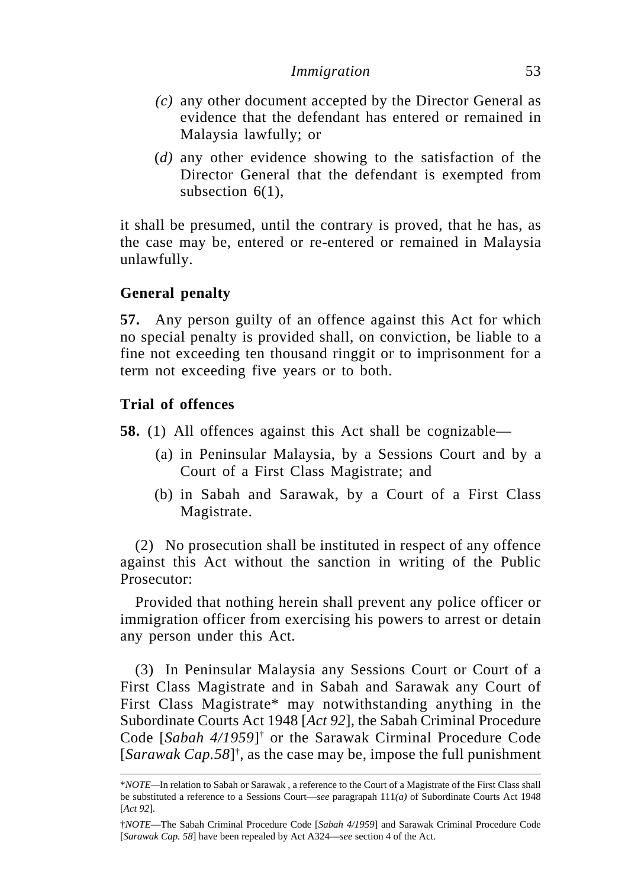(*c*) any other document accepted by the Director General as evidence that the defendant has entered or remained in Malaysia lawfully; or

(*d*) any other evidence showing to the satisfaction of the Director General that the defendant is exempted from subsection 6(1),

it shall be presumed, until the contrary is proved, that he has, as the case may be, entered or re-entered or remained in Malaysia unlawfully.

**General penalty**

**57.** Any person guilty of an offence against this Act for which no special penalty is provided shall, on conviction, be liable to a fine not exceeding ten thousand ringgit or to imprisonment for a term not exceeding five years or to both.

**Trial of offences**

**58.** (1) All offences against this Act shall be cognizable—

(a) in Peninsular Malaysia, by a Sessions Court and by a Court of a First Class Magistrate; and

(b) in Sabah and Sarawak, by a Court of a First Class Magistrate.

(2) No prosecution shall be instituted in respect of any offence against this Act without the sanction in writing of the Public Prosecutor:

Provided that nothing herein shall prevent any police officer or immigration officer from exercising his powers to arrest or detain any person under this Act.

(3) In Peninsular Malaysia any Sessions Court or Court of a First Class Magistrate and in Sabah and Sarawak any Court of First Class Magistrate* may notwithstanding anything in the Subordinate Courts Act 1948 [*Act 92*], the Sabah Criminal Procedure Code [*Sabah 4/1959*]† or the Sarawak Cirminal Procedure Code [*Sarawak Cap.58*]†, as the case may be, impose the full punishment

---

\**NOTE*—In relation to Sabah or Sarawak , a reference to the Court of a Magistrate of the First Class shall be substituted a reference to a Sessions Court—*see* paragrapah 111*(a)* of Subordinate Courts Act 1948 [*Act 92*].

†*NOTE*—The Sabah Criminal Procedure Code [*Sabah 4/1959*] and Sarawak Criminal Procedure Code [*Sarawak Cap. 58*] have been repealed by Act A324—*see* section 4 of the Act.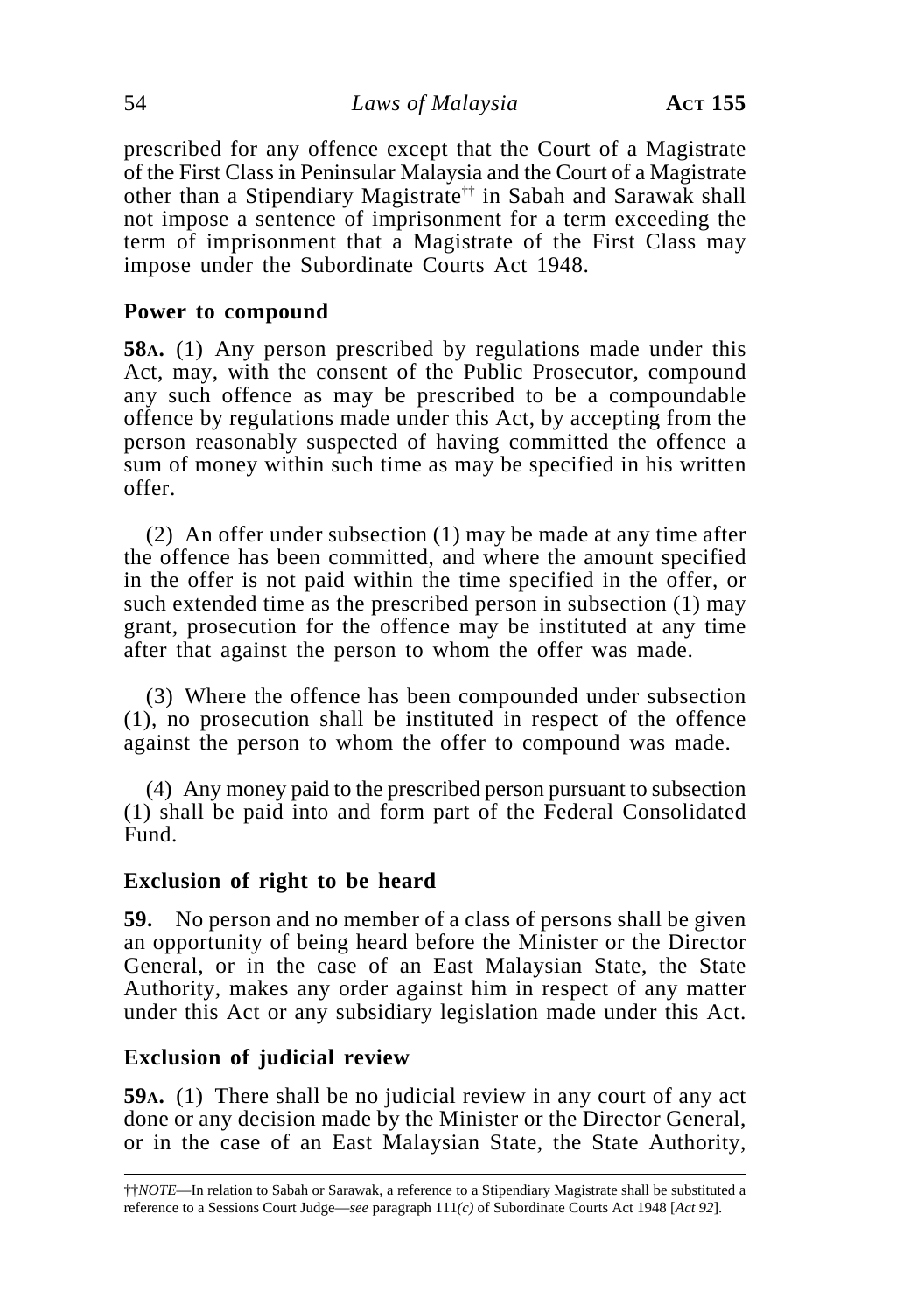prescribed for any offence except that the Court of a Magistrate of the First Class in Peninsular Malaysia and the Court of a Magistrate other than a Stipendiary Magistrate†† in Sabah and Sarawak shall not impose a sentence of imprisonment for a term exceeding the term of imprisonment that a Magistrate of the First Class may impose under the Subordinate Courts Act 1948.

### Power to compound

**58A.** (1) Any person prescribed by regulations made under this Act, may, with the consent of the Public Prosecutor, compound any such offence as may be prescribed to be a compoundable offence by regulations made under this Act, by accepting from the person reasonably suspected of having committed the offence a sum of money within such time as may be specified in his written offer.

(2) An offer under subsection (1) may be made at any time after the offence has been committed, and where the amount specified in the offer is not paid within the time specified in the offer, or such extended time as the prescribed person in subsection (1) may grant, prosecution for the offence may be instituted at any time after that against the person to whom the offer was made.

(3) Where the offence has been compounded under subsection (1), no prosecution shall be instituted in respect of the offence against the person to whom the offer to compound was made.

(4) Any money paid to the prescribed person pursuant to subsection (1) shall be paid into and form part of the Federal Consolidated Fund.

### Exclusion of right to be heard

**59.** No person and no member of a class of persons shall be given an opportunity of being heard before the Minister or the Director General, or in the case of an East Malaysian State, the State Authority, makes any order against him in respect of any matter under this Act or any subsidiary legislation made under this Act.

### Exclusion of judicial review

**59A.** (1) There shall be no judicial review in any court of any act done or any decision made by the Minister or the Director General, or in the case of an East Malaysian State, the State Authority,

---

††*NOTE*—In relation to Sabah or Sarawak, a reference to a Stipendiary Magistrate shall be substituted a reference to a Sessions Court Judge—*see* paragraph 111*(c)* of Subordinate Courts Act 1948 [*Act 92*].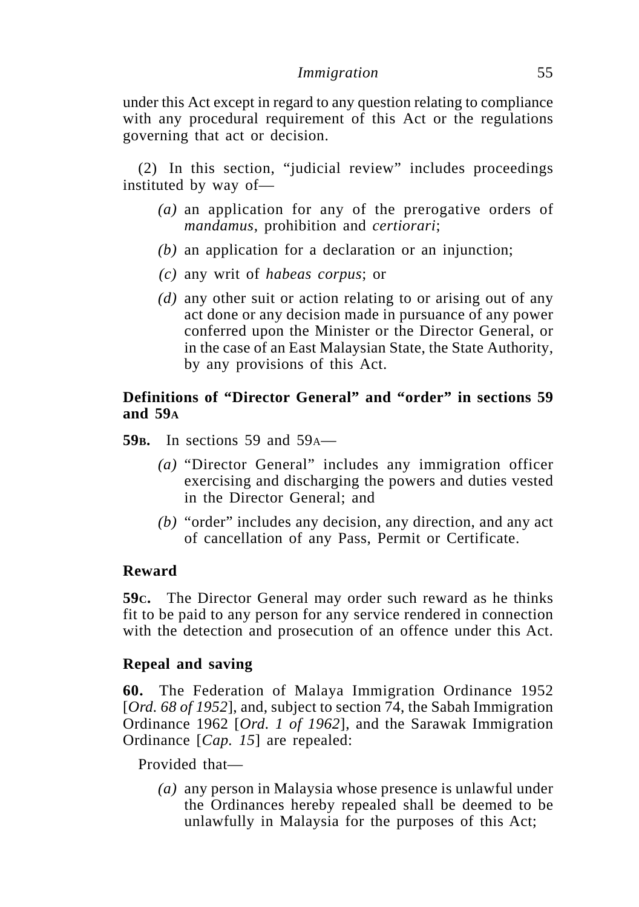under this Act except in regard to any question relating to compliance with any procedural requirement of this Act or the regulations governing that act or decision.

(2) In this section, "judicial review" includes proceedings instituted by way of—

*(a)* an application for any of the prerogative orders of *mandamus*, prohibition and *certiorari*;

*(b)* an application for a declaration or an injunction;

*(c)* any writ of *habeas corpus*; or

*(d)* any other suit or action relating to or arising out of any act done or any decision made in pursuance of any power conferred upon the Minister or the Director General, or in the case of an East Malaysian State, the State Authority, by any provisions of this Act.

**Definitions of "Director General" and "order" in sections 59 and 59A**

**59B.** In sections 59 and 59A—

*(a)* "Director General" includes any immigration officer exercising and discharging the powers and duties vested in the Director General; and

*(b)* "order" includes any decision, any direction, and any act of cancellation of any Pass, Permit or Certificate.

**Reward**

**59C.** The Director General may order such reward as he thinks fit to be paid to any person for any service rendered in connection with the detection and prosecution of an offence under this Act.

**Repeal and saving**

**60.** The Federation of Malaya Immigration Ordinance 1952 [*Ord. 68 of 1952*], and, subject to section 74, the Sabah Immigration Ordinance 1962 [*Ord. 1 of 1962*], and the Sarawak Immigration Ordinance [*Cap. 15*] are repealed:

Provided that—

*(a)* any person in Malaysia whose presence is unlawful under the Ordinances hereby repealed shall be deemed to be unlawfully in Malaysia for the purposes of this Act;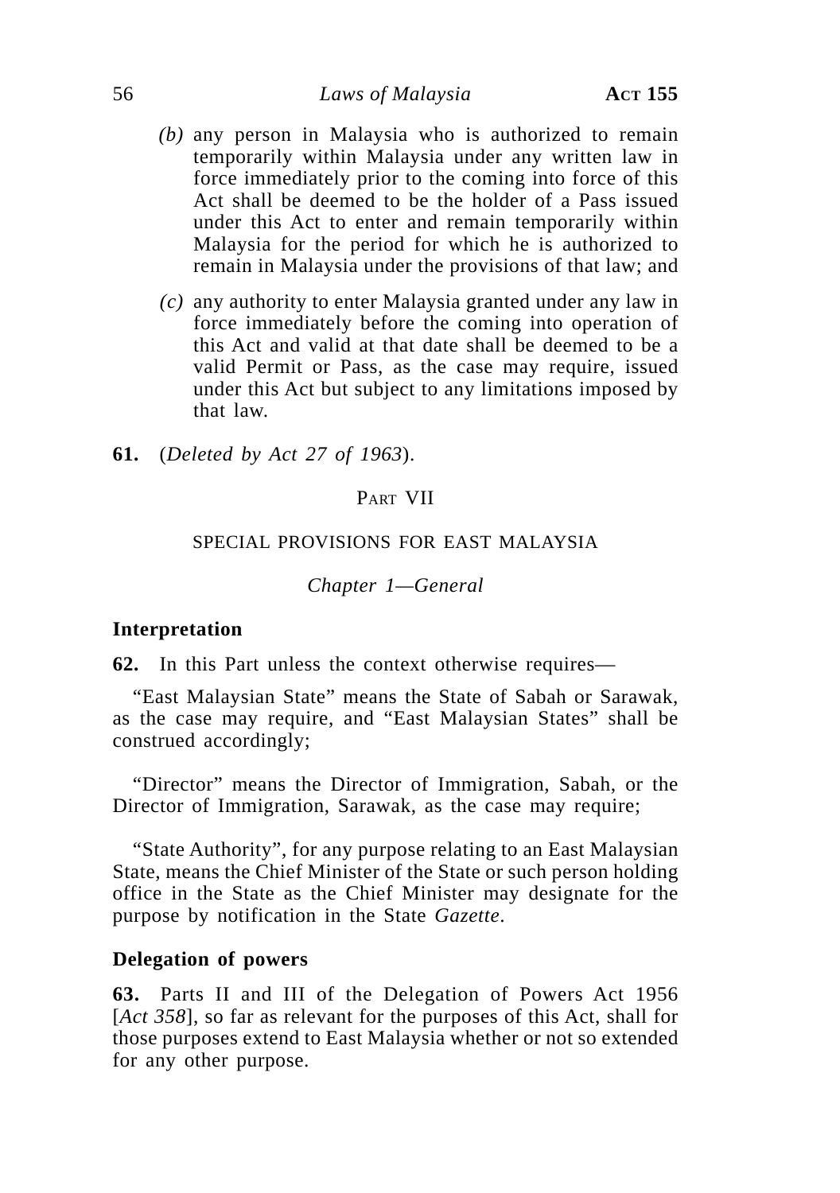*(b)* any person in Malaysia who is authorized to remain temporarily within Malaysia under any written law in force immediately prior to the coming into force of this Act shall be deemed to be the holder of a Pass issued under this Act to enter and remain temporarily within Malaysia for the period for which he is authorized to remain in Malaysia under the provisions of that law; and

*(c)* any authority to enter Malaysia granted under any law in force immediately before the coming into operation of this Act and valid at that date shall be deemed to be a valid Permit or Pass, as the case may require, issued under this Act but subject to any limitations imposed by that law.

**61.** (*Deleted by Act 27 of 1963*).

## PART VII

## SPECIAL PROVISIONS FOR EAST MALAYSIA

### *Chapter 1—General*

**Interpretation**

**62.** In this Part unless the context otherwise requires—

"East Malaysian State" means the State of Sabah or Sarawak, as the case may require, and "East Malaysian States" shall be construed accordingly;

"Director" means the Director of Immigration, Sabah, or the Director of Immigration, Sarawak, as the case may require;

"State Authority", for any purpose relating to an East Malaysian State, means the Chief Minister of the State or such person holding office in the State as the Chief Minister may designate for the purpose by notification in the State *Gazette*.

**Delegation of powers**

**63.** Parts II and III of the Delegation of Powers Act 1956 [*Act 358*], so far as relevant for the purposes of this Act, shall for those purposes extend to East Malaysia whether or not so extended for any other purpose.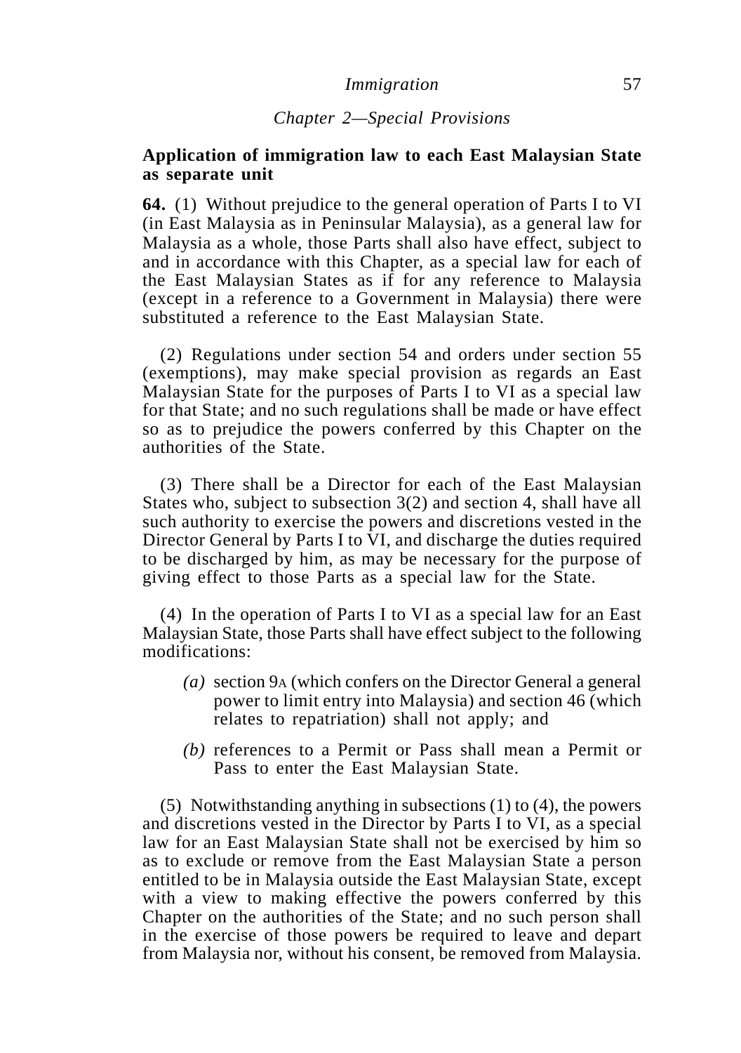*Chapter 2—Special Provisions*

**Application of immigration law to each East Malaysian State as separate unit**

**64.** (1) Without prejudice to the general operation of Parts I to VI (in East Malaysia as in Peninsular Malaysia), as a general law for Malaysia as a whole, those Parts shall also have effect, subject to and in accordance with this Chapter, as a special law for each of the East Malaysian States as if for any reference to Malaysia (except in a reference to a Government in Malaysia) there were substituted a reference to the East Malaysian State.

(2) Regulations under section 54 and orders under section 55 (exemptions), may make special provision as regards an East Malaysian State for the purposes of Parts I to VI as a special law for that State; and no such regulations shall be made or have effect so as to prejudice the powers conferred by this Chapter on the authorities of the State.

(3) There shall be a Director for each of the East Malaysian States who, subject to subsection 3(2) and section 4, shall have all such authority to exercise the powers and discretions vested in the Director General by Parts I to VI, and discharge the duties required to be discharged by him, as may be necessary for the purpose of giving effect to those Parts as a special law for the State.

(4) In the operation of Parts I to VI as a special law for an East Malaysian State, those Parts shall have effect subject to the following modifications:

*(a)* section 9A (which confers on the Director General a general power to limit entry into Malaysia) and section 46 (which relates to repatriation) shall not apply; and

*(b)* references to a Permit or Pass shall mean a Permit or Pass to enter the East Malaysian State.

(5) Notwithstanding anything in subsections (1) to (4), the powers and discretions vested in the Director by Parts I to VI, as a special law for an East Malaysian State shall not be exercised by him so as to exclude or remove from the East Malaysian State a person entitled to be in Malaysia outside the East Malaysian State, except with a view to making effective the powers conferred by this Chapter on the authorities of the State; and no such person shall in the exercise of those powers be required to leave and depart from Malaysia nor, without his consent, be removed from Malaysia.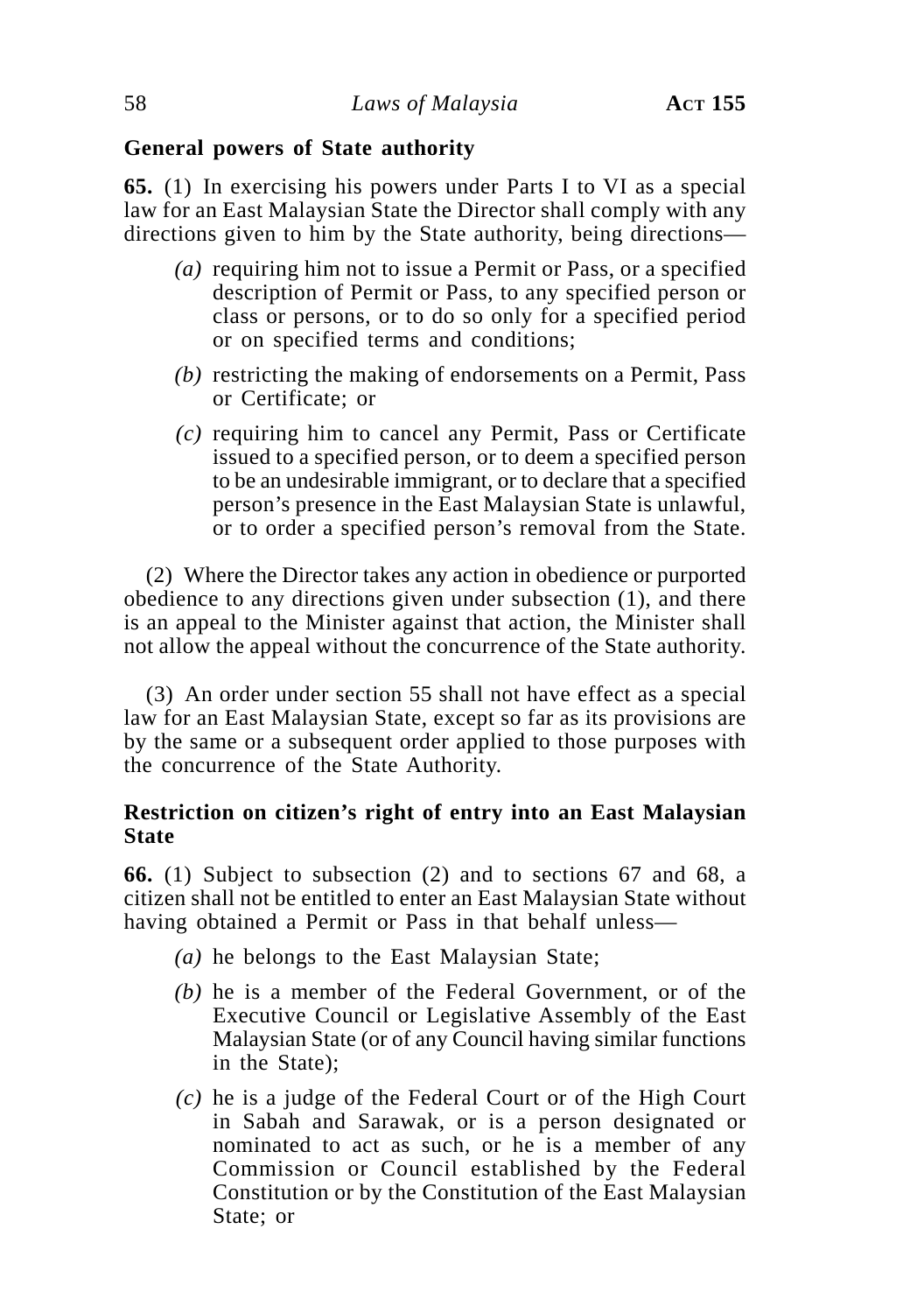**General powers of State authority**

**65.** (1) In exercising his powers under Parts I to VI as a special law for an East Malaysian State the Director shall comply with any directions given to him by the State authority, being directions—

- *(a)* requiring him not to issue a Permit or Pass, or a specified description of Permit or Pass, to any specified person or class or persons, or to do so only for a specified period or on specified terms and conditions;
- *(b)* restricting the making of endorsements on a Permit, Pass or Certificate; or
- *(c)* requiring him to cancel any Permit, Pass or Certificate issued to a specified person, or to deem a specified person to be an undesirable immigrant, or to declare that a specified person's presence in the East Malaysian State is unlawful, or to order a specified person's removal from the State.

(2) Where the Director takes any action in obedience or purported obedience to any directions given under subsection (1), and there is an appeal to the Minister against that action, the Minister shall not allow the appeal without the concurrence of the State authority.

(3) An order under section 55 shall not have effect as a special law for an East Malaysian State, except so far as its provisions are by the same or a subsequent order applied to those purposes with the concurrence of the State Authority.

**Restriction on citizen's right of entry into an East Malaysian State**

**66.** (1) Subject to subsection (2) and to sections 67 and 68, a citizen shall not be entitled to enter an East Malaysian State without having obtained a Permit or Pass in that behalf unless—

- *(a)* he belongs to the East Malaysian State;
- *(b)* he is a member of the Federal Government, or of the Executive Council or Legislative Assembly of the East Malaysian State (or of any Council having similar functions in the State);
- *(c)* he is a judge of the Federal Court or of the High Court in Sabah and Sarawak, or is a person designated or nominated to act as such, or he is a member of any Commission or Council established by the Federal Constitution or by the Constitution of the East Malaysian State; or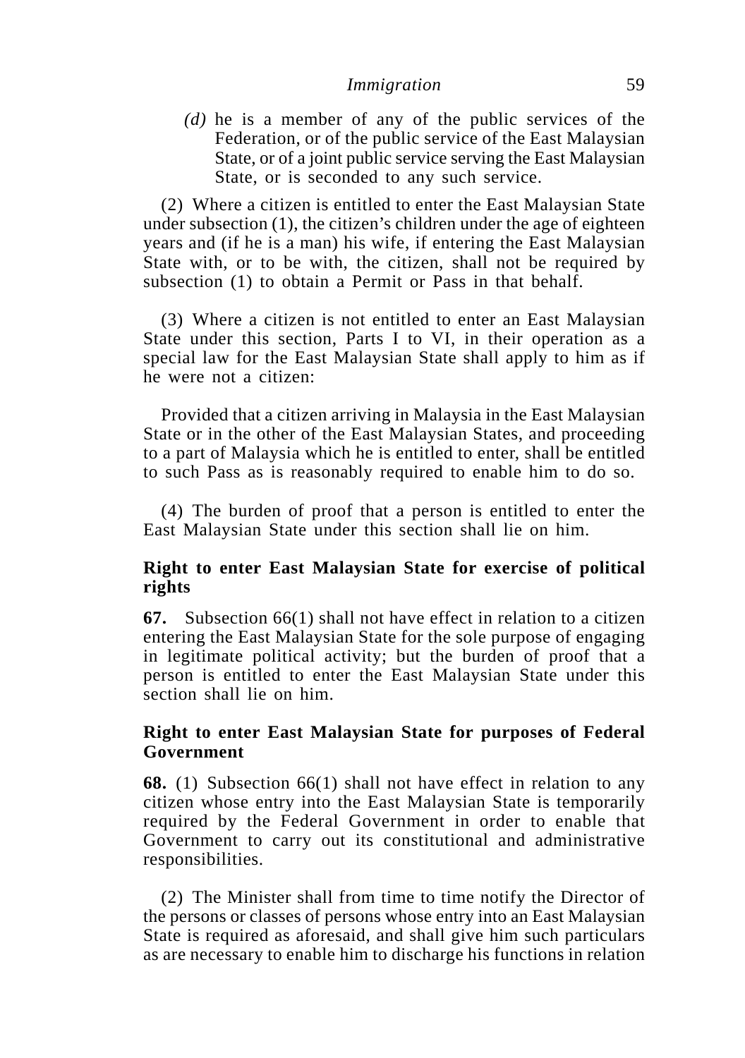*(d)* he is a member of any of the public services of the Federation, or of the public service of the East Malaysian State, or of a joint public service serving the East Malaysian State, or is seconded to any such service.

(2) Where a citizen is entitled to enter the East Malaysian State under subsection (1), the citizen's children under the age of eighteen years and (if he is a man) his wife, if entering the East Malaysian State with, or to be with, the citizen, shall not be required by subsection (1) to obtain a Permit or Pass in that behalf.

(3) Where a citizen is not entitled to enter an East Malaysian State under this section, Parts I to VI, in their operation as a special law for the East Malaysian State shall apply to him as if he were not a citizen:

Provided that a citizen arriving in Malaysia in the East Malaysian State or in the other of the East Malaysian States, and proceeding to a part of Malaysia which he is entitled to enter, shall be entitled to such Pass as is reasonably required to enable him to do so.

(4) The burden of proof that a person is entitled to enter the East Malaysian State under this section shall lie on him.

**Right to enter East Malaysian State for exercise of political rights**

**67.** Subsection 66(1) shall not have effect in relation to a citizen entering the East Malaysian State for the sole purpose of engaging in legitimate political activity; but the burden of proof that a person is entitled to enter the East Malaysian State under this section shall lie on him.

**Right to enter East Malaysian State for purposes of Federal Government**

**68.** (1) Subsection 66(1) shall not have effect in relation to any citizen whose entry into the East Malaysian State is temporarily required by the Federal Government in order to enable that Government to carry out its constitutional and administrative responsibilities.

(2) The Minister shall from time to time notify the Director of the persons or classes of persons whose entry into an East Malaysian State is required as aforesaid, and shall give him such particulars as are necessary to enable him to discharge his functions in relation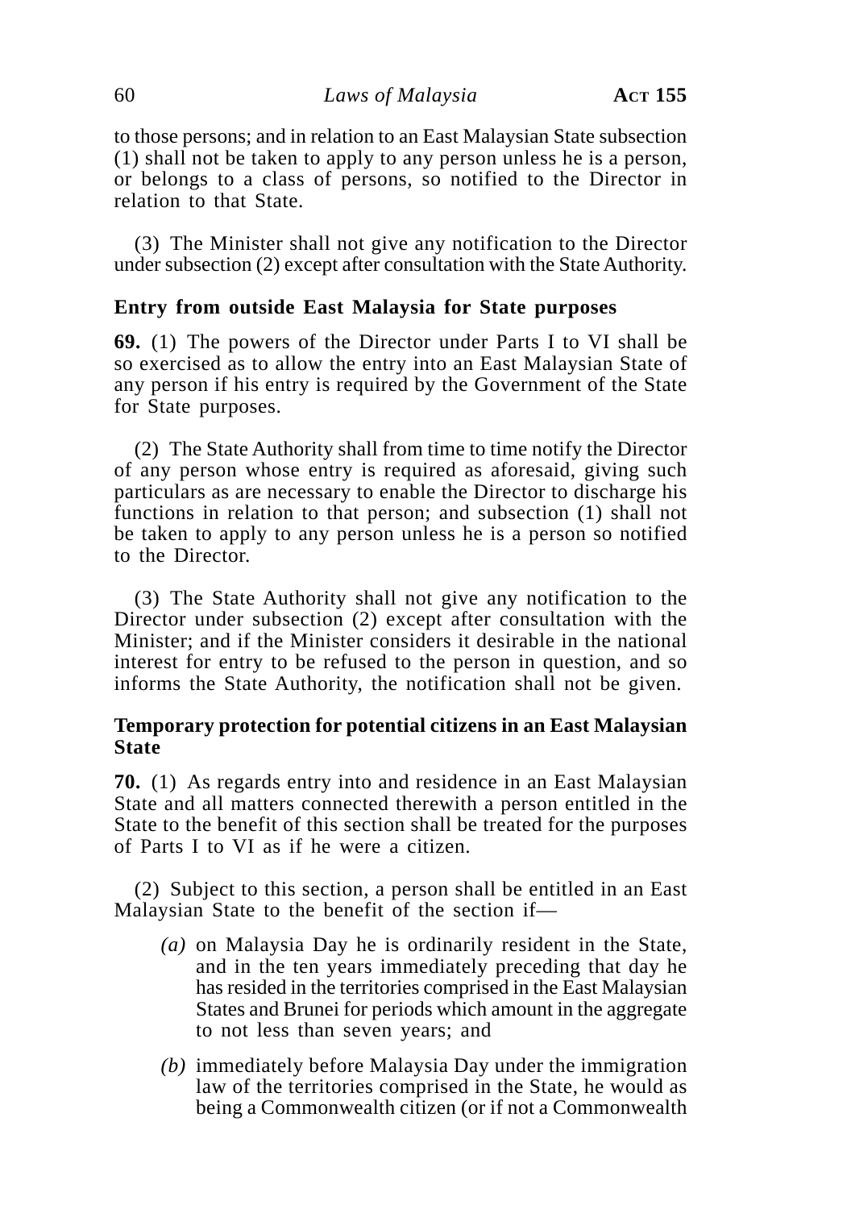to those persons; and in relation to an East Malaysian State subsection (1) shall not be taken to apply to any person unless he is a person, or belongs to a class of persons, so notified to the Director in relation to that State.

(3) The Minister shall not give any notification to the Director under subsection (2) except after consultation with the State Authority.

### Entry from outside East Malaysia for State purposes

**69.** (1) The powers of the Director under Parts I to VI shall be so exercised as to allow the entry into an East Malaysian State of any person if his entry is required by the Government of the State for State purposes.

(2) The State Authority shall from time to time notify the Director of any person whose entry is required as aforesaid, giving such particulars as are necessary to enable the Director to discharge his functions in relation to that person; and subsection (1) shall not be taken to apply to any person unless he is a person so notified to the Director.

(3) The State Authority shall not give any notification to the Director under subsection (2) except after consultation with the Minister; and if the Minister considers it desirable in the national interest for entry to be refused to the person in question, and so informs the State Authority, the notification shall not be given.

### Temporary protection for potential citizens in an East Malaysian State

**70.** (1) As regards entry into and residence in an East Malaysian State and all matters connected therewith a person entitled in the State to the benefit of this section shall be treated for the purposes of Parts I to VI as if he were a citizen.

(2) Subject to this section, a person shall be entitled in an East Malaysian State to the benefit of the section if—

*(a)* on Malaysia Day he is ordinarily resident in the State, and in the ten years immediately preceding that day he has resided in the territories comprised in the East Malaysian States and Brunei for periods which amount in the aggregate to not less than seven years; and

*(b)* immediately before Malaysia Day under the immigration law of the territories comprised in the State, he would as being a Commonwealth citizen (or if not a Commonwealth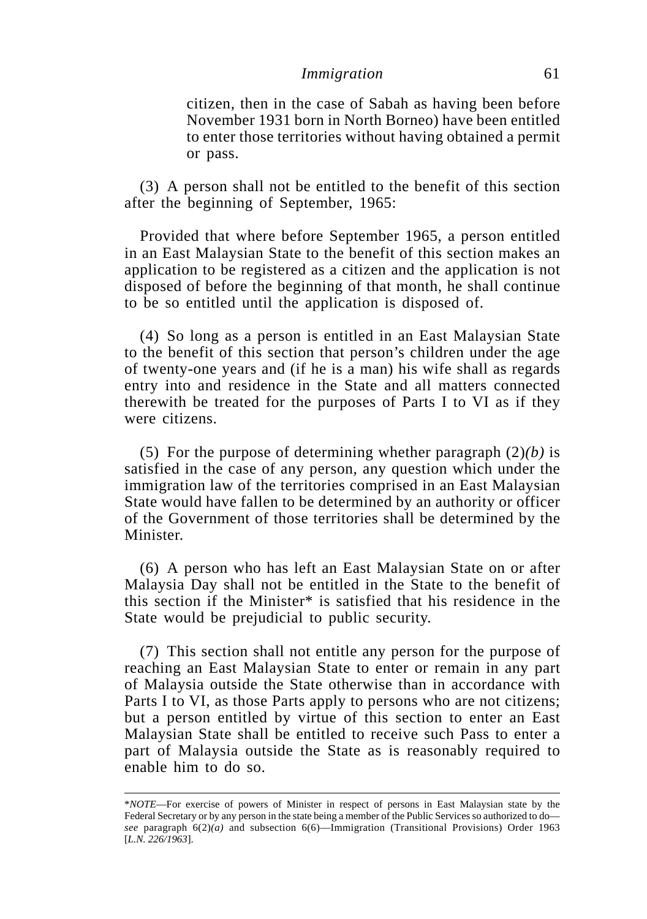citizen, then in the case of Sabah as having been before November 1931 born in North Borneo) have been entitled to enter those territories without having obtained a permit or pass.

(3) A person shall not be entitled to the benefit of this section after the beginning of September, 1965:

Provided that where before September 1965, a person entitled in an East Malaysian State to the benefit of this section makes an application to be registered as a citizen and the application is not disposed of before the beginning of that month, he shall continue to be so entitled until the application is disposed of.

(4) So long as a person is entitled in an East Malaysian State to the benefit of this section that person's children under the age of twenty-one years and (if he is a man) his wife shall as regards entry into and residence in the State and all matters connected therewith be treated for the purposes of Parts I to VI as if they were citizens.

(5) For the purpose of determining whether paragraph (2)*(b)* is satisfied in the case of any person, any question which under the immigration law of the territories comprised in an East Malaysian State would have fallen to be determined by an authority or officer of the Government of those territories shall be determined by the Minister.

(6) A person who has left an East Malaysian State on or after Malaysia Day shall not be entitled in the State to the benefit of this section if the Minister* is satisfied that his residence in the State would be prejudicial to public security.

(7) This section shall not entitle any person for the purpose of reaching an East Malaysian State to enter or remain in any part of Malaysia outside the State otherwise than in accordance with Parts I to VI, as those Parts apply to persons who are not citizens; but a person entitled by virtue of this section to enter an East Malaysian State shall be entitled to receive such Pass to enter a part of Malaysia outside the State as is reasonably required to enable him to do so.

---

\**NOTE*—For exercise of powers of Minister in respect of persons in East Malaysian state by the Federal Secretary or by any person in the state being a member of the Public Services so authorized to do—*see* paragraph 6(2)*(a)* and subsection 6(6)—Immigration (Transitional Provisions) Order 1963 [*L.N. 226/1963*].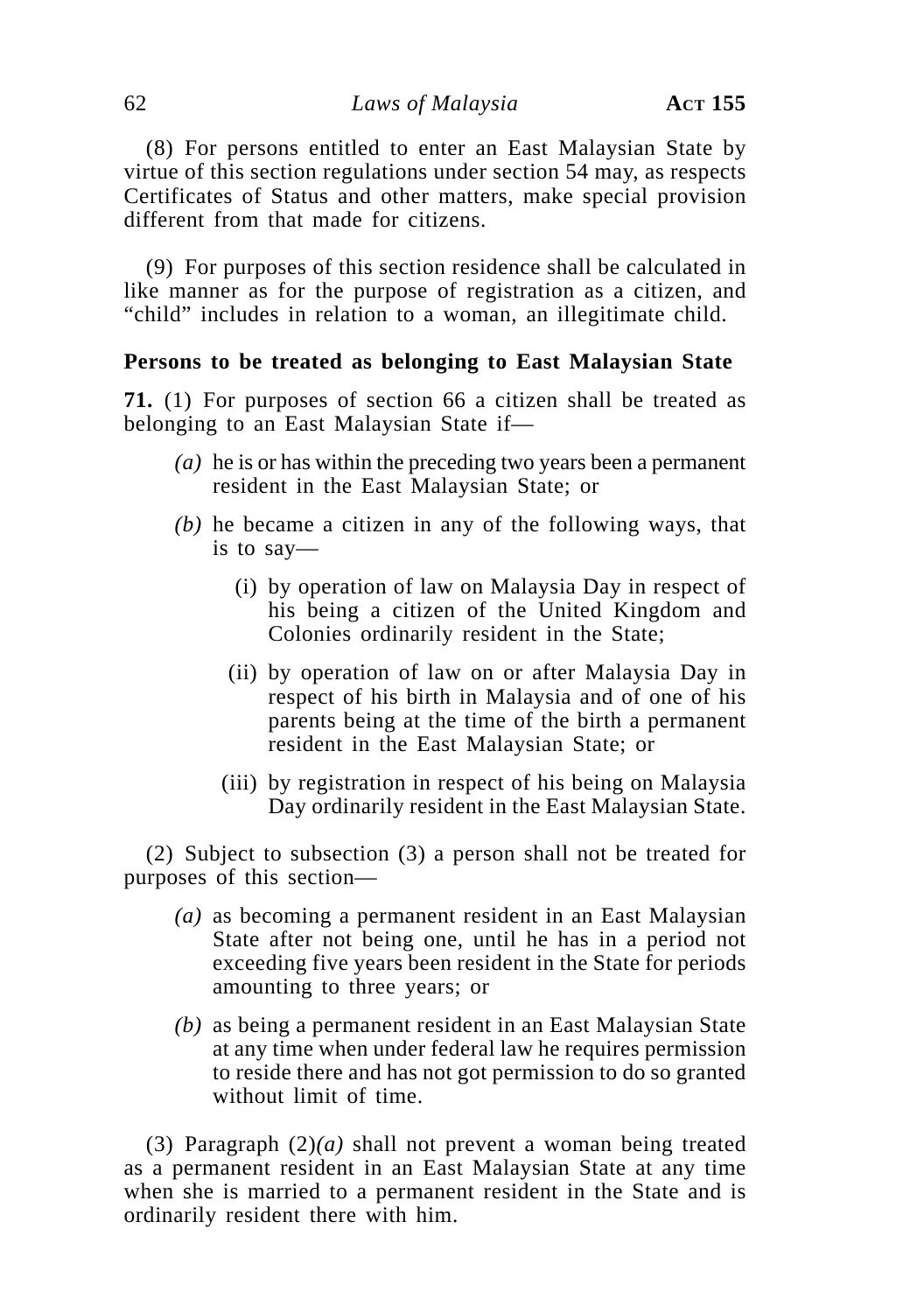(8) For persons entitled to enter an East Malaysian State by virtue of this section regulations under section 54 may, as respects Certificates of Status and other matters, make special provision different from that made for citizens.

(9) For purposes of this section residence shall be calculated in like manner as for the purpose of registration as a citizen, and "child" includes in relation to a woman, an illegitimate child.

**Persons to be treated as belonging to East Malaysian State**

**71.** (1) For purposes of section 66 a citizen shall be treated as belonging to an East Malaysian State if—

*(a)* he is or has within the preceding two years been a permanent resident in the East Malaysian State; or

*(b)* he became a citizen in any of the following ways, that is to say—

(i) by operation of law on Malaysia Day in respect of his being a citizen of the United Kingdom and Colonies ordinarily resident in the State;

(ii) by operation of law on or after Malaysia Day in respect of his birth in Malaysia and of one of his parents being at the time of the birth a permanent resident in the East Malaysian State; or

(iii) by registration in respect of his being on Malaysia Day ordinarily resident in the East Malaysian State.

(2) Subject to subsection (3) a person shall not be treated for purposes of this section—

*(a)* as becoming a permanent resident in an East Malaysian State after not being one, until he has in a period not exceeding five years been resident in the State for periods amounting to three years; or

*(b)* as being a permanent resident in an East Malaysian State at any time when under federal law he requires permission to reside there and has not got permission to do so granted without limit of time.

(3) Paragraph (2)*(a)* shall not prevent a woman being treated as a permanent resident in an East Malaysian State at any time when she is married to a permanent resident in the State and is ordinarily resident there with him.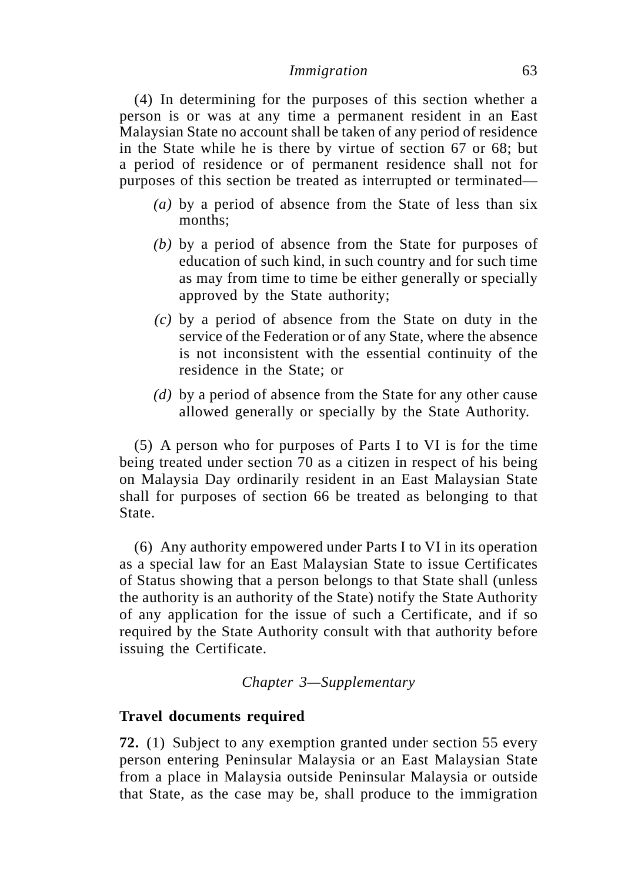(4) In determining for the purposes of this section whether a person is or was at any time a permanent resident in an East Malaysian State no account shall be taken of any period of residence in the State while he is there by virtue of section 67 or 68; but a period of residence or of permanent residence shall not for purposes of this section be treated as interrupted or terminated—

*(a)* by a period of absence from the State of less than six months;

*(b)* by a period of absence from the State for purposes of education of such kind, in such country and for such time as may from time to time be either generally or specially approved by the State authority;

*(c)* by a period of absence from the State on duty in the service of the Federation or of any State, where the absence is not inconsistent with the essential continuity of the residence in the State; or

*(d)* by a period of absence from the State for any other cause allowed generally or specially by the State Authority.

(5) A person who for purposes of Parts I to VI is for the time being treated under section 70 as a citizen in respect of his being on Malaysia Day ordinarily resident in an East Malaysian State shall for purposes of section 66 be treated as belonging to that State.

(6) Any authority empowered under Parts I to VI in its operation as a special law for an East Malaysian State to issue Certificates of Status showing that a person belongs to that State shall (unless the authority is an authority of the State) notify the State Authority of any application for the issue of such a Certificate, and if so required by the State Authority consult with that authority before issuing the Certificate.

*Chapter 3—Supplementary*

**Travel documents required**

**72.** (1) Subject to any exemption granted under section 55 every person entering Peninsular Malaysia or an East Malaysian State from a place in Malaysia outside Peninsular Malaysia or outside that State, as the case may be, shall produce to the immigration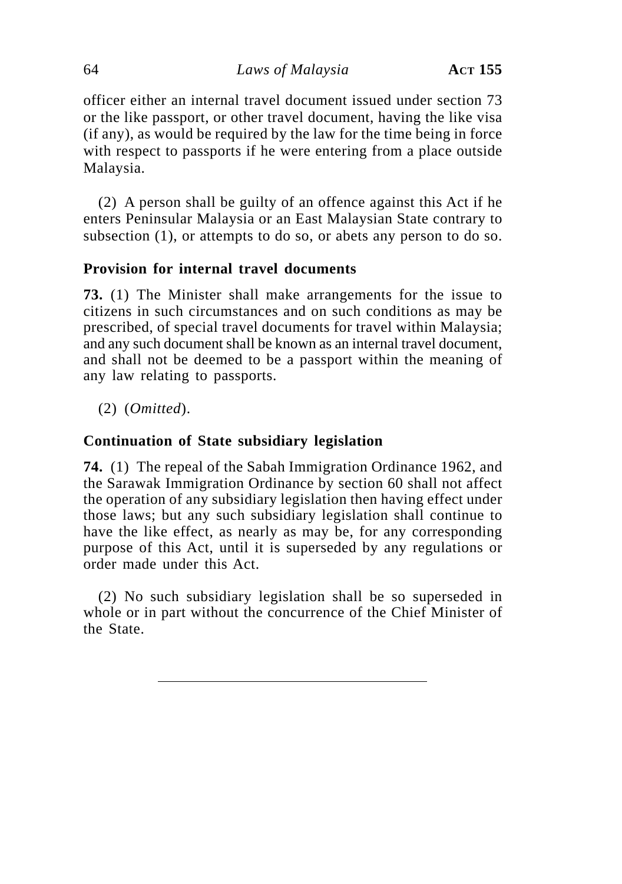officer either an internal travel document issued under section 73 or the like passport, or other travel document, having the like visa (if any), as would be required by the law for the time being in force with respect to passports if he were entering from a place outside Malaysia.

(2) A person shall be guilty of an offence against this Act if he enters Peninsular Malaysia or an East Malaysian State contrary to subsection (1), or attempts to do so, or abets any person to do so.

**Provision for internal travel documents**

**73.** (1) The Minister shall make arrangements for the issue to citizens in such circumstances and on such conditions as may be prescribed, of special travel documents for travel within Malaysia; and any such document shall be known as an internal travel document, and shall not be deemed to be a passport within the meaning of any law relating to passports.

(2) (*Omitted*).

**Continuation of State subsidiary legislation**

**74.** (1) The repeal of the Sabah Immigration Ordinance 1962, and the Sarawak Immigration Ordinance by section 60 shall not affect the operation of any subsidiary legislation then having effect under those laws; but any such subsidiary legislation shall continue to have the like effect, as nearly as may be, for any corresponding purpose of this Act, until it is superseded by any regulations or order made under this Act.

(2) No such subsidiary legislation shall be so superseded in whole or in part without the concurrence of the Chief Minister of the State.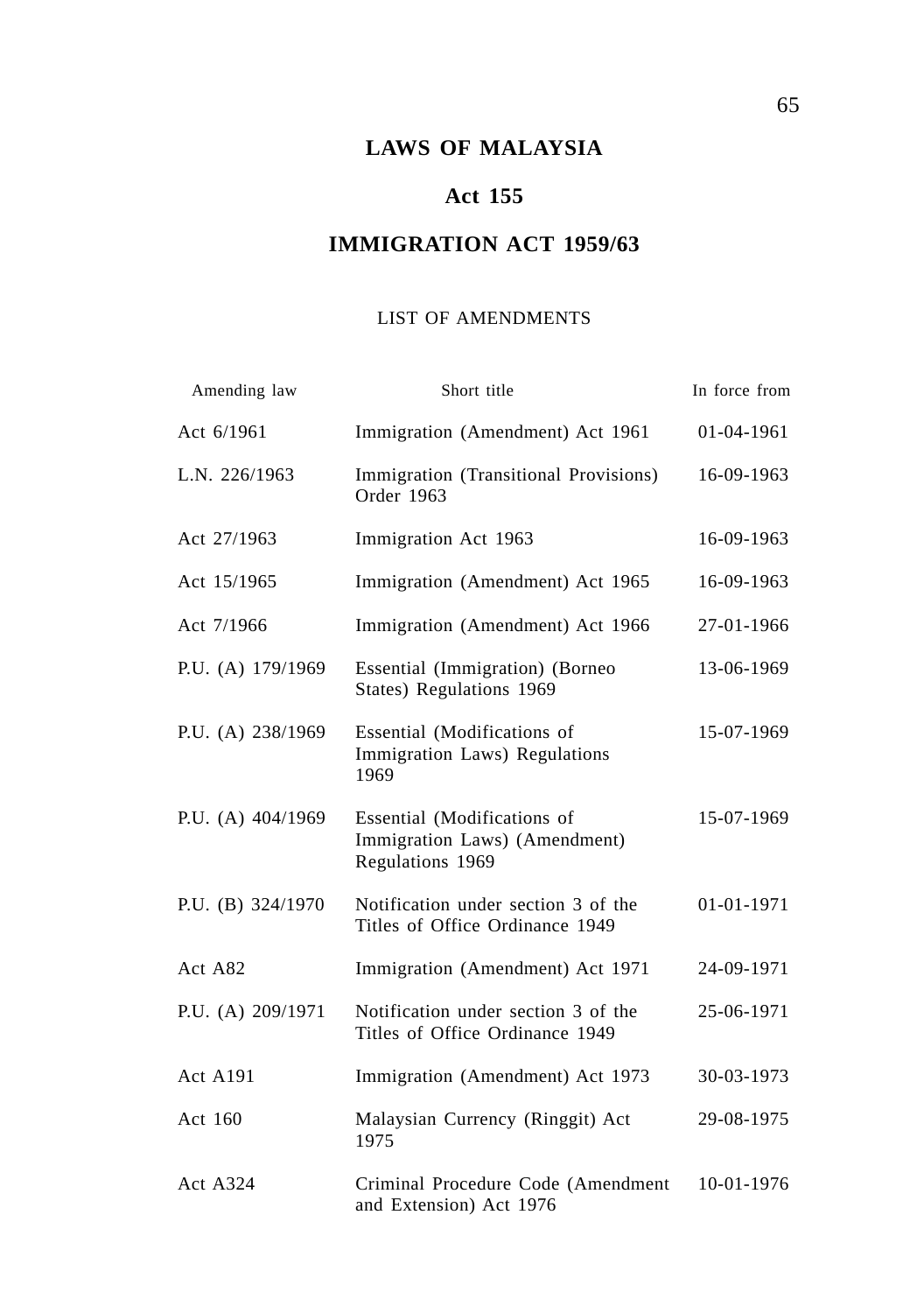# LAWS OF MALAYSIA

## Act 155

## IMMIGRATION ACT 1959/63

LIST OF AMENDMENTS

| Amending law | Short title | In force from |
|---|---|---|
| Act 6/1961 | Immigration (Amendment) Act 1961 | 01-04-1961 |
| L.N. 226/1963 | Immigration (Transitional Provisions) Order 1963 | 16-09-1963 |
| Act 27/1963 | Immigration Act 1963 | 16-09-1963 |
| Act 15/1965 | Immigration (Amendment) Act 1965 | 16-09-1963 |
| Act 7/1966 | Immigration (Amendment) Act 1966 | 27-01-1966 |
| P.U. (A) 179/1969 | Essential (Immigration) (Borneo States) Regulations 1969 | 13-06-1969 |
| P.U. (A) 238/1969 | Essential (Modifications of Immigration Laws) Regulations 1969 | 15-07-1969 |
| P.U. (A) 404/1969 | Essential (Modifications of Immigration Laws) (Amendment) Regulations 1969 | 15-07-1969 |
| P.U. (B) 324/1970 | Notification under section 3 of the Titles of Office Ordinance 1949 | 01-01-1971 |
| Act A82 | Immigration (Amendment) Act 1971 | 24-09-1971 |
| P.U. (A) 209/1971 | Notification under section 3 of the Titles of Office Ordinance 1949 | 25-06-1971 |
| Act A191 | Immigration (Amendment) Act 1973 | 30-03-1973 |
| Act 160 | Malaysian Currency (Ringgit) Act 1975 | 29-08-1975 |
| Act A324 | Criminal Procedure Code (Amendment and Extension) Act 1976 | 10-01-1976 |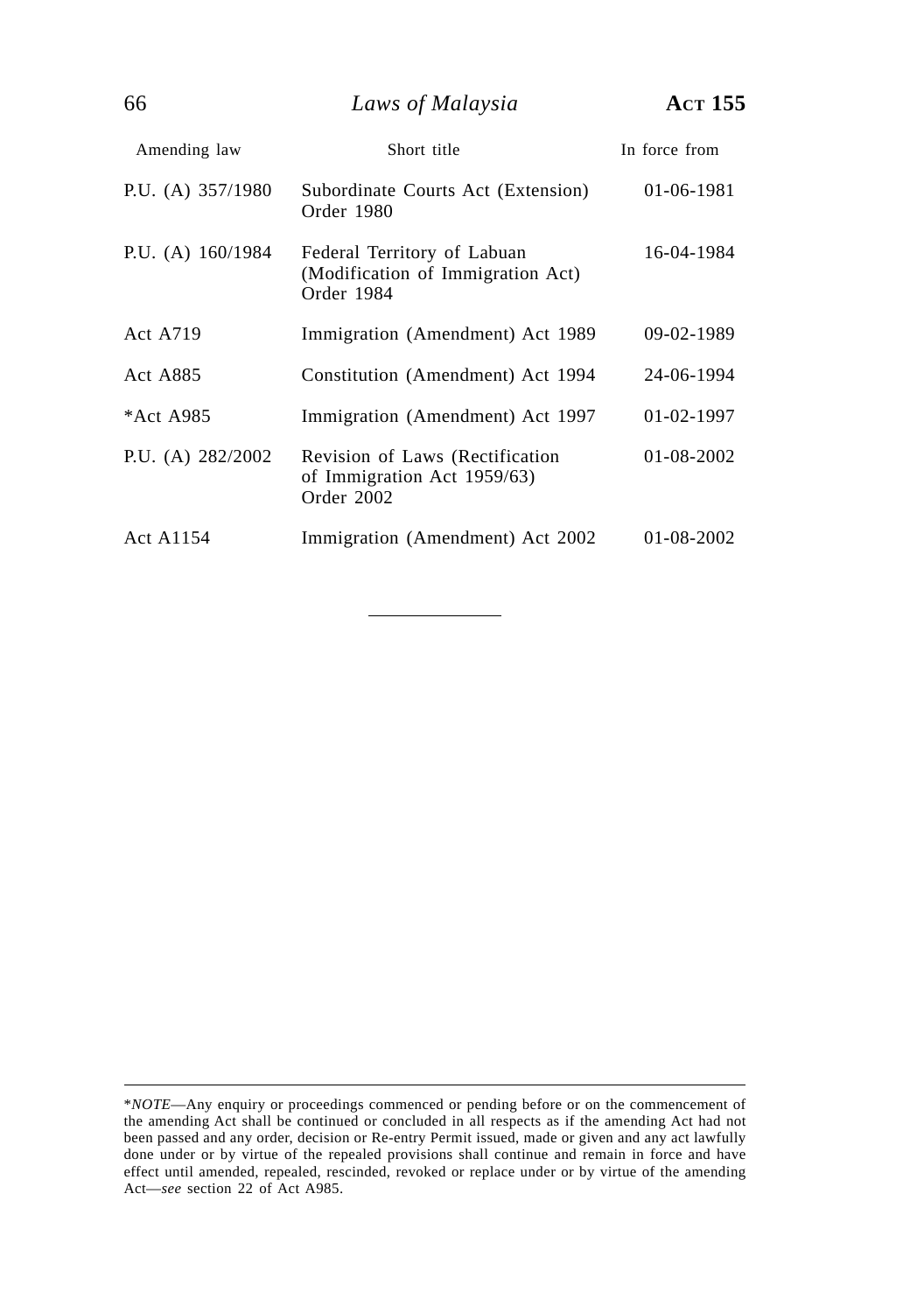| Amending law | Short title | In force from |
|---|---|---|
| P.U. (A) 357/1980 | Subordinate Courts Act (Extension) Order 1980 | 01-06-1981 |
| P.U. (A) 160/1984 | Federal Territory of Labuan (Modification of Immigration Act) Order 1984 | 16-04-1984 |
| Act A719 | Immigration (Amendment) Act 1989 | 09-02-1989 |
| Act A885 | Constitution (Amendment) Act 1994 | 24-06-1994 |
| *Act A985 | Immigration (Amendment) Act 1997 | 01-02-1997 |
| P.U. (A) 282/2002 | Revision of Laws (Rectification of Immigration Act 1959/63) Order 2002 | 01-08-2002 |
| Act A1154 | Immigration (Amendment) Act 2002 | 01-08-2002 |

---

*\*NOTE*—Any enquiry or proceedings commenced or pending before or on the commencement of the amending Act shall be continued or concluded in all respects as if the amending Act had not been passed and any order, decision or Re-entry Permit issued, made or given and any act lawfully done under or by virtue of the repealed provisions shall continue and remain in force and have effect until amended, repealed, rescinded, revoked or replace under or by virtue of the amending Act—*see* section 22 of Act A985.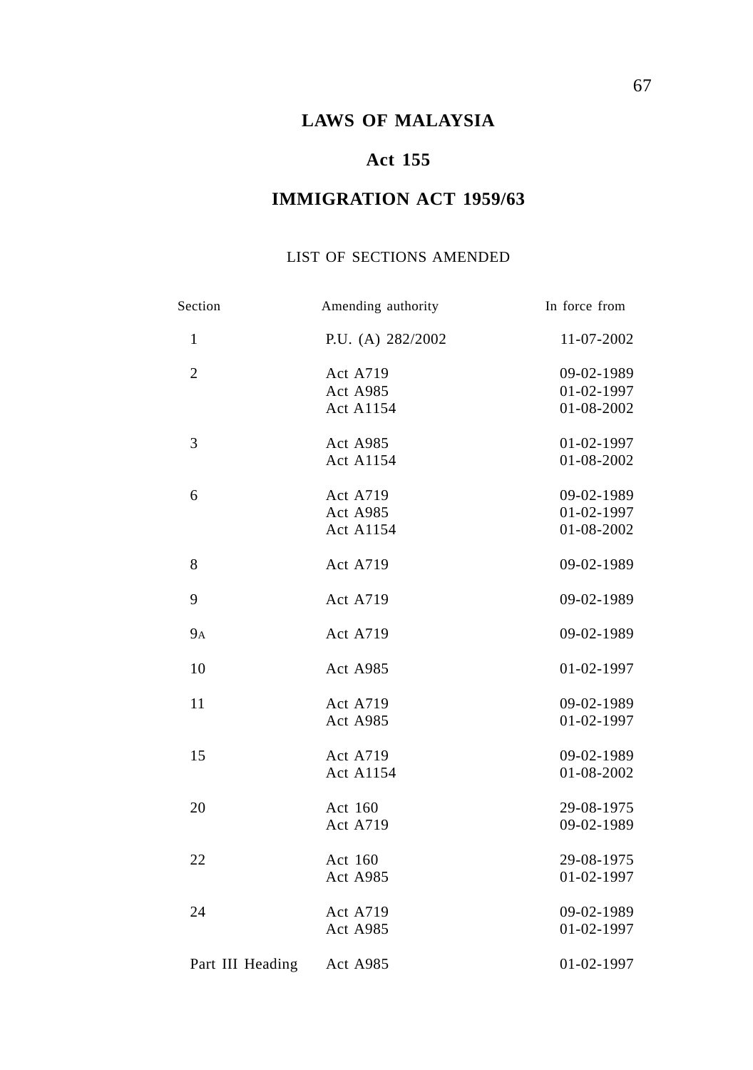# LAWS OF MALAYSIA

## Act 155

## IMMIGRATION ACT 1959/63

LIST OF SECTIONS AMENDED

| Section | Amending authority | In force from |
|---|---|---|
| 1 | P.U. (A) 282/2002 | 11-07-2002 |
| 2 | Act A719 | 09-02-1989 |
| | Act A985 | 01-02-1997 |
| | Act A1154 | 01-08-2002 |
| 3 | Act A985 | 01-02-1997 |
| | Act A1154 | 01-08-2002 |
| 6 | Act A719 | 09-02-1989 |
| | Act A985 | 01-02-1997 |
| | Act A1154 | 01-08-2002 |
| 8 | Act A719 | 09-02-1989 |
| 9 | Act A719 | 09-02-1989 |
| 9A | Act A719 | 09-02-1989 |
| 10 | Act A985 | 01-02-1997 |
| 11 | Act A719 | 09-02-1989 |
| | Act A985 | 01-02-1997 |
| 15 | Act A719 | 09-02-1989 |
| | Act A1154 | 01-08-2002 |
| 20 | Act 160 | 29-08-1975 |
| | Act A719 | 09-02-1989 |
| 22 | Act 160 | 29-08-1975 |
| | Act A985 | 01-02-1997 |
| 24 | Act A719 | 09-02-1989 |
| | Act A985 | 01-02-1997 |
| Part III Heading | Act A985 | 01-02-1997 |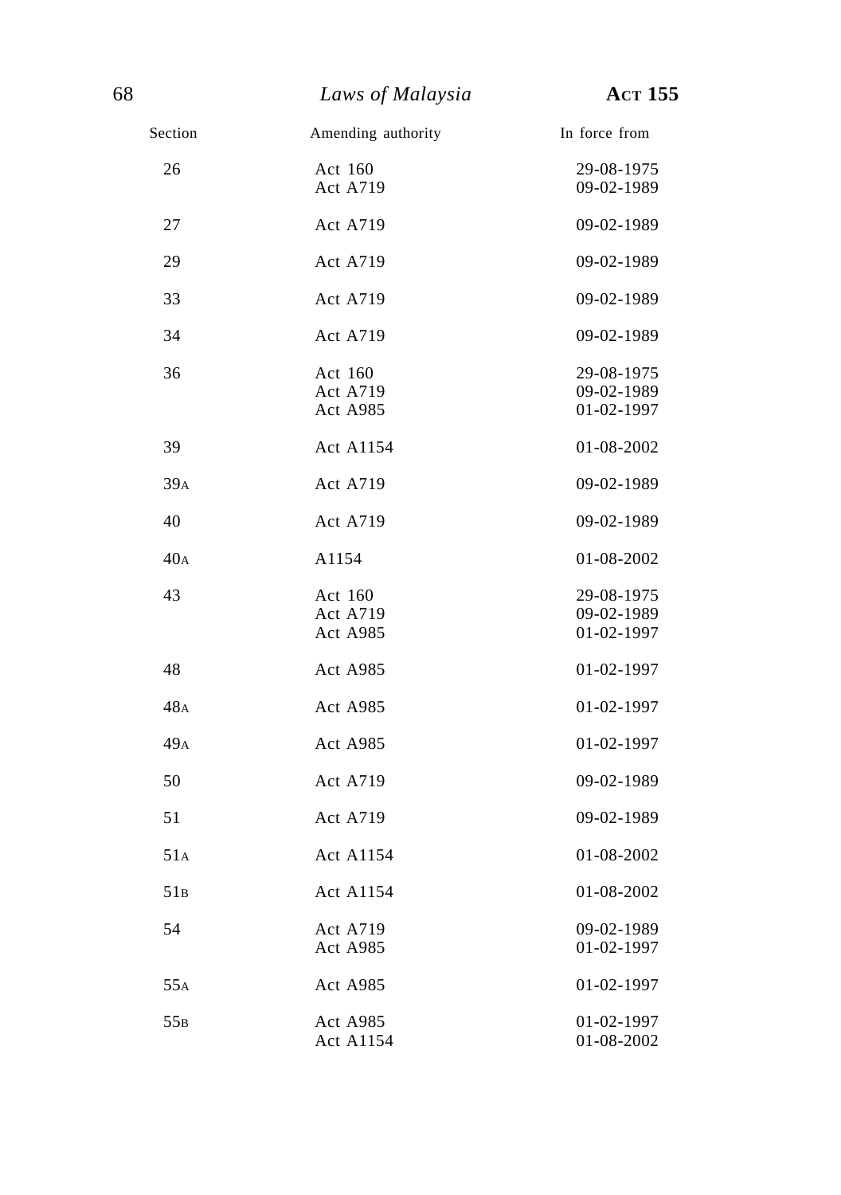| Section | Amending authority | In force from |
|---|---|---|
| 26 | Act 160<br>Act A719 | 29-08-1975<br>09-02-1989 |
| 27 | Act A719 | 09-02-1989 |
| 29 | Act A719 | 09-02-1989 |
| 33 | Act A719 | 09-02-1989 |
| 34 | Act A719 | 09-02-1989 |
| 36 | Act 160<br>Act A719<br>Act A985 | 29-08-1975<br>09-02-1989<br>01-02-1997 |
| 39 | Act A1154 | 01-08-2002 |
| 39A | Act A719 | 09-02-1989 |
| 40 | Act A719 | 09-02-1989 |
| 40A | A1154 | 01-08-2002 |
| 43 | Act 160<br>Act A719<br>Act A985 | 29-08-1975<br>09-02-1989<br>01-02-1997 |
| 48 | Act A985 | 01-02-1997 |
| 48A | Act A985 | 01-02-1997 |
| 49A | Act A985 | 01-02-1997 |
| 50 | Act A719 | 09-02-1989 |
| 51 | Act A719 | 09-02-1989 |
| 51A | Act A1154 | 01-08-2002 |
| 51B | Act A1154 | 01-08-2002 |
| 54 | Act A719<br>Act A985 | 09-02-1989<br>01-02-1997 |
| 55A | Act A985 | 01-02-1997 |
| 55B | Act A985<br>Act A1154 | 01-02-1997<br>01-08-2002 |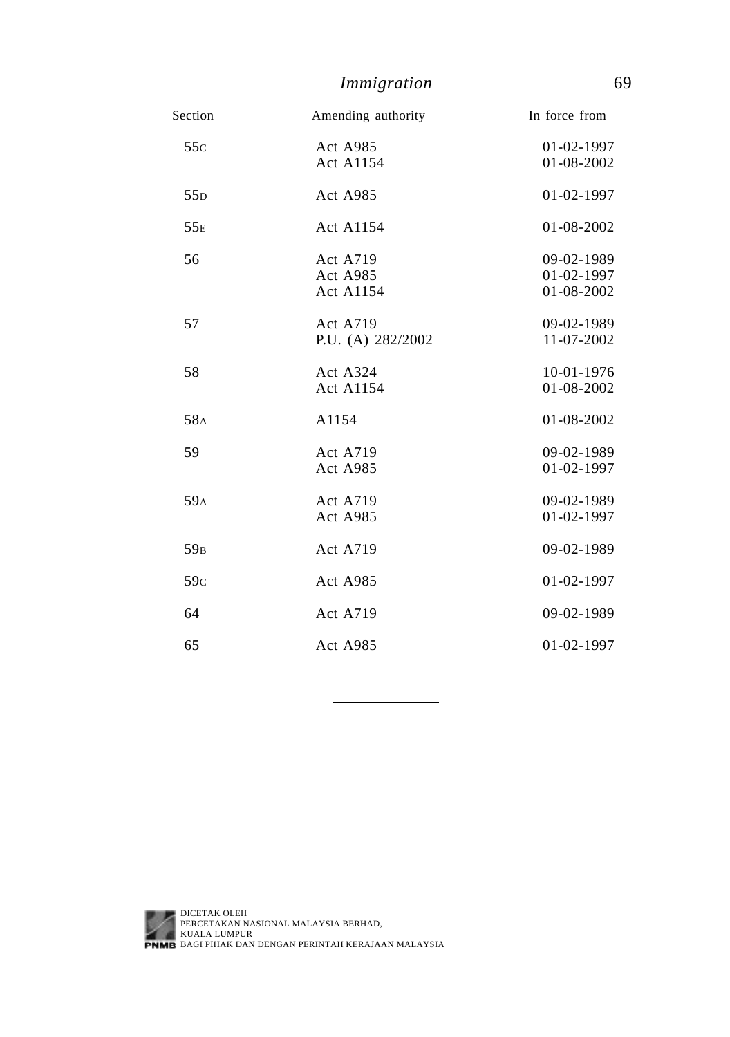| Section | Amending authority | In force from |
|---|---|---|
| 55C | Act A985 | 01-02-1997 |
| | Act A1154 | 01-08-2002 |
| 55D | Act A985 | 01-02-1997 |
| 55E | Act A1154 | 01-08-2002 |
| 56 | Act A719 | 09-02-1989 |
| | Act A985 | 01-02-1997 |
| | Act A1154 | 01-08-2002 |
| 57 | Act A719 | 09-02-1989 |
| | P.U. (A) 282/2002 | 11-07-2002 |
| 58 | Act A324 | 10-01-1976 |
| | Act A1154 | 01-08-2002 |
| 58A | A1154 | 01-08-2002 |
| 59 | Act A719 | 09-02-1989 |
| | Act A985 | 01-02-1997 |
| 59A | Act A719 | 09-02-1989 |
| | Act A985 | 01-02-1997 |
| 59B | Act A719 | 09-02-1989 |
| 59C | Act A985 | 01-02-1997 |
| 64 | Act A719 | 09-02-1989 |
| 65 | Act A985 | 01-02-1997 |

---

DICETAK OLEH
PERCETAKAN NASIONAL MALAYSIA BERHAD,
KUALA LUMPUR
BAGI PIHAK DAN DENGAN PERINTAH KERAJAAN MALAYSIA